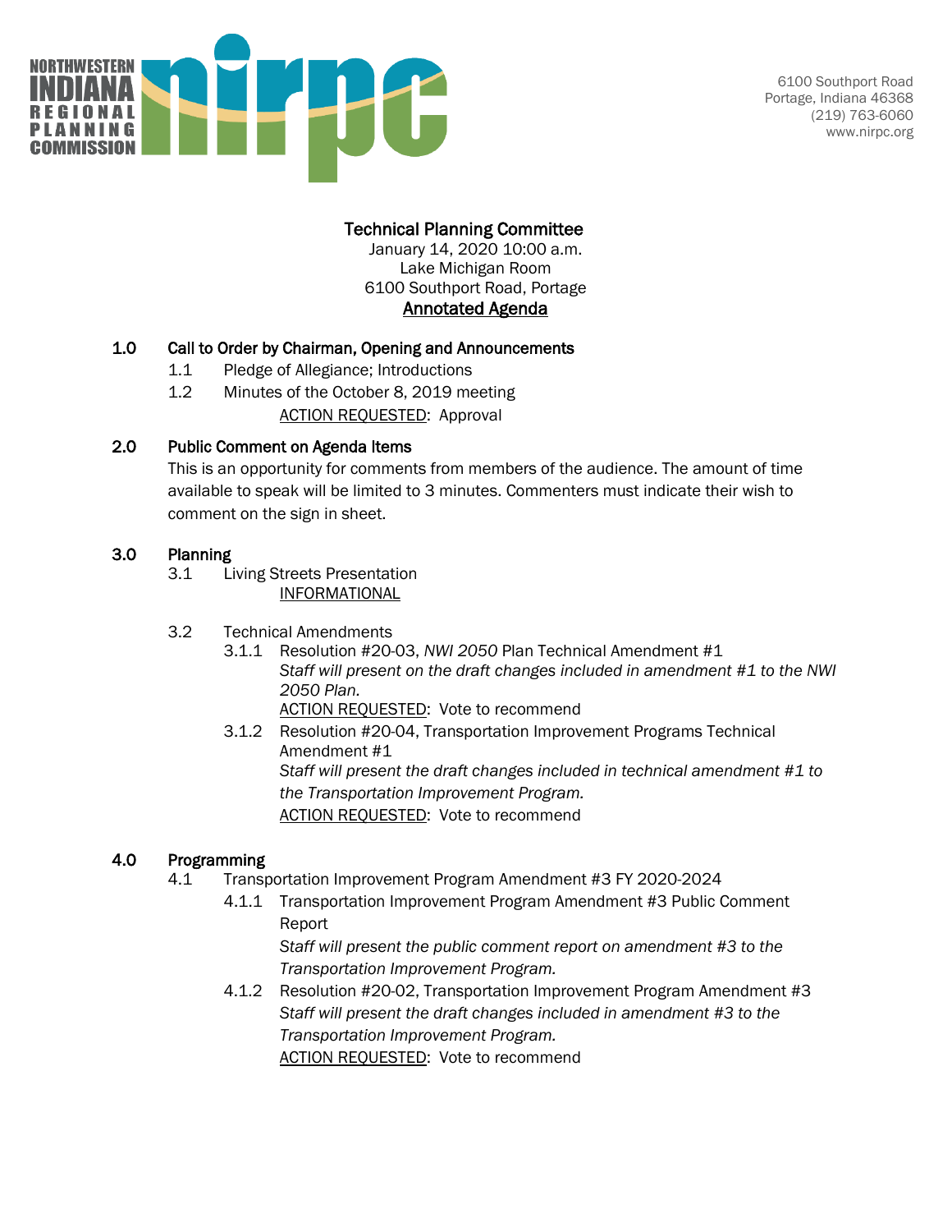NORTHWESTERN INDIANA REGIONAL PLANNING COMMISSION

6100 Southport Road
Portage, Indiana 46368
(219) 763-6060
www.nirpc.org

# Technical Planning Committee

January 14, 2020 10:00 a.m.
Lake Michigan Room
6100 Southport Road, Portage

**Annotated Agenda**

## 1.0 Call to Order by Chairman, Opening and Announcements

1.1 Pledge of Allegiance; Introductions

1.2 Minutes of the October 8, 2019 meeting

ACTION REQUESTED: Approval

## 2.0 Public Comment on Agenda Items

This is an opportunity for comments from members of the audience. The amount of time available to speak will be limited to 3 minutes. Commenters must indicate their wish to comment on the sign in sheet.

## 3.0 Planning

3.1 Living Streets Presentation

INFORMATIONAL

3.2 Technical Amendments

3.1.1 Resolution #20-03, *NWI 2050* Plan Technical Amendment #1

*Staff will present on the draft changes included in amendment #1 to the NWI 2050 Plan.*

ACTION REQUESTED: Vote to recommend

3.1.2 Resolution #20-04, Transportation Improvement Programs Technical Amendment #1

*Staff will present the draft changes included in technical amendment #1 to the Transportation Improvement Program.*

ACTION REQUESTED: Vote to recommend

## 4.0 Programming

4.1 Transportation Improvement Program Amendment #3 FY 2020-2024

4.1.1 Transportation Improvement Program Amendment #3 Public Comment Report

*Staff will present the public comment report on amendment #3 to the Transportation Improvement Program.*

4.1.2 Resolution #20-02, Transportation Improvement Program Amendment #3

*Staff will present the draft changes included in amendment #3 to the Transportation Improvement Program.*

ACTION REQUESTED: Vote to recommend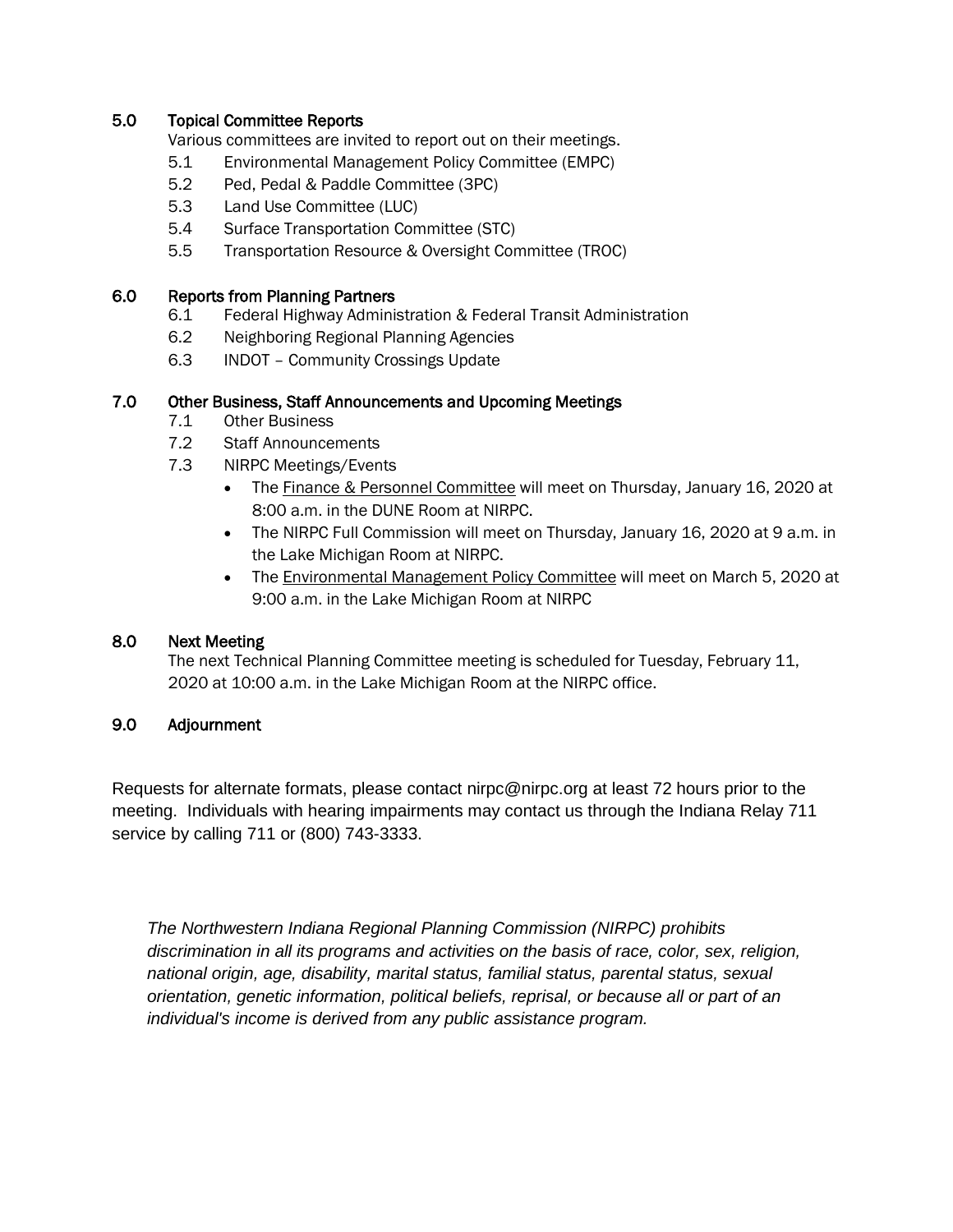## 5.0 Topical Committee Reports

Various committees are invited to report out on their meetings.

- 5.1 Environmental Management Policy Committee (EMPC)
- 5.2 Ped, Pedal & Paddle Committee (3PC)
- 5.3 Land Use Committee (LUC)
- 5.4 Surface Transportation Committee (STC)
- 5.5 Transportation Resource & Oversight Committee (TROC)

## 6.0 Reports from Planning Partners

- 6.1 Federal Highway Administration & Federal Transit Administration
- 6.2 Neighboring Regional Planning Agencies
- 6.3 INDOT – Community Crossings Update

## 7.0 Other Business, Staff Announcements and Upcoming Meetings

- 7.1 Other Business
- 7.2 Staff Announcements
- 7.3 NIRPC Meetings/Events
  - The Finance & Personnel Committee will meet on Thursday, January 16, 2020 at 8:00 a.m. in the DUNE Room at NIRPC.
  - The NIRPC Full Commission will meet on Thursday, January 16, 2020 at 9 a.m. in the Lake Michigan Room at NIRPC.
  - The Environmental Management Policy Committee will meet on March 5, 2020 at 9:00 a.m. in the Lake Michigan Room at NIRPC

## 8.0 Next Meeting

The next Technical Planning Committee meeting is scheduled for Tuesday, February 11, 2020 at 10:00 a.m. in the Lake Michigan Room at the NIRPC office.

## 9.0 Adjournment

Requests for alternate formats, please contact nirpc@nirpc.org at least 72 hours prior to the meeting. Individuals with hearing impairments may contact us through the Indiana Relay 711 service by calling 711 or (800) 743-3333.

*The Northwestern Indiana Regional Planning Commission (NIRPC) prohibits discrimination in all its programs and activities on the basis of race, color, sex, religion, national origin, age, disability, marital status, familial status, parental status, sexual orientation, genetic information, political beliefs, reprisal, or because all or part of an individual's income is derived from any public assistance program.*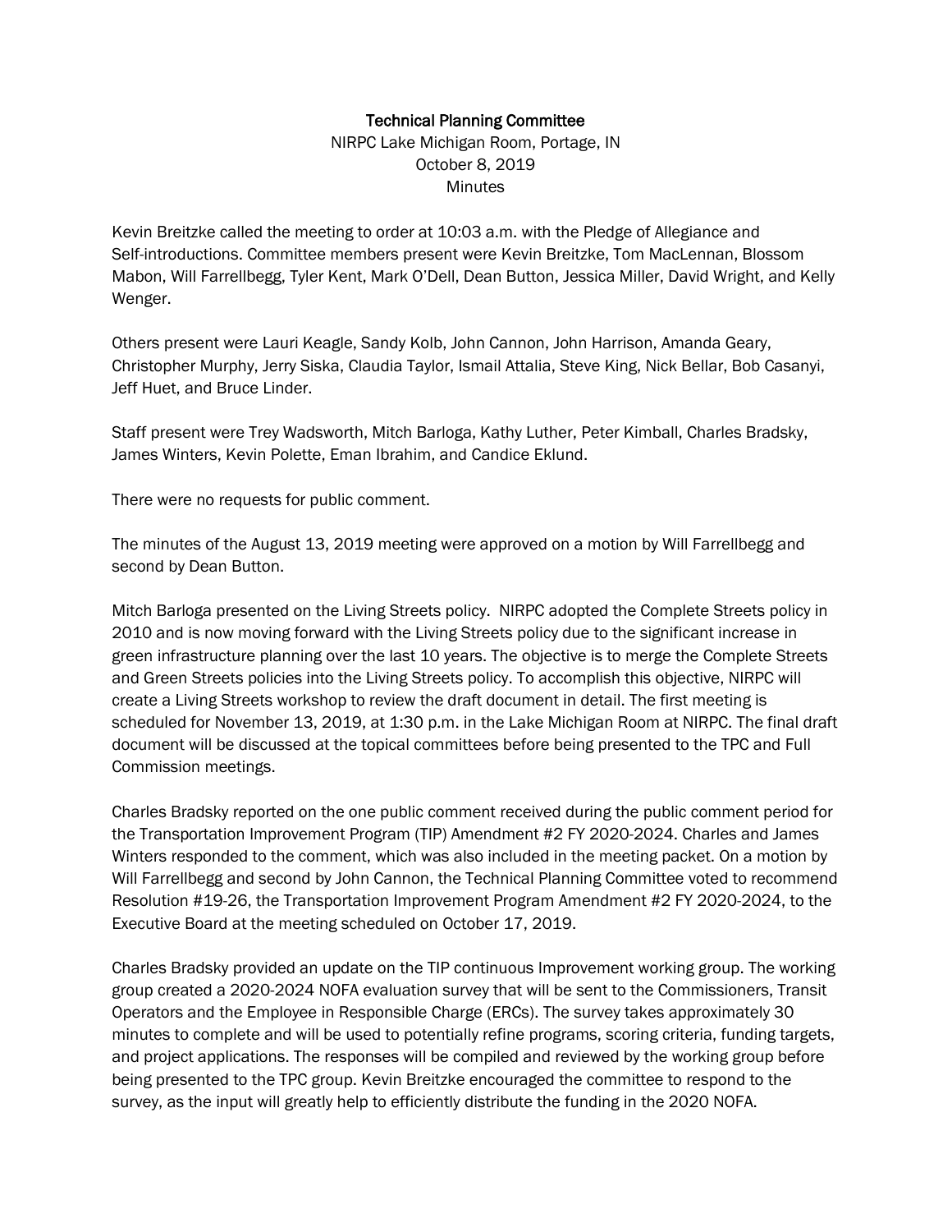**Technical Planning Committee**
NIRPC Lake Michigan Room, Portage, IN
October 8, 2019
Minutes

Kevin Breitzke called the meeting to order at 10:03 a.m. with the Pledge of Allegiance and Self-introductions. Committee members present were Kevin Breitzke, Tom MacLennan, Blossom Mabon, Will Farrellbegg, Tyler Kent, Mark O'Dell, Dean Button, Jessica Miller, David Wright, and Kelly Wenger.

Others present were Lauri Keagle, Sandy Kolb, John Cannon, John Harrison, Amanda Geary, Christopher Murphy, Jerry Siska, Claudia Taylor, Ismail Attalia, Steve King, Nick Bellar, Bob Casanyi, Jeff Huet, and Bruce Linder.

Staff present were Trey Wadsworth, Mitch Barloga, Kathy Luther, Peter Kimball, Charles Bradsky, James Winters, Kevin Polette, Eman Ibrahim, and Candice Eklund.

There were no requests for public comment.

The minutes of the August 13, 2019 meeting were approved on a motion by Will Farrellbegg and second by Dean Button.

Mitch Barloga presented on the Living Streets policy. NIRPC adopted the Complete Streets policy in 2010 and is now moving forward with the Living Streets policy due to the significant increase in green infrastructure planning over the last 10 years. The objective is to merge the Complete Streets and Green Streets policies into the Living Streets policy. To accomplish this objective, NIRPC will create a Living Streets workshop to review the draft document in detail. The first meeting is scheduled for November 13, 2019, at 1:30 p.m. in the Lake Michigan Room at NIRPC. The final draft document will be discussed at the topical committees before being presented to the TPC and Full Commission meetings.

Charles Bradsky reported on the one public comment received during the public comment period for the Transportation Improvement Program (TIP) Amendment #2 FY 2020-2024. Charles and James Winters responded to the comment, which was also included in the meeting packet. On a motion by Will Farrellbegg and second by John Cannon, the Technical Planning Committee voted to recommend Resolution #19-26, the Transportation Improvement Program Amendment #2 FY 2020-2024, to the Executive Board at the meeting scheduled on October 17, 2019.

Charles Bradsky provided an update on the TIP continuous Improvement working group. The working group created a 2020-2024 NOFA evaluation survey that will be sent to the Commissioners, Transit Operators and the Employee in Responsible Charge (ERCs). The survey takes approximately 30 minutes to complete and will be used to potentially refine programs, scoring criteria, funding targets, and project applications. The responses will be compiled and reviewed by the working group before being presented to the TPC group. Kevin Breitzke encouraged the committee to respond to the survey, as the input will greatly help to efficiently distribute the funding in the 2020 NOFA.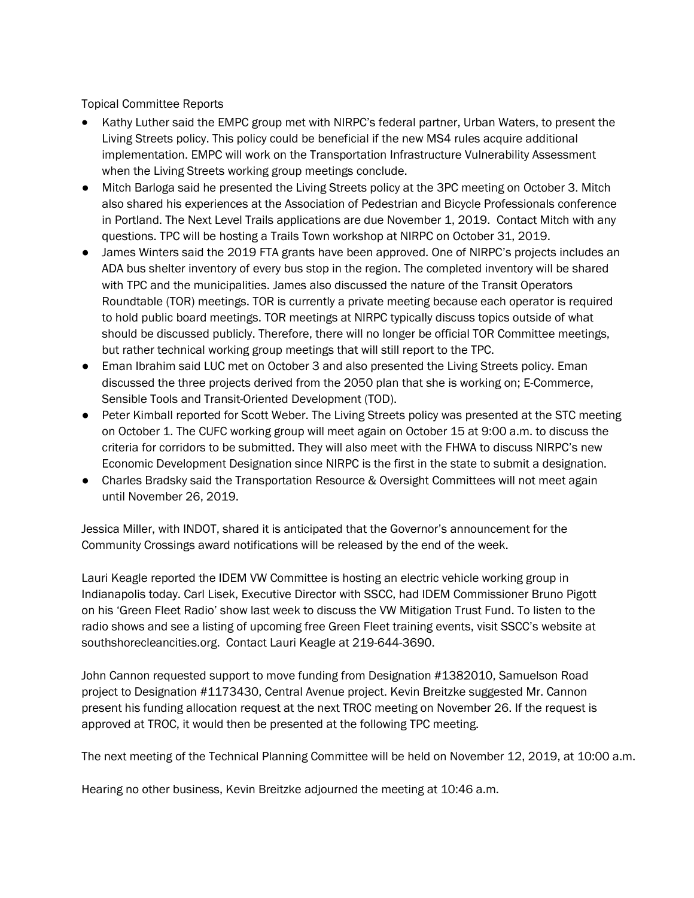Topical Committee Reports

- Kathy Luther said the EMPC group met with NIRPC's federal partner, Urban Waters, to present the Living Streets policy. This policy could be beneficial if the new MS4 rules acquire additional implementation. EMPC will work on the Transportation Infrastructure Vulnerability Assessment when the Living Streets working group meetings conclude.
- Mitch Barloga said he presented the Living Streets policy at the 3PC meeting on October 3. Mitch also shared his experiences at the Association of Pedestrian and Bicycle Professionals conference in Portland. The Next Level Trails applications are due November 1, 2019. Contact Mitch with any questions. TPC will be hosting a Trails Town workshop at NIRPC on October 31, 2019.
- James Winters said the 2019 FTA grants have been approved. One of NIRPC's projects includes an ADA bus shelter inventory of every bus stop in the region. The completed inventory will be shared with TPC and the municipalities. James also discussed the nature of the Transit Operators Roundtable (TOR) meetings. TOR is currently a private meeting because each operator is required to hold public board meetings. TOR meetings at NIRPC typically discuss topics outside of what should be discussed publicly. Therefore, there will no longer be official TOR Committee meetings, but rather technical working group meetings that will still report to the TPC.
- Eman Ibrahim said LUC met on October 3 and also presented the Living Streets policy. Eman discussed the three projects derived from the 2050 plan that she is working on; E-Commerce, Sensible Tools and Transit-Oriented Development (TOD).
- Peter Kimball reported for Scott Weber. The Living Streets policy was presented at the STC meeting on October 1. The CUFC working group will meet again on October 15 at 9:00 a.m. to discuss the criteria for corridors to be submitted. They will also meet with the FHWA to discuss NIRPC's new Economic Development Designation since NIRPC is the first in the state to submit a designation.
- Charles Bradsky said the Transportation Resource & Oversight Committees will not meet again until November 26, 2019.

Jessica Miller, with INDOT, shared it is anticipated that the Governor's announcement for the Community Crossings award notifications will be released by the end of the week.

Lauri Keagle reported the IDEM VW Committee is hosting an electric vehicle working group in Indianapolis today. Carl Lisek, Executive Director with SSCC, had IDEM Commissioner Bruno Pigott on his 'Green Fleet Radio' show last week to discuss the VW Mitigation Trust Fund. To listen to the radio shows and see a listing of upcoming free Green Fleet training events, visit SSCC's website at southshorecleancities.org. Contact Lauri Keagle at 219-644-3690.

John Cannon requested support to move funding from Designation #1382010, Samuelson Road project to Designation #1173430, Central Avenue project. Kevin Breitzke suggested Mr. Cannon present his funding allocation request at the next TROC meeting on November 26. If the request is approved at TROC, it would then be presented at the following TPC meeting.

The next meeting of the Technical Planning Committee will be held on November 12, 2019, at 10:00 a.m.

Hearing no other business, Kevin Breitzke adjourned the meeting at 10:46 a.m.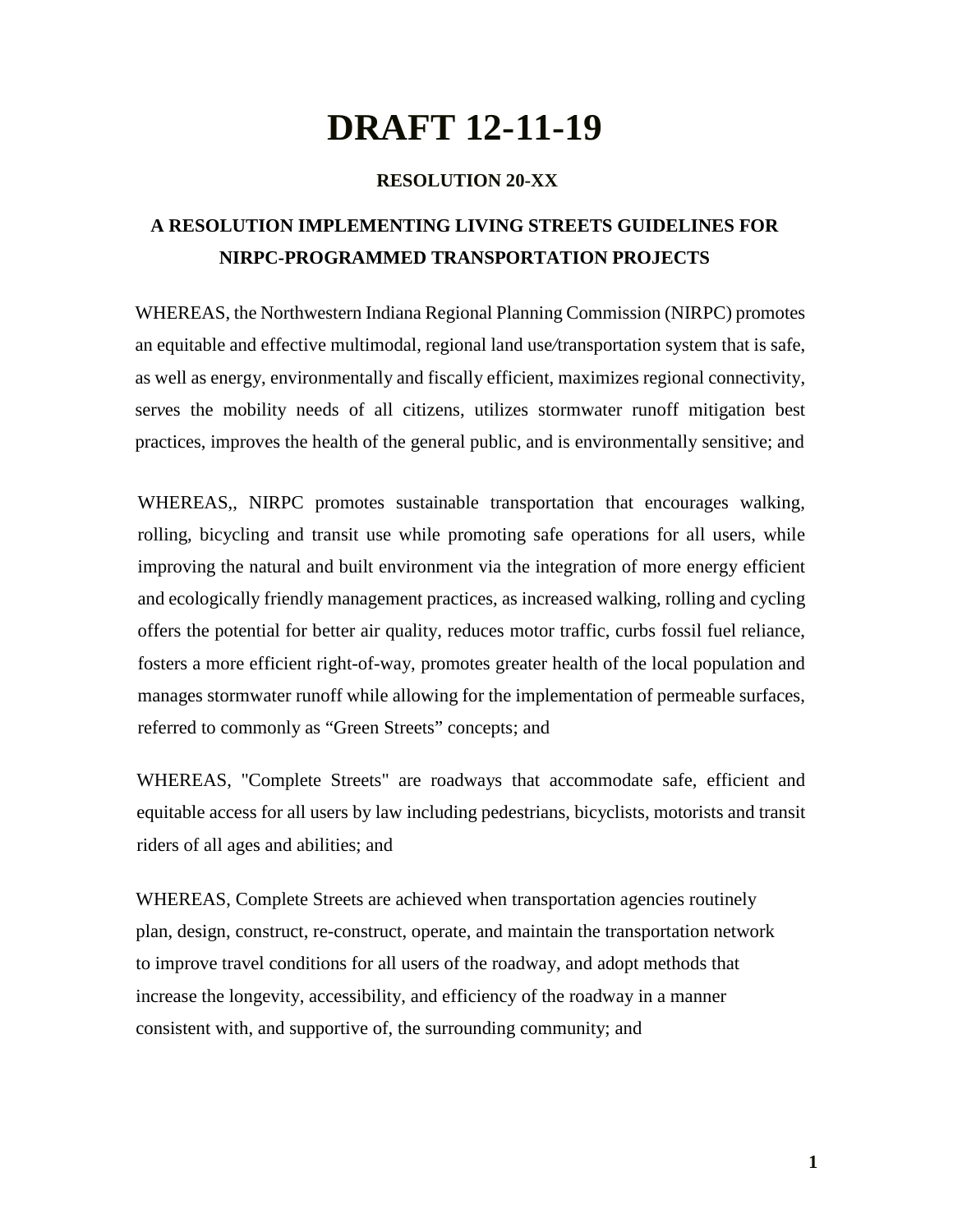# DRAFT 12-11-19

**RESOLUTION 20-XX**

## A RESOLUTION IMPLEMENTING LIVING STREETS GUIDELINES FOR NIRPC-PROGRAMMED TRANSPORTATION PROJECTS

WHEREAS, the Northwestern Indiana Regional Planning Commission (NIRPC) promotes an equitable and effective multimodal, regional land use/transportation system that is safe, as well as energy, environmentally and fiscally efficient, maximizes regional connectivity, serves the mobility needs of all citizens, utilizes stormwater runoff mitigation best practices, improves the health of the general public, and is environmentally sensitive; and

WHEREAS,, NIRPC promotes sustainable transportation that encourages walking, rolling, bicycling and transit use while promoting safe operations for all users, while improving the natural and built environment via the integration of more energy efficient and ecologically friendly management practices, as increased walking, rolling and cycling offers the potential for better air quality, reduces motor traffic, curbs fossil fuel reliance, fosters a more efficient right-of-way, promotes greater health of the local population and manages stormwater runoff while allowing for the implementation of permeable surfaces, referred to commonly as "Green Streets" concepts; and

WHEREAS, "Complete Streets" are roadways that accommodate safe, efficient and equitable access for all users by law including pedestrians, bicyclists, motorists and transit riders of all ages and abilities; and

WHEREAS, Complete Streets are achieved when transportation agencies routinely plan, design, construct, re-construct, operate, and maintain the transportation network to improve travel conditions for all users of the roadway, and adopt methods that increase the longevity, accessibility, and efficiency of the roadway in a manner consistent with, and supportive of, the surrounding community; and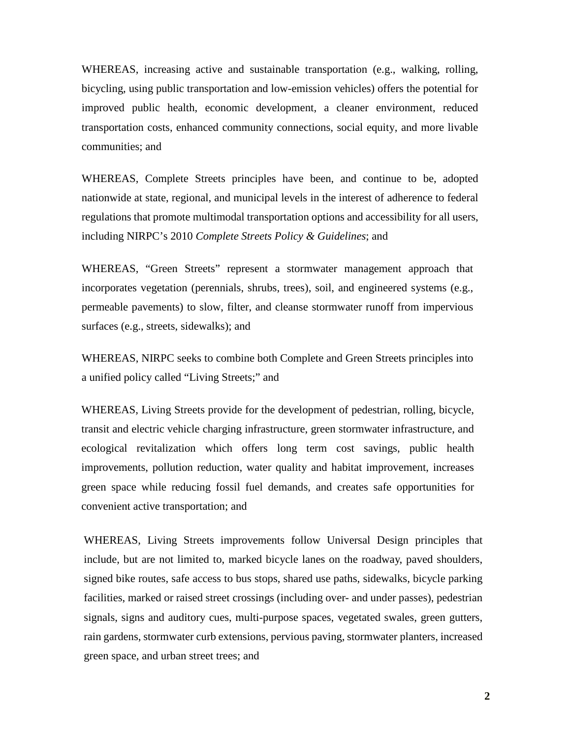WHEREAS, increasing active and sustainable transportation (e.g., walking, rolling, bicycling, using public transportation and low-emission vehicles) offers the potential for improved public health, economic development, a cleaner environment, reduced transportation costs, enhanced community connections, social equity, and more livable communities; and

WHEREAS, Complete Streets principles have been, and continue to be, adopted nationwide at state, regional, and municipal levels in the interest of adherence to federal regulations that promote multimodal transportation options and accessibility for all users, including NIRPC's 2010 *Complete Streets Policy & Guidelines*; and

WHEREAS, "Green Streets" represent a stormwater management approach that incorporates vegetation (perennials, shrubs, trees), soil, and engineered systems (e.g., permeable pavements) to slow, filter, and cleanse stormwater runoff from impervious surfaces (e.g., streets, sidewalks); and

WHEREAS, NIRPC seeks to combine both Complete and Green Streets principles into a unified policy called "Living Streets;" and

WHEREAS, Living Streets provide for the development of pedestrian, rolling, bicycle, transit and electric vehicle charging infrastructure, green stormwater infrastructure, and ecological revitalization which offers long term cost savings, public health improvements, pollution reduction, water quality and habitat improvement, increases green space while reducing fossil fuel demands, and creates safe opportunities for convenient active transportation; and

WHEREAS, Living Streets improvements follow Universal Design principles that include, but are not limited to, marked bicycle lanes on the roadway, paved shoulders, signed bike routes, safe access to bus stops, shared use paths, sidewalks, bicycle parking facilities, marked or raised street crossings (including over- and under passes), pedestrian signals, signs and auditory cues, multi-purpose spaces, vegetated swales, green gutters, rain gardens, stormwater curb extensions, pervious paving, stormwater planters, increased green space, and urban street trees; and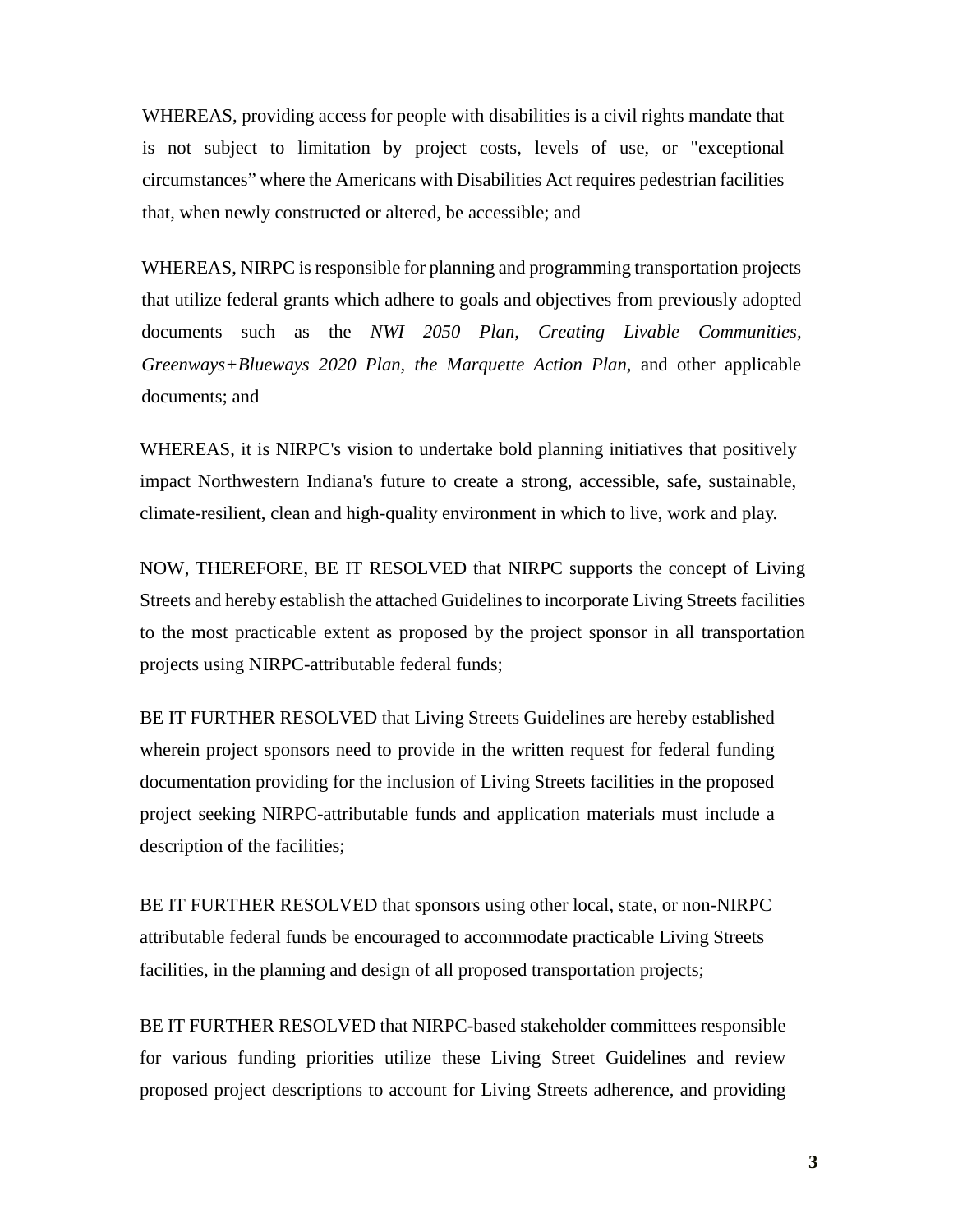WHEREAS, providing access for people with disabilities is a civil rights mandate that is not subject to limitation by project costs, levels of use, or "exceptional circumstances" where the Americans with Disabilities Act requires pedestrian facilities that, when newly constructed or altered, be accessible; and

WHEREAS, NIRPC is responsible for planning and programming transportation projects that utilize federal grants which adhere to goals and objectives from previously adopted documents such as the *NWI 2050 Plan, Creating Livable Communities, Greenways+Blueways 2020 Plan, the Marquette Action Plan,* and other applicable documents; and

WHEREAS, it is NIRPC's vision to undertake bold planning initiatives that positively impact Northwestern Indiana's future to create a strong, accessible, safe, sustainable, climate-resilient, clean and high-quality environment in which to live, work and play.

NOW, THEREFORE, BE IT RESOLVED that NIRPC supports the concept of Living Streets and hereby establish the attached Guidelines to incorporate Living Streets facilities to the most practicable extent as proposed by the project sponsor in all transportation projects using NIRPC-attributable federal funds;

BE IT FURTHER RESOLVED that Living Streets Guidelines are hereby established wherein project sponsors need to provide in the written request for federal funding documentation providing for the inclusion of Living Streets facilities in the proposed project seeking NIRPC-attributable funds and application materials must include a description of the facilities;

BE IT FURTHER RESOLVED that sponsors using other local, state, or non-NIRPC attributable federal funds be encouraged to accommodate practicable Living Streets facilities, in the planning and design of all proposed transportation projects;

BE IT FURTHER RESOLVED that NIRPC-based stakeholder committees responsible for various funding priorities utilize these Living Street Guidelines and review proposed project descriptions to account for Living Streets adherence, and providing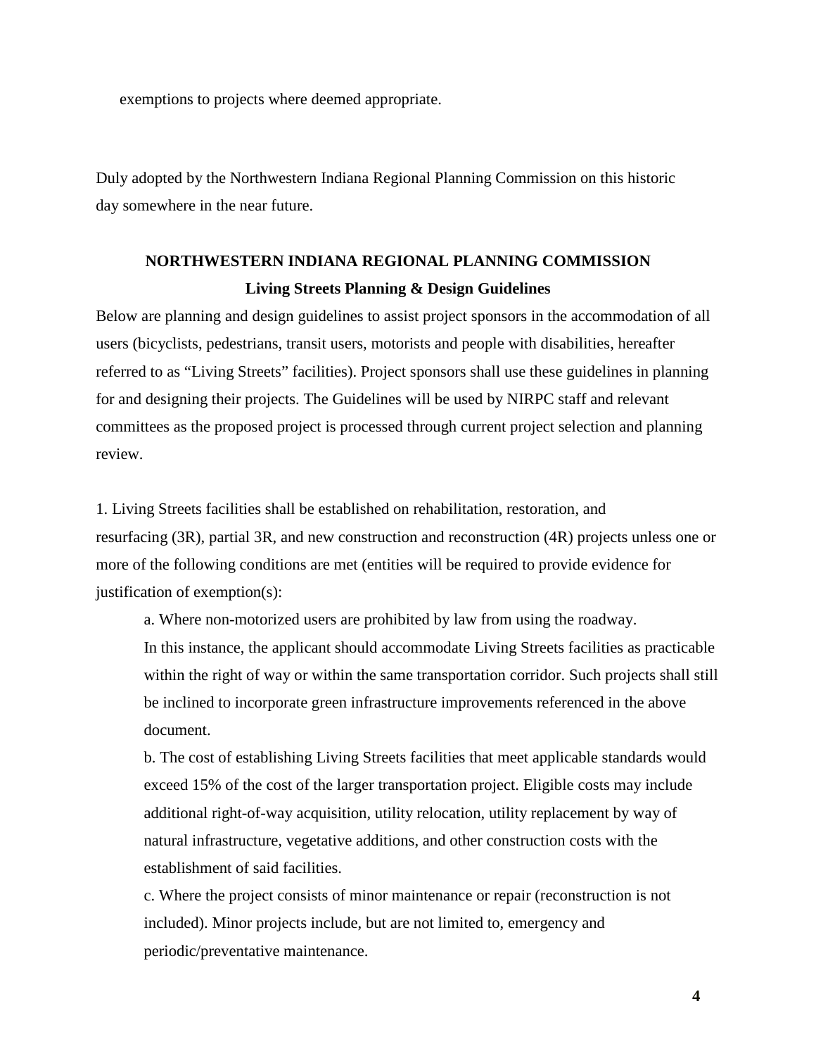exemptions to projects where deemed appropriate.

Duly adopted by the Northwestern Indiana Regional Planning Commission on this historic day somewhere in the near future.

## NORTHWESTERN INDIANA REGIONAL PLANNING COMMISSION

### Living Streets Planning & Design Guidelines

Below are planning and design guidelines to assist project sponsors in the accommodation of all users (bicyclists, pedestrians, transit users, motorists and people with disabilities, hereafter referred to as "Living Streets" facilities). Project sponsors shall use these guidelines in planning for and designing their projects. The Guidelines will be used by NIRPC staff and relevant committees as the proposed project is processed through current project selection and planning review.

1. Living Streets facilities shall be established on rehabilitation, restoration, and resurfacing (3R), partial 3R, and new construction and reconstruction (4R) projects unless one or more of the following conditions are met (entities will be required to provide evidence for justification of exemption(s):

    a. Where non-motorized users are prohibited by law from using the roadway. In this instance, the applicant should accommodate Living Streets facilities as practicable within the right of way or within the same transportation corridor. Such projects shall still be inclined to incorporate green infrastructure improvements referenced in the above document.

    b. The cost of establishing Living Streets facilities that meet applicable standards would exceed 15% of the cost of the larger transportation project. Eligible costs may include additional right-of-way acquisition, utility relocation, utility replacement by way of natural infrastructure, vegetative additions, and other construction costs with the establishment of said facilities.

    c. Where the project consists of minor maintenance or repair (reconstruction is not included). Minor projects include, but are not limited to, emergency and periodic/preventative maintenance.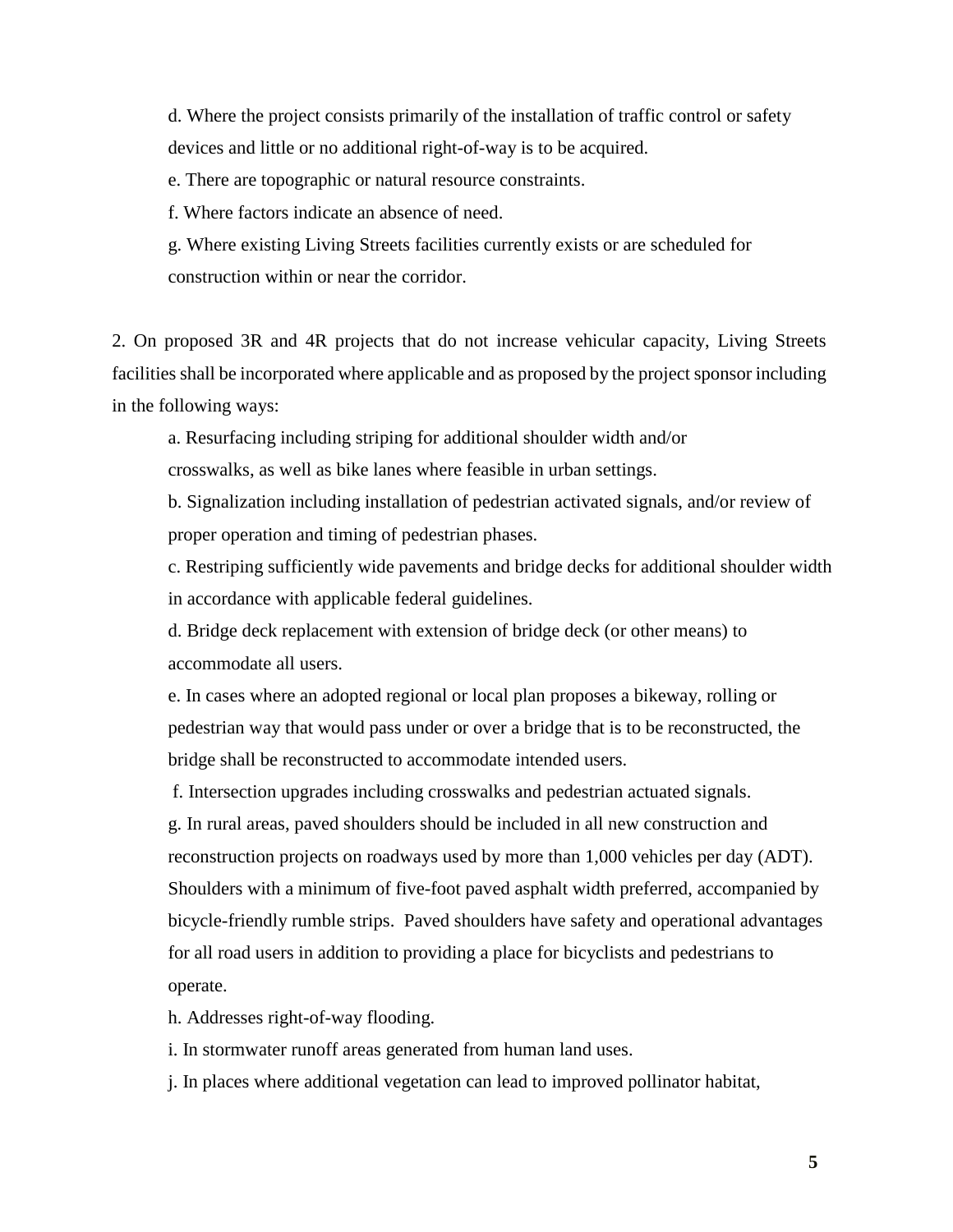d. Where the project consists primarily of the installation of traffic control or safety devices and little or no additional right-of-way is to be acquired.

e. There are topographic or natural resource constraints.

f. Where factors indicate an absence of need.

g. Where existing Living Streets facilities currently exists or are scheduled for construction within or near the corridor.

2. On proposed 3R and 4R projects that do not increase vehicular capacity, Living Streets facilities shall be incorporated where applicable and as proposed by the project sponsor including in the following ways:

a. Resurfacing including striping for additional shoulder width and/or crosswalks, as well as bike lanes where feasible in urban settings.

b. Signalization including installation of pedestrian activated signals, and/or review of proper operation and timing of pedestrian phases.

c. Restriping sufficiently wide pavements and bridge decks for additional shoulder width in accordance with applicable federal guidelines.

d. Bridge deck replacement with extension of bridge deck (or other means) to accommodate all users.

e. In cases where an adopted regional or local plan proposes a bikeway, rolling or pedestrian way that would pass under or over a bridge that is to be reconstructed, the bridge shall be reconstructed to accommodate intended users.

f. Intersection upgrades including crosswalks and pedestrian actuated signals.

g. In rural areas, paved shoulders should be included in all new construction and reconstruction projects on roadways used by more than 1,000 vehicles per day (ADT). Shoulders with a minimum of five-foot paved asphalt width preferred, accompanied by bicycle-friendly rumble strips. Paved shoulders have safety and operational advantages for all road users in addition to providing a place for bicyclists and pedestrians to operate.

h. Addresses right-of-way flooding.

i. In stormwater runoff areas generated from human land uses.

j. In places where additional vegetation can lead to improved pollinator habitat,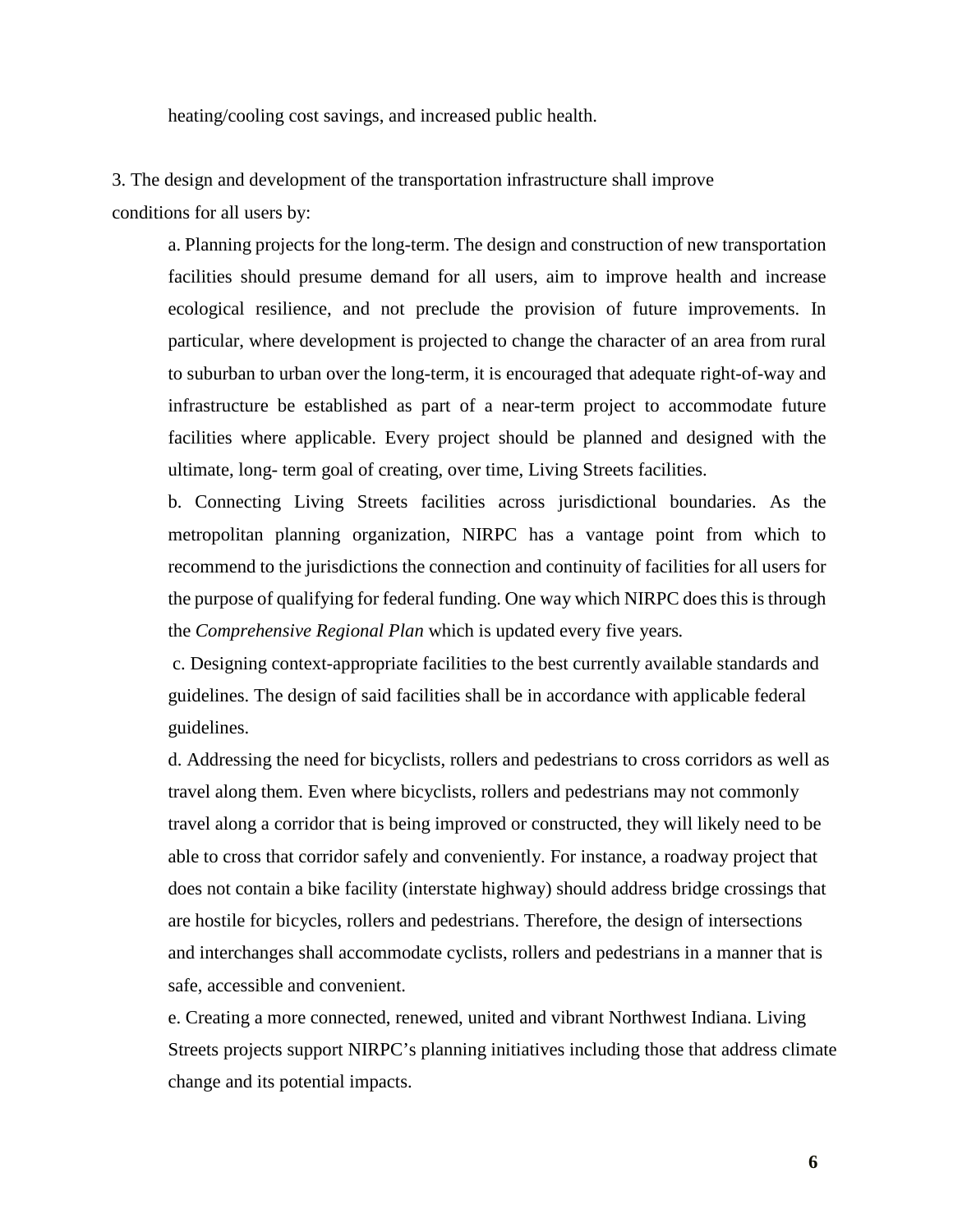heating/cooling cost savings, and increased public health.

3. The design and development of the transportation infrastructure shall improve conditions for all users by:

a. Planning projects for the long-term. The design and construction of new transportation facilities should presume demand for all users, aim to improve health and increase ecological resilience, and not preclude the provision of future improvements. In particular, where development is projected to change the character of an area from rural to suburban to urban over the long-term, it is encouraged that adequate right-of-way and infrastructure be established as part of a near-term project to accommodate future facilities where applicable. Every project should be planned and designed with the ultimate, long- term goal of creating, over time, Living Streets facilities.

b. Connecting Living Streets facilities across jurisdictional boundaries. As the metropolitan planning organization, NIRPC has a vantage point from which to recommend to the jurisdictions the connection and continuity of facilities for all users for the purpose of qualifying for federal funding. One way which NIRPC does this is through the *Comprehensive Regional Plan* which is updated every five years.

c. Designing context-appropriate facilities to the best currently available standards and guidelines. The design of said facilities shall be in accordance with applicable federal guidelines.

d. Addressing the need for bicyclists, rollers and pedestrians to cross corridors as well as travel along them. Even where bicyclists, rollers and pedestrians may not commonly travel along a corridor that is being improved or constructed, they will likely need to be able to cross that corridor safely and conveniently. For instance, a roadway project that does not contain a bike facility (interstate highway) should address bridge crossings that are hostile for bicycles, rollers and pedestrians. Therefore, the design of intersections and interchanges shall accommodate cyclists, rollers and pedestrians in a manner that is safe, accessible and convenient.

e. Creating a more connected, renewed, united and vibrant Northwest Indiana. Living Streets projects support NIRPC's planning initiatives including those that address climate change and its potential impacts.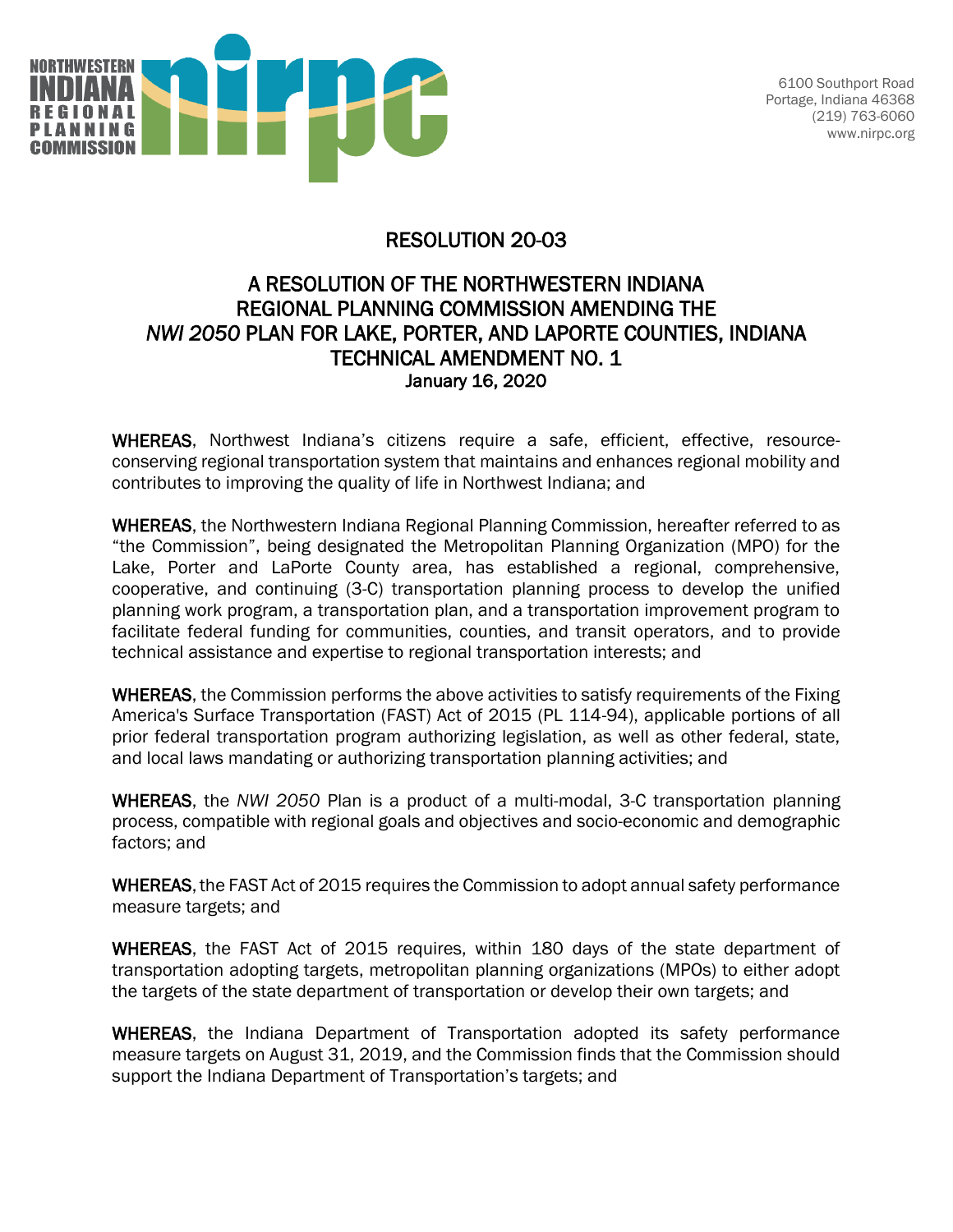NORTHWESTERN INDIANA REGIONAL PLANNING COMMISSION

6100 Southport Road
Portage, Indiana 46368
(219) 763-6060
www.nirpc.org

# RESOLUTION 20-03

## A RESOLUTION OF THE NORTHWESTERN INDIANA REGIONAL PLANNING COMMISSION AMENDING THE *NWI 2050* PLAN FOR LAKE, PORTER, AND LAPORTE COUNTIES, INDIANA TECHNICAL AMENDMENT NO. 1

January 16, 2020

**WHEREAS**, Northwest Indiana's citizens require a safe, efficient, effective, resource-conserving regional transportation system that maintains and enhances regional mobility and contributes to improving the quality of life in Northwest Indiana; and

**WHEREAS**, the Northwestern Indiana Regional Planning Commission, hereafter referred to as "the Commission", being designated the Metropolitan Planning Organization (MPO) for the Lake, Porter and LaPorte County area, has established a regional, comprehensive, cooperative, and continuing (3-C) transportation planning process to develop the unified planning work program, a transportation plan, and a transportation improvement program to facilitate federal funding for communities, counties, and transit operators, and to provide technical assistance and expertise to regional transportation interests; and

**WHEREAS**, the Commission performs the above activities to satisfy requirements of the Fixing America's Surface Transportation (FAST) Act of 2015 (PL 114-94), applicable portions of all prior federal transportation program authorizing legislation, as well as other federal, state, and local laws mandating or authorizing transportation planning activities; and

**WHEREAS**, the *NWI 2050* Plan is a product of a multi-modal, 3-C transportation planning process, compatible with regional goals and objectives and socio-economic and demographic factors; and

**WHEREAS**, the FAST Act of 2015 requires the Commission to adopt annual safety performance measure targets; and

**WHEREAS**, the FAST Act of 2015 requires, within 180 days of the state department of transportation adopting targets, metropolitan planning organizations (MPOs) to either adopt the targets of the state department of transportation or develop their own targets; and

**WHEREAS**, the Indiana Department of Transportation adopted its safety performance measure targets on August 31, 2019, and the Commission finds that the Commission should support the Indiana Department of Transportation's targets; and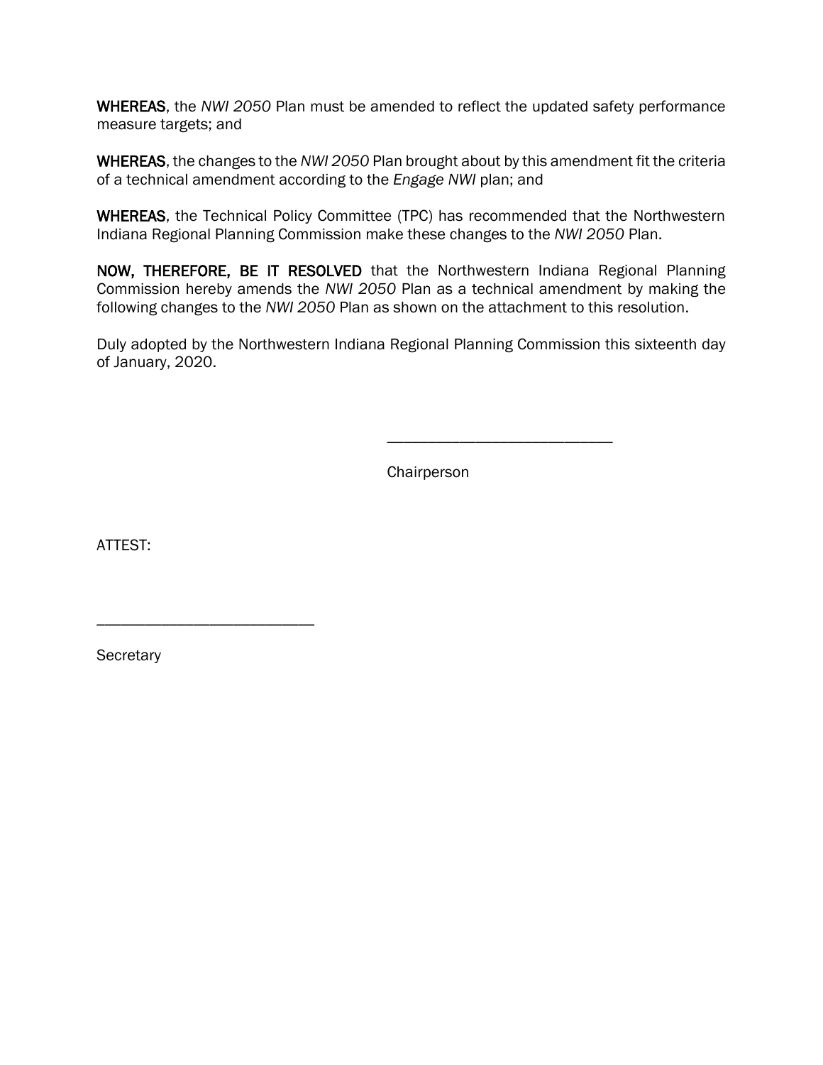**WHEREAS**, the *NWI 2050* Plan must be amended to reflect the updated safety performance measure targets; and

**WHEREAS**, the changes to the *NWI 2050* Plan brought about by this amendment fit the criteria of a technical amendment according to the *Engage NWI* plan; and

**WHEREAS**, the Technical Policy Committee (TPC) has recommended that the Northwestern Indiana Regional Planning Commission make these changes to the *NWI 2050* Plan.

**NOW, THEREFORE, BE IT RESOLVED** that the Northwestern Indiana Regional Planning Commission hereby amends the *NWI 2050* Plan as a technical amendment by making the following changes to the *NWI 2050* Plan as shown on the attachment to this resolution.

Duly adopted by the Northwestern Indiana Regional Planning Commission this sixteenth day of January, 2020.

\_\_\_\_\_\_\_\_\_\_\_\_\_\_\_\_\_\_\_\_\_\_\_\_\_\_\_\_

Chairperson

ATTEST:

\_\_\_\_\_\_\_\_\_\_\_\_\_\_\_\_\_\_\_\_\_\_\_\_\_\_\_\_

Secretary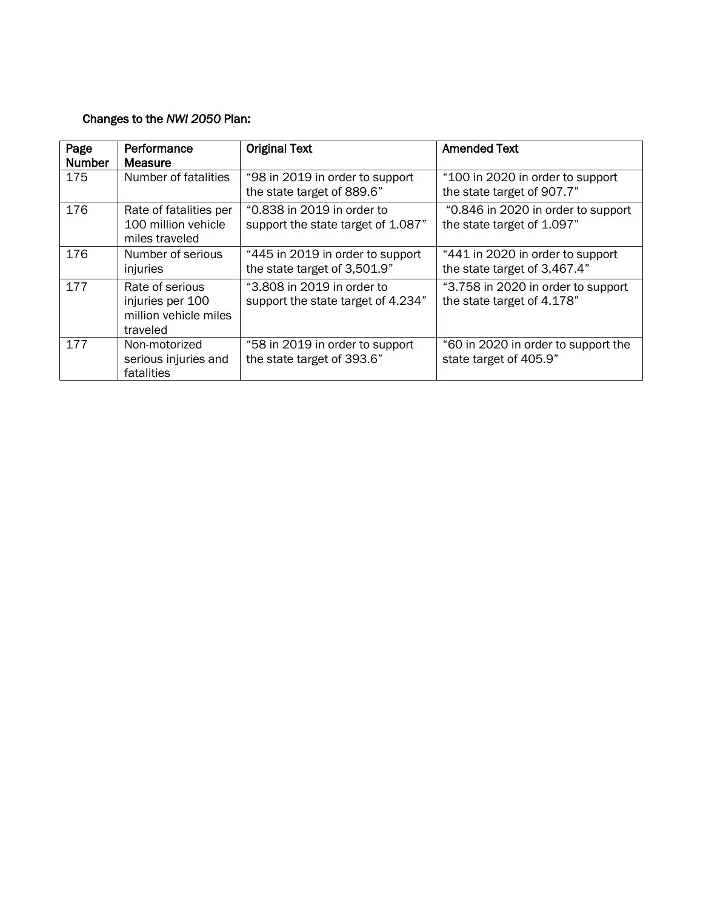Changes to the *NWI 2050* Plan:

| Page Number | Performance Measure | Original Text | Amended Text |
| --- | --- | --- | --- |
| 175 | Number of fatalities | "98 in 2019 in order to support the state target of 889.6" | "100 in 2020 in order to support the state target of 907.7" |
| 176 | Rate of fatalities per 100 million vehicle miles traveled | "0.838 in 2019 in order to support the state target of 1.087" | "0.846 in 2020 in order to support the state target of 1.097" |
| 176 | Number of serious injuries | "445 in 2019 in order to support the state target of 3,501.9" | "441 in 2020 in order to support the state target of 3,467.4" |
| 177 | Rate of serious injuries per 100 million vehicle miles traveled | "3.808 in 2019 in order to support the state target of 4.234" | "3.758 in 2020 in order to support the state target of 4.178" |
| 177 | Non-motorized serious injuries and fatalities | "58 in 2019 in order to support the state target of 393.6" | "60 in 2020 in order to support the state target of 405.9" |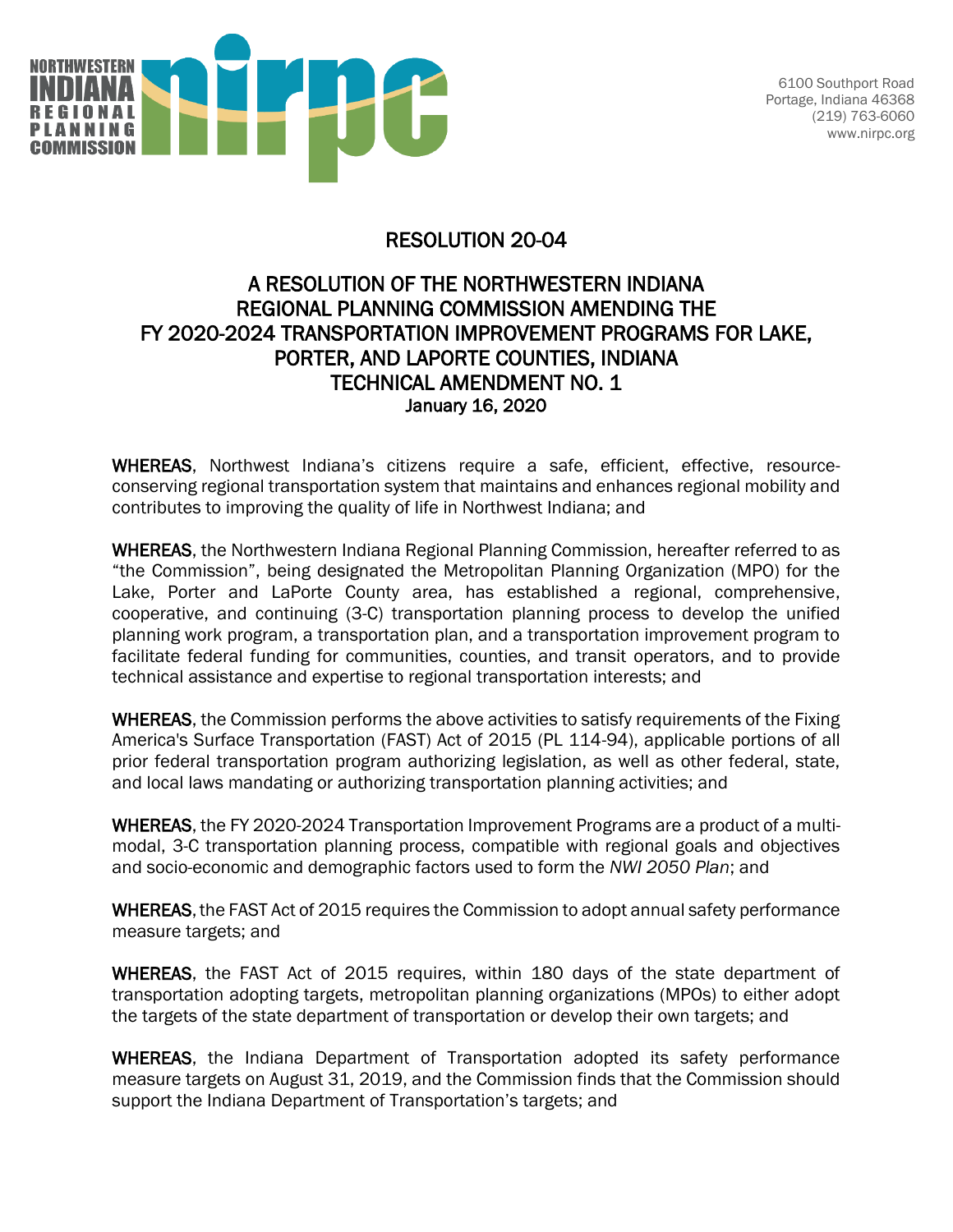NORTHWESTERN INDIANA REGIONAL PLANNING COMMISSION

6100 Southport Road
Portage, Indiana 46368
(219) 763-6060
www.nirpc.org

# RESOLUTION 20-04

## A RESOLUTION OF THE NORTHWESTERN INDIANA REGIONAL PLANNING COMMISSION AMENDING THE FY 2020-2024 TRANSPORTATION IMPROVEMENT PROGRAMS FOR LAKE, PORTER, AND LAPORTE COUNTIES, INDIANA TECHNICAL AMENDMENT NO. 1

January 16, 2020

**WHEREAS**, Northwest Indiana's citizens require a safe, efficient, effective, resource-conserving regional transportation system that maintains and enhances regional mobility and contributes to improving the quality of life in Northwest Indiana; and

**WHEREAS**, the Northwestern Indiana Regional Planning Commission, hereafter referred to as "the Commission", being designated the Metropolitan Planning Organization (MPO) for the Lake, Porter and LaPorte County area, has established a regional, comprehensive, cooperative, and continuing (3-C) transportation planning process to develop the unified planning work program, a transportation plan, and a transportation improvement program to facilitate federal funding for communities, counties, and transit operators, and to provide technical assistance and expertise to regional transportation interests; and

**WHEREAS**, the Commission performs the above activities to satisfy requirements of the Fixing America's Surface Transportation (FAST) Act of 2015 (PL 114-94), applicable portions of all prior federal transportation program authorizing legislation, as well as other federal, state, and local laws mandating or authorizing transportation planning activities; and

**WHEREAS**, the FY 2020-2024 Transportation Improvement Programs are a product of a multi-modal, 3-C transportation planning process, compatible with regional goals and objectives and socio-economic and demographic factors used to form the *NWI 2050 Plan*; and

**WHEREAS**, the FAST Act of 2015 requires the Commission to adopt annual safety performance measure targets; and

**WHEREAS**, the FAST Act of 2015 requires, within 180 days of the state department of transportation adopting targets, metropolitan planning organizations (MPOs) to either adopt the targets of the state department of transportation or develop their own targets; and

**WHEREAS**, the Indiana Department of Transportation adopted its safety performance measure targets on August 31, 2019, and the Commission finds that the Commission should support the Indiana Department of Transportation's targets; and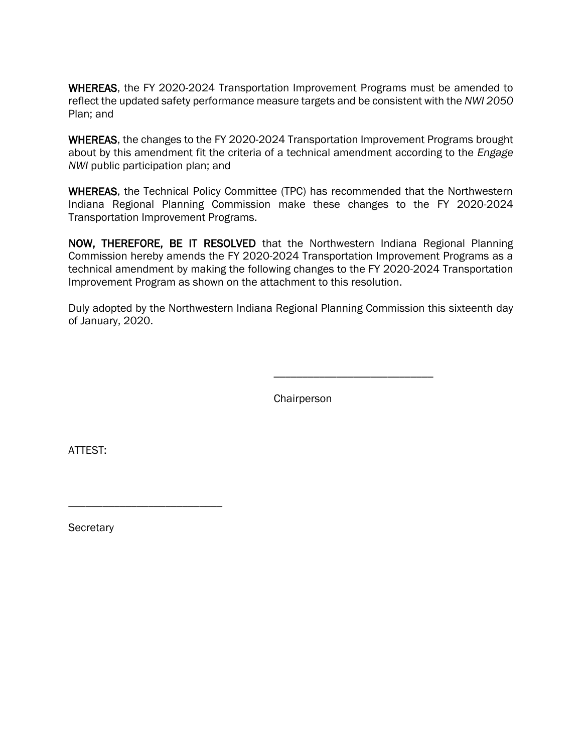**WHEREAS**, the FY 2020-2024 Transportation Improvement Programs must be amended to reflect the updated safety performance measure targets and be consistent with the *NWI 2050* Plan; and

**WHEREAS**, the changes to the FY 2020-2024 Transportation Improvement Programs brought about by this amendment fit the criteria of a technical amendment according to the *Engage NWI* public participation plan; and

**WHEREAS**, the Technical Policy Committee (TPC) has recommended that the Northwestern Indiana Regional Planning Commission make these changes to the FY 2020-2024 Transportation Improvement Programs.

**NOW, THEREFORE, BE IT RESOLVED** that the Northwestern Indiana Regional Planning Commission hereby amends the FY 2020-2024 Transportation Improvement Programs as a technical amendment by making the following changes to the FY 2020-2024 Transportation Improvement Program as shown on the attachment to this resolution.

Duly adopted by the Northwestern Indiana Regional Planning Commission this sixteenth day of January, 2020.

_____________________________

Chairperson

ATTEST:

_____________________________

Secretary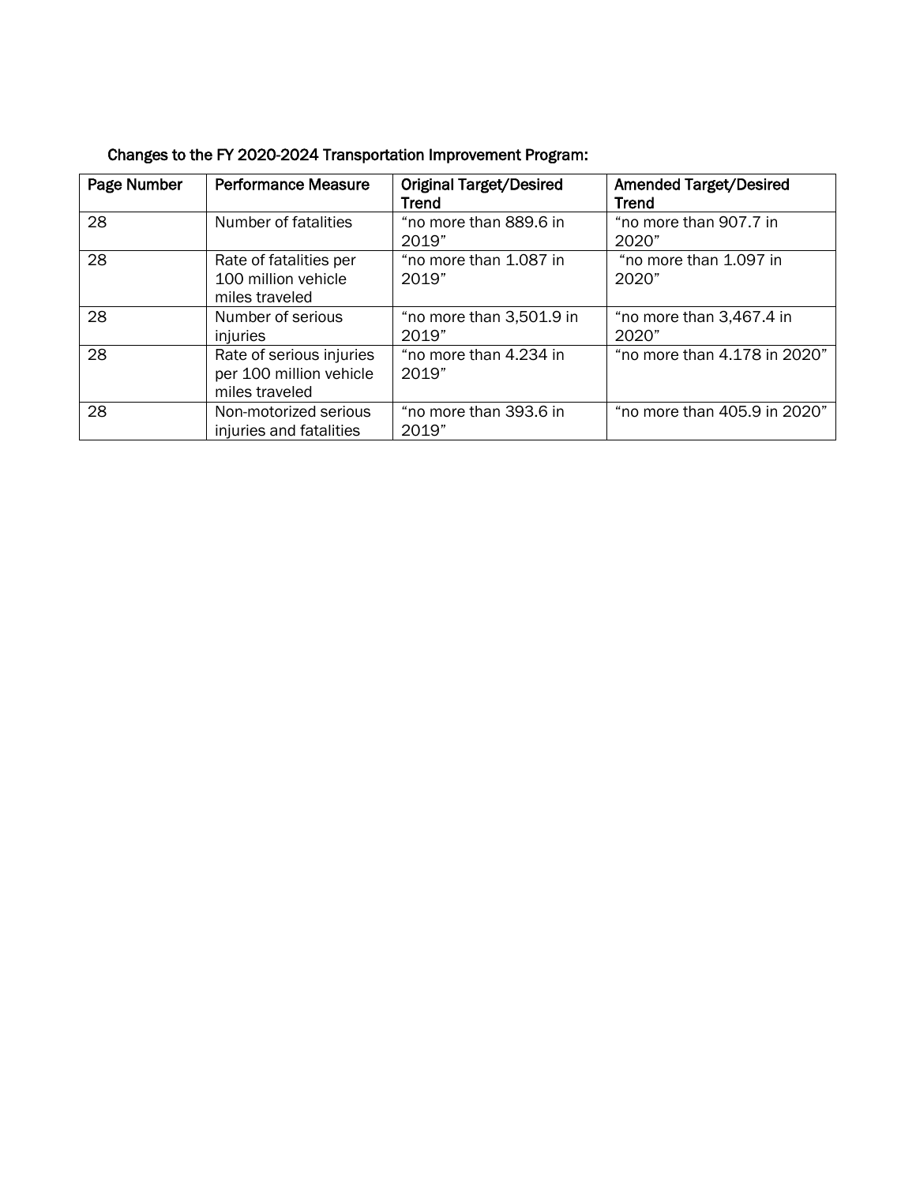Changes to the FY 2020-2024 Transportation Improvement Program:

| Page Number | Performance Measure | Original Target/Desired Trend | Amended Target/Desired Trend |
|---|---|---|---|
| 28 | Number of fatalities | “no more than 889.6 in 2019” | “no more than 907.7 in 2020” |
| 28 | Rate of fatalities per 100 million vehicle miles traveled | “no more than 1.087 in 2019” | “no more than 1.097 in 2020” |
| 28 | Number of serious injuries | “no more than 3,501.9 in 2019” | “no more than 3,467.4 in 2020” |
| 28 | Rate of serious injuries per 100 million vehicle miles traveled | “no more than 4.234 in 2019” | “no more than 4.178 in 2020” |
| 28 | Non-motorized serious injuries and fatalities | “no more than 393.6 in 2019” | “no more than 405.9 in 2020” |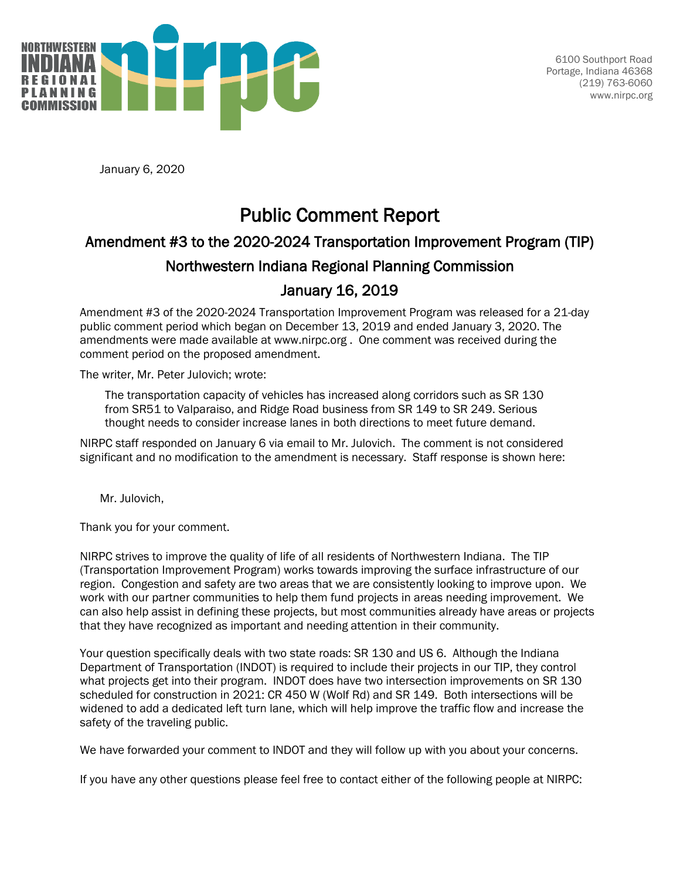6100 Southport Road
Portage, Indiana 46368
(219) 763-6060
www.nirpc.org

January 6, 2020

# Public Comment Report

## Amendment #3 to the 2020-2024 Transportation Improvement Program (TIP)

## Northwestern Indiana Regional Planning Commission

## January 16, 2019

Amendment #3 of the 2020-2024 Transportation Improvement Program was released for a 21-day public comment period which began on December 13, 2019 and ended January 3, 2020. The amendments were made available at www.nirpc.org . One comment was received during the comment period on the proposed amendment.

The writer, Mr. Peter Julovich; wrote:

> The transportation capacity of vehicles has increased along corridors such as SR 130 from SR51 to Valparaiso, and Ridge Road business from SR 149 to SR 249. Serious thought needs to consider increase lanes in both directions to meet future demand.

NIRPC staff responded on January 6 via email to Mr. Julovich. The comment is not considered significant and no modification to the amendment is necessary. Staff response is shown here:

Mr. Julovich,

Thank you for your comment.

NIRPC strives to improve the quality of life of all residents of Northwestern Indiana. The TIP (Transportation Improvement Program) works towards improving the surface infrastructure of our region. Congestion and safety are two areas that we are consistently looking to improve upon. We work with our partner communities to help them fund projects in areas needing improvement. We can also help assist in defining these projects, but most communities already have areas or projects that they have recognized as important and needing attention in their community.

Your question specifically deals with two state roads: SR 130 and US 6. Although the Indiana Department of Transportation (INDOT) is required to include their projects in our TIP, they control what projects get into their program. INDOT does have two intersection improvements on SR 130 scheduled for construction in 2021: CR 450 W (Wolf Rd) and SR 149. Both intersections will be widened to add a dedicated left turn lane, which will help improve the traffic flow and increase the safety of the traveling public.

We have forwarded your comment to INDOT and they will follow up with you about your concerns.

If you have any other questions please feel free to contact either of the following people at NIRPC: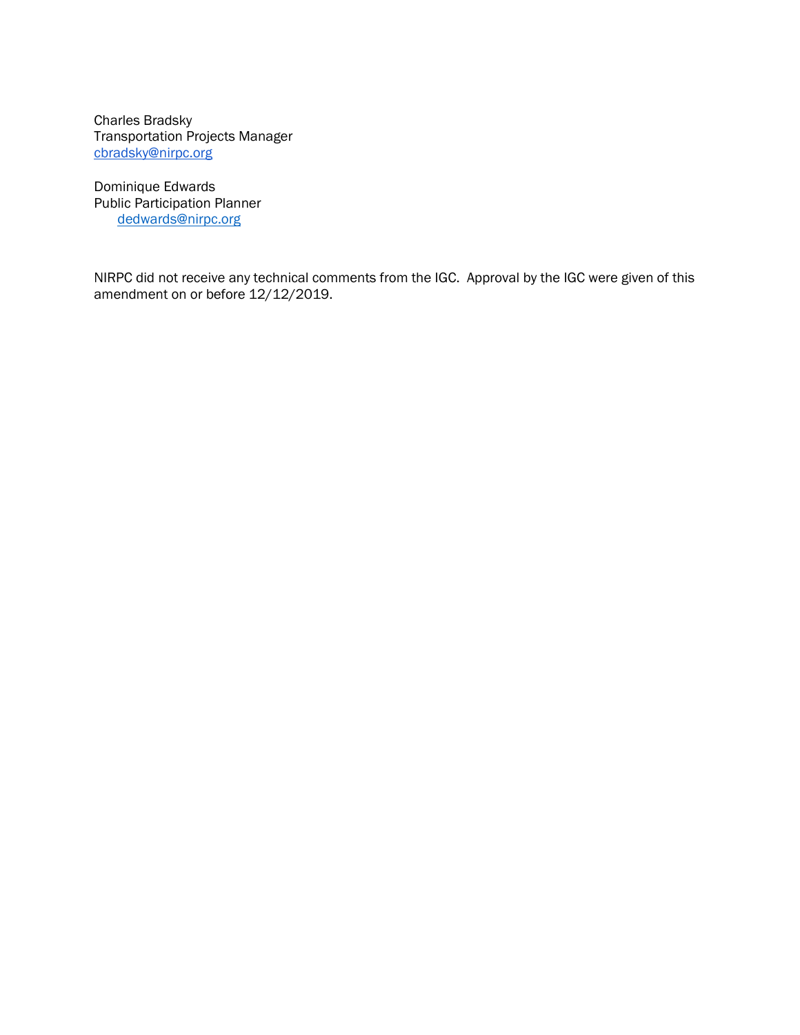Charles Bradsky
Transportation Projects Manager
cbradsky@nirpc.org

Dominique Edwards
Public Participation Planner
dedwards@nirpc.org

NIRPC did not receive any technical comments from the IGC. Approval by the IGC were given of this amendment on or before 12/12/2019.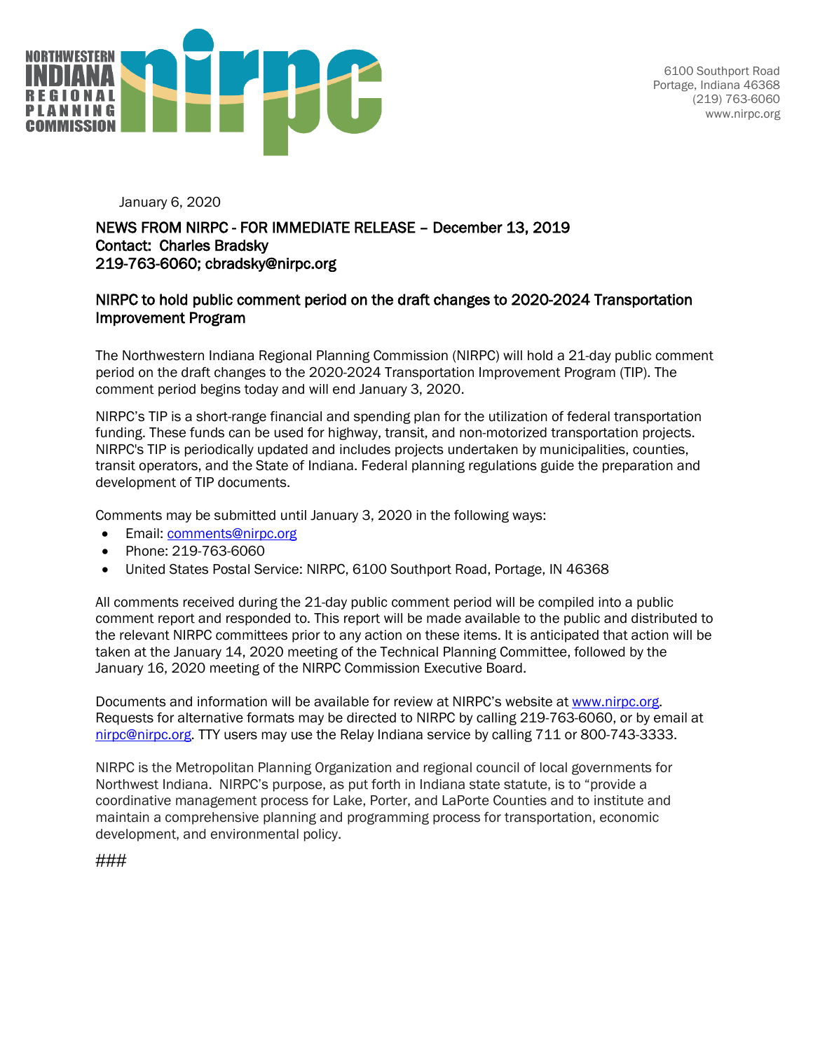6100 Southport Road
Portage, Indiana 46368
(219) 763-6060
www.nirpc.org

January 6, 2020

**NEWS FROM NIRPC - FOR IMMEDIATE RELEASE – December 13, 2019**
**Contact: Charles Bradsky**
**219-763-6060; cbradsky@nirpc.org**

## NIRPC to hold public comment period on the draft changes to 2020-2024 Transportation Improvement Program

The Northwestern Indiana Regional Planning Commission (NIRPC) will hold a 21-day public comment period on the draft changes to the 2020-2024 Transportation Improvement Program (TIP). The comment period begins today and will end January 3, 2020.

NIRPC's TIP is a short-range financial and spending plan for the utilization of federal transportation funding. These funds can be used for highway, transit, and non-motorized transportation projects. NIRPC's TIP is periodically updated and includes projects undertaken by municipalities, counties, transit operators, and the State of Indiana. Federal planning regulations guide the preparation and development of TIP documents.

Comments may be submitted until January 3, 2020 in the following ways:

- Email: comments@nirpc.org
- Phone: 219-763-6060
- United States Postal Service: NIRPC, 6100 Southport Road, Portage, IN 46368

All comments received during the 21-day public comment period will be compiled into a public comment report and responded to. This report will be made available to the public and distributed to the relevant NIRPC committees prior to any action on these items. It is anticipated that action will be taken at the January 14, 2020 meeting of the Technical Planning Committee, followed by the January 16, 2020 meeting of the NIRPC Commission Executive Board.

Documents and information will be available for review at NIRPC's website at www.nirpc.org. Requests for alternative formats may be directed to NIRPC by calling 219-763-6060, or by email at nirpc@nirpc.org. TTY users may use the Relay Indiana service by calling 711 or 800-743-3333.

NIRPC is the Metropolitan Planning Organization and regional council of local governments for Northwest Indiana. NIRPC's purpose, as put forth in Indiana state statute, is to "provide a coordinative management process for Lake, Porter, and LaPorte Counties and to institute and maintain a comprehensive planning and programming process for transportation, economic development, and environmental policy.

###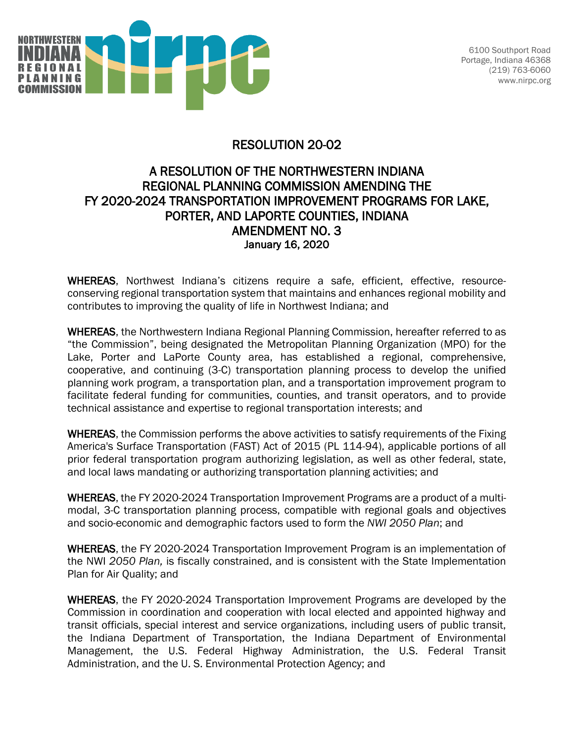NORTHWESTERN INDIANA REGIONAL PLANNING COMMISSION

6100 Southport Road
Portage, Indiana 46368
(219) 763-6060
www.nirpc.org

# RESOLUTION 20-02

## A RESOLUTION OF THE NORTHWESTERN INDIANA REGIONAL PLANNING COMMISSION AMENDING THE FY 2020-2024 TRANSPORTATION IMPROVEMENT PROGRAMS FOR LAKE, PORTER, AND LAPORTE COUNTIES, INDIANA AMENDMENT NO. 3

### January 16, 2020

**WHEREAS**, Northwest Indiana's citizens require a safe, efficient, effective, resource-conserving regional transportation system that maintains and enhances regional mobility and contributes to improving the quality of life in Northwest Indiana; and

**WHEREAS**, the Northwestern Indiana Regional Planning Commission, hereafter referred to as "the Commission", being designated the Metropolitan Planning Organization (MPO) for the Lake, Porter and LaPorte County area, has established a regional, comprehensive, cooperative, and continuing (3-C) transportation planning process to develop the unified planning work program, a transportation plan, and a transportation improvement program to facilitate federal funding for communities, counties, and transit operators, and to provide technical assistance and expertise to regional transportation interests; and

**WHEREAS**, the Commission performs the above activities to satisfy requirements of the Fixing America's Surface Transportation (FAST) Act of 2015 (PL 114-94), applicable portions of all prior federal transportation program authorizing legislation, as well as other federal, state, and local laws mandating or authorizing transportation planning activities; and

**WHEREAS**, the FY 2020-2024 Transportation Improvement Programs are a product of a multi-modal, 3-C transportation planning process, compatible with regional goals and objectives and socio-economic and demographic factors used to form the *NWI 2050 Plan*; and

**WHEREAS**, the FY 2020-2024 Transportation Improvement Program is an implementation of the NWI *2050 Plan,* is fiscally constrained, and is consistent with the State Implementation Plan for Air Quality; and

**WHEREAS**, the FY 2020-2024 Transportation Improvement Programs are developed by the Commission in coordination and cooperation with local elected and appointed highway and transit officials, special interest and service organizations, including users of public transit, the Indiana Department of Transportation, the Indiana Department of Environmental Management, the U.S. Federal Highway Administration, the U.S. Federal Transit Administration, and the U. S. Environmental Protection Agency; and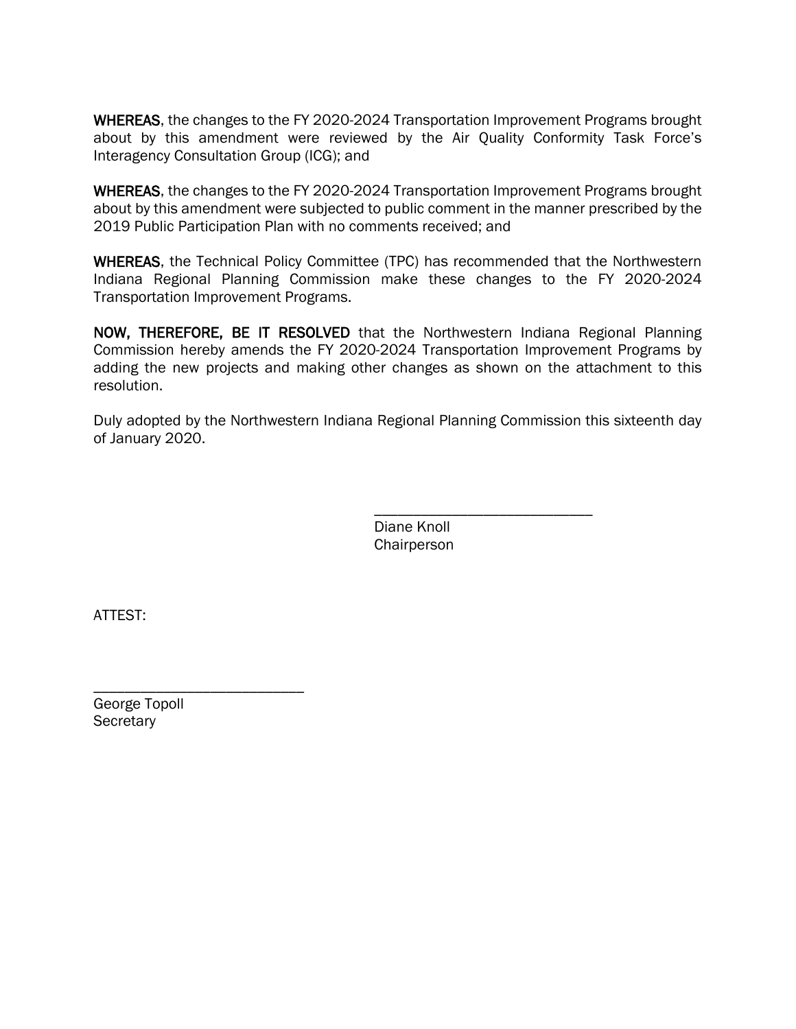**WHEREAS**, the changes to the FY 2020-2024 Transportation Improvement Programs brought about by this amendment were reviewed by the Air Quality Conformity Task Force's Interagency Consultation Group (ICG); and

**WHEREAS**, the changes to the FY 2020-2024 Transportation Improvement Programs brought about by this amendment were subjected to public comment in the manner prescribed by the 2019 Public Participation Plan with no comments received; and

**WHEREAS**, the Technical Policy Committee (TPC) has recommended that the Northwestern Indiana Regional Planning Commission make these changes to the FY 2020-2024 Transportation Improvement Programs.

**NOW, THEREFORE, BE IT RESOLVED** that the Northwestern Indiana Regional Planning Commission hereby amends the FY 2020-2024 Transportation Improvement Programs by adding the new projects and making other changes as shown on the attachment to this resolution.

Duly adopted by the Northwestern Indiana Regional Planning Commission this sixteenth day of January 2020.

\_\_\_\_\_\_\_\_\_\_\_\_\_\_\_\_\_\_\_\_\_\_\_\_\_\_\_\_
Diane Knoll
Chairperson

ATTEST:

\_\_\_\_\_\_\_\_\_\_\_\_\_\_\_\_\_\_\_\_\_\_\_\_\_\_\_\_
George Topoll
Secretary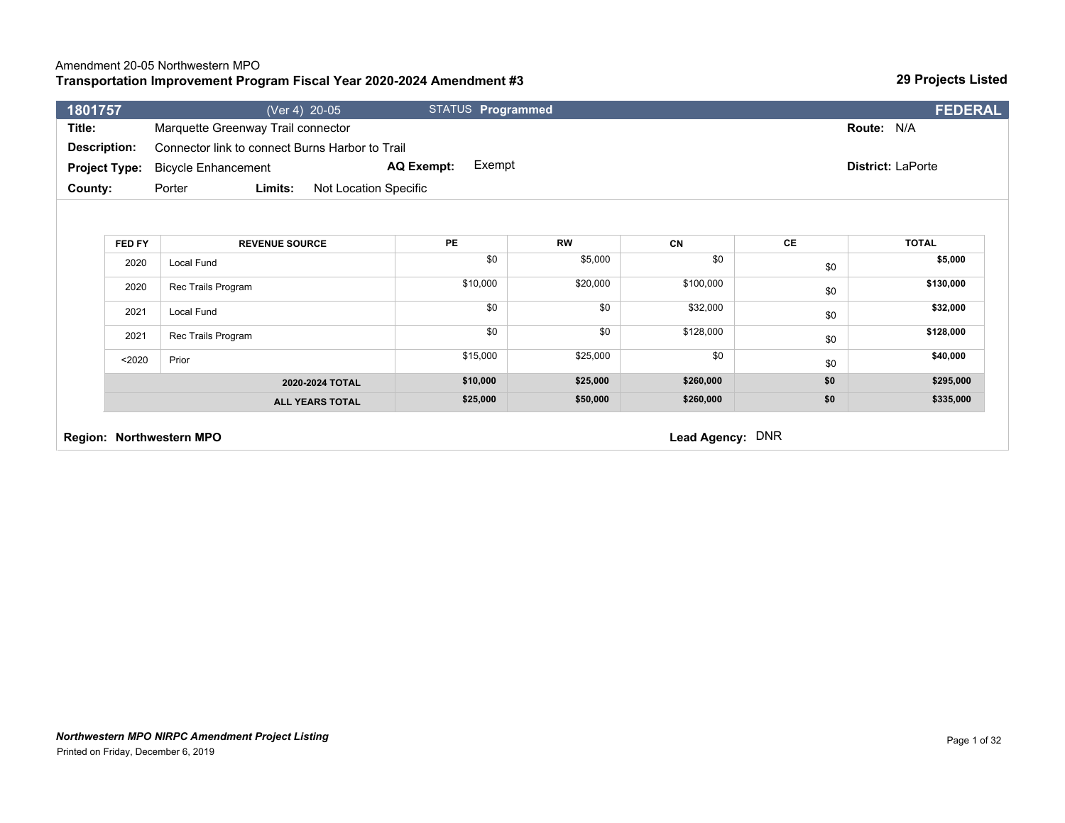Amendment 20-05 Northwestern MPO
**Transportation Improvement Program Fiscal Year 2020-2024 Amendment #3** **29 Projects Listed**

**1801757** (Ver 4) 20-05 STATUS **Programmed** **FEDERAL**

**Title:** Marquette Greenway Trail connector **Route:** N/A

**Description:** Connector link to connect Burns Harbor to Trail

**Project Type:** Bicycle Enhancement **AQ Exempt:** Exempt **District:** LaPorte

**County:** Porter **Limits:** Not Location Specific

| FED FY | REVENUE SOURCE | PE | RW | CN | CE | TOTAL |
|---|---|---|---|---|---|---|
| 2020 | Local Fund | $0 | $5,000 | $0 | $0 | **$5,000** |
| 2020 | Rec Trails Program | $10,000 | $20,000 | $100,000 | $0 | **$130,000** |
| 2021 | Local Fund | $0 | $0 | $32,000 | $0 | **$32,000** |
| 2021 | Rec Trails Program | $0 | $0 | $128,000 | $0 | **$128,000** |
| <2020 | Prior | $15,000 | $25,000 | $0 | $0 | **$40,000** |
| | **2020-2024 TOTAL** | **$10,000** | **$25,000** | **$260,000** | **$0** | **$295,000** |
| | **ALL YEARS TOTAL** | **$25,000** | **$50,000** | **$260,000** | **$0** | **$335,000** |

**Region: Northwestern MPO** **Lead Agency:** DNR

***Northwestern MPO NIRPC Amendment Project Listing***
Printed on Friday, December 6, 2019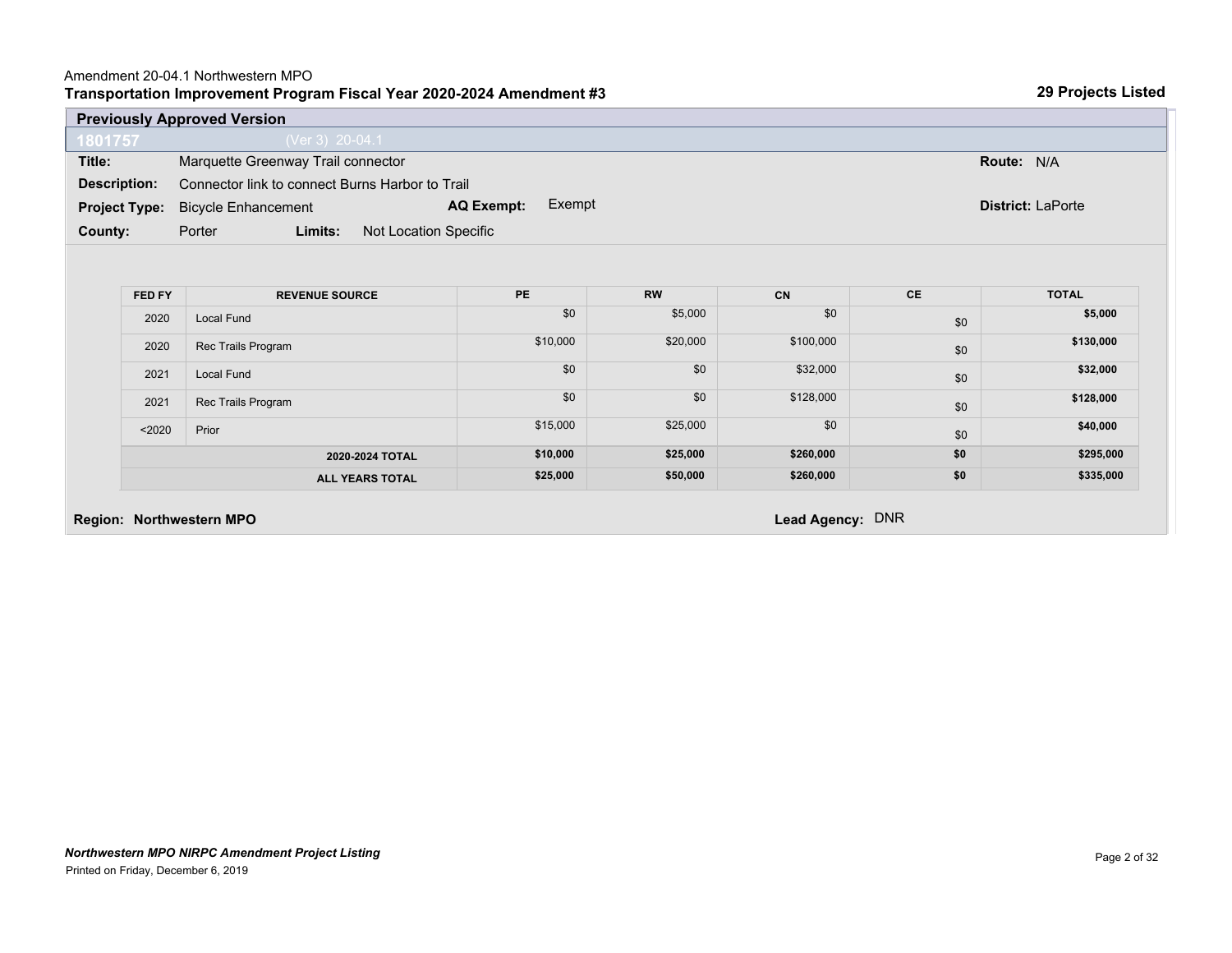Amendment 20-04.1 Northwestern MPO

**Transportation Improvement Program Fiscal Year 2020-2024 Amendment #3** **29 Projects Listed**

## Previously Approved Version

**1801757** (Ver 3) 20-04.1

**Title:** Marquette Greenway Trail connector **Route:** N/A

**Description:** Connector link to connect Burns Harbor to Trail

**Project Type:** Bicycle Enhancement **AQ Exempt:** Exempt **District:** LaPorte

**County:** Porter **Limits:** Not Location Specific

| FED FY | REVENUE SOURCE | PE | RW | CN | CE | TOTAL |
|---|---|---|---|---|---|---|
| 2020 | Local Fund | $0 | $5,000 | $0 | $0 | **$5,000** |
| 2020 | Rec Trails Program | $10,000 | $20,000 | $100,000 | $0 | **$130,000** |
| 2021 | Local Fund | $0 | $0 | $32,000 | $0 | **$32,000** |
| 2021 | Rec Trails Program | $0 | $0 | $128,000 | $0 | **$128,000** |
| <2020 | Prior | $15,000 | $25,000 | $0 | $0 | **$40,000** |
| | **2020-2024 TOTAL** | **$10,000** | **$25,000** | **$260,000** | **$0** | **$295,000** |
| | **ALL YEARS TOTAL** | **$25,000** | **$50,000** | **$260,000** | **$0** | **$335,000** |

**Region: Northwestern MPO** **Lead Agency:** DNR

***Northwestern MPO NIRPC Amendment Project Listing***

Printed on Friday, December 6, 2019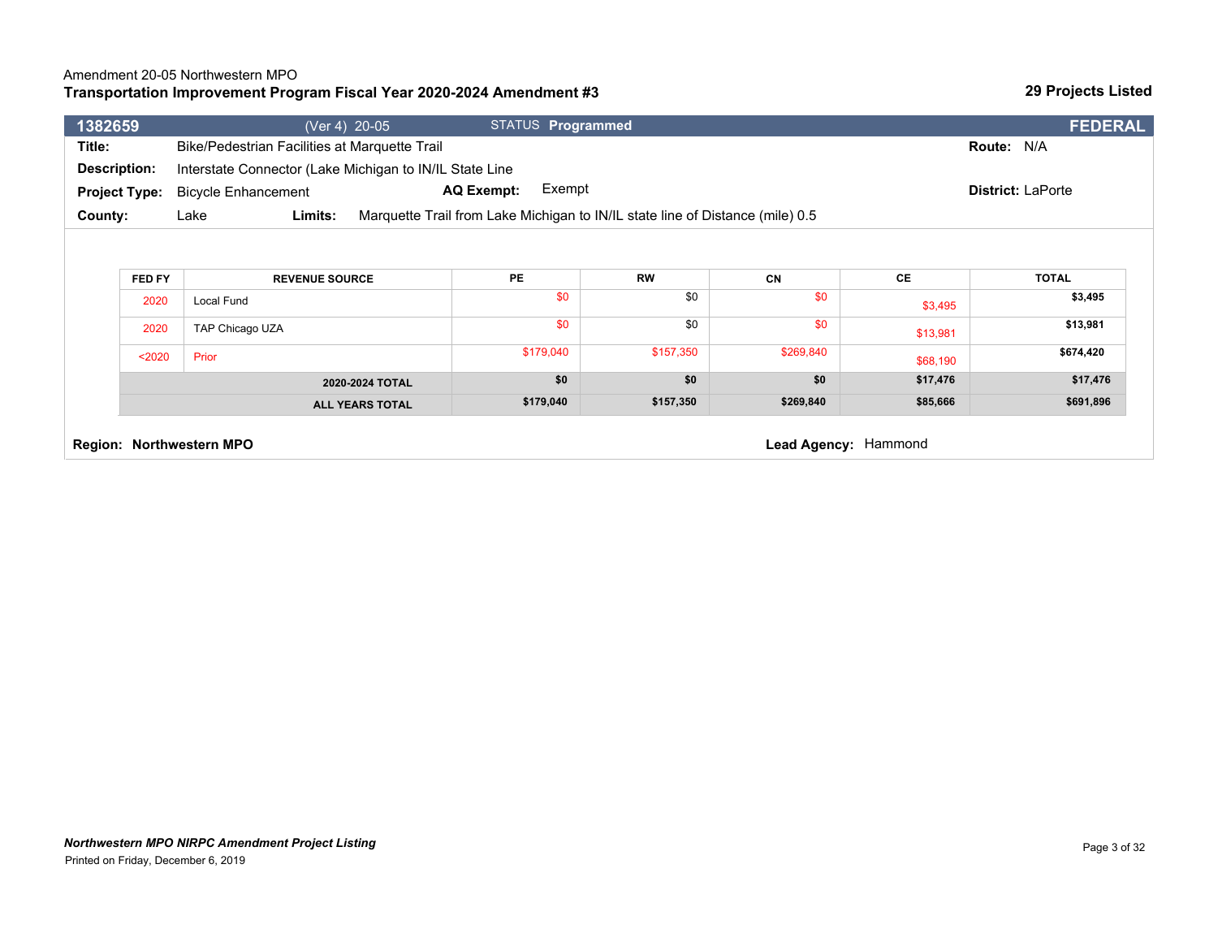Amendment 20-05 Northwestern MPO

**Transportation Improvement Program Fiscal Year 2020-2024 Amendment #3**

**29 Projects Listed**

| **1382659** | (Ver 4) 20-05 | STATUS **Programmed** | **FEDERAL** |
|---|---|---|---|

**Title:** Bike/Pedestrian Facilities at Marquette Trail **Route:** N/A

**Description:** Interstate Connector (Lake Michigan to IN/IL State Line

**Project Type:** Bicycle Enhancement **AQ Exempt:** Exempt **District:** LaPorte

**County:** Lake **Limits:** Marquette Trail from Lake Michigan to IN/IL state line of Distance (mile) 0.5

| FED FY | REVENUE SOURCE | PE | RW | CN | CE | TOTAL |
|---|---|---|---|---|---|---|
| 2020 | Local Fund | $0 | $0 | $0 | $3,495 | $3,495 |
| 2020 | TAP Chicago UZA | $0 | $0 | $0 | $13,981 | $13,981 |
| <2020 | Prior | $179,040 | $157,350 | $269,840 | $68,190 | $674,420 |
| | **2020-2024 TOTAL** | **$0** | **$0** | **$0** | **$17,476** | **$17,476** |
| | **ALL YEARS TOTAL** | **$179,040** | **$157,350** | **$269,840** | **$85,666** | **$691,896** |

**Region: Northwestern MPO** **Lead Agency:** Hammond

***Northwestern MPO NIRPC Amendment Project Listing***

Printed on Friday, December 6, 2019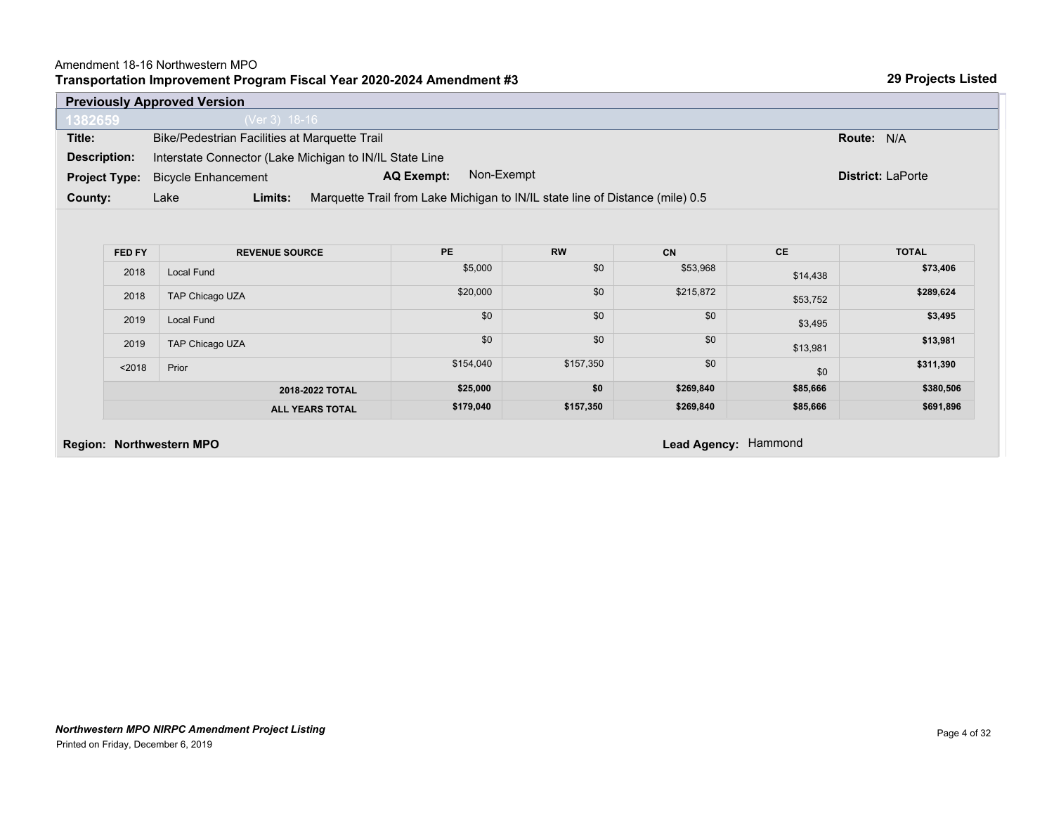Amendment 18-16 Northwestern MPO

**Transportation Improvement Program Fiscal Year 2020-2024 Amendment #3**

**29 Projects Listed**

**Previously Approved Version**

**1382659** (Ver 3) 18-16

**Title:** Bike/Pedestrian Facilities at Marquette Trail **Route:** N/A

**Description:** Interstate Connector (Lake Michigan to IN/IL State Line

**Project Type:** Bicycle Enhancement **AQ Exempt:** Non-Exempt **District:** LaPorte

**County:** Lake **Limits:** Marquette Trail from Lake Michigan to IN/IL state line of Distance (mile) 0.5

| FED FY | REVENUE SOURCE | PE | RW | CN | CE | TOTAL |
|---|---|---|---|---|---|---|
| 2018 | Local Fund | $5,000 | $0 | $53,968 | $14,438 | **$73,406** |
| 2018 | TAP Chicago UZA | $20,000 | $0 | $215,872 | $53,752 | **$289,624** |
| 2019 | Local Fund | $0 | $0 | $0 | $3,495 | **$3,495** |
| 2019 | TAP Chicago UZA | $0 | $0 | $0 | $13,981 | **$13,981** |
| <2018 | Prior | $154,040 | $157,350 | $0 | $0 | **$311,390** |
| | **2018-2022 TOTAL** | **$25,000** | **$0** | **$269,840** | **$85,666** | **$380,506** |
| | **ALL YEARS TOTAL** | **$179,040** | **$157,350** | **$269,840** | **$85,666** | **$691,896** |

**Region: Northwestern MPO** **Lead Agency:** Hammond

***Northwestern MPO NIRPC Amendment Project Listing***

Printed on Friday, December 6, 2019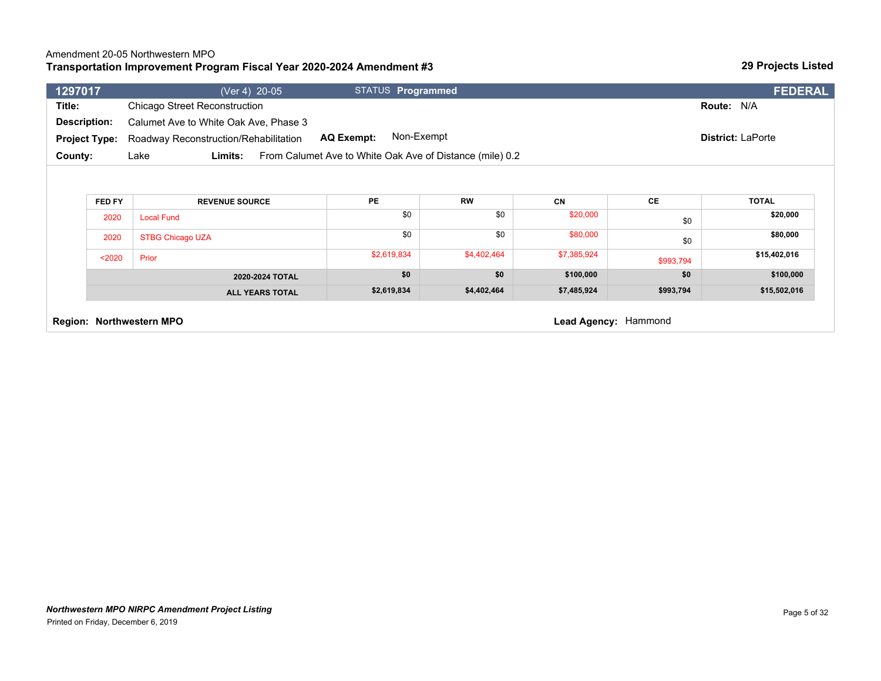Amendment 20-05 Northwestern MPO

**Transportation Improvement Program Fiscal Year 2020-2024 Amendment #3**

**29 Projects Listed**

| **1297017** | (Ver 4) 20-05 | STATUS **Programmed** | **FEDERAL** |
|---|---|---|---|

**Title:** Chicago Street Reconstruction **Route:** N/A

**Description:** Calumet Ave to White Oak Ave, Phase 3

**Project Type:** Roadway Reconstruction/Rehabilitation **AQ Exempt:** Non-Exempt **District:** LaPorte

**County:** Lake **Limits:** From Calumet Ave to White Oak Ave of Distance (mile) 0.2

| FED FY | REVENUE SOURCE | PE | RW | CN | CE | TOTAL |
|---|---|---|---|---|---|---|
| 2020 | Local Fund | $0 | $0 | $20,000 | $0 | **$20,000** |
| 2020 | STBG Chicago UZA | $0 | $0 | $80,000 | $0 | **$80,000** |
| <2020 | Prior | $2,619,834 | $4,402,464 | $7,385,924 | $993,794 | **$15,402,016** |
| | **2020-2024 TOTAL** | **$0** | **$0** | **$100,000** | **$0** | **$100,000** |
| | **ALL YEARS TOTAL** | **$2,619,834** | **$4,402,464** | **$7,485,924** | **$993,794** | **$15,502,016** |

**Region: Northwestern MPO** **Lead Agency:** Hammond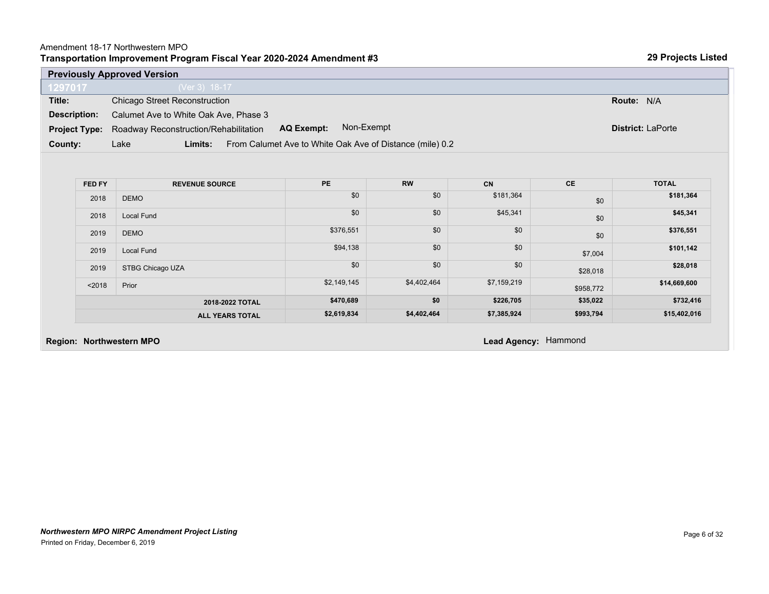Amendment 18-17 Northwestern MPO

**Transportation Improvement Program Fiscal Year 2020-2024 Amendment #3**

**29 Projects Listed**

**Previously Approved Version**

**1297017** (Ver 3) 18-17

**Title:** Chicago Street Reconstruction **Route:** N/A

**Description:** Calumet Ave to White Oak Ave, Phase 3

**Project Type:** Roadway Reconstruction/Rehabilitation **AQ Exempt:** Non-Exempt **District:** LaPorte

**County:** Lake **Limits:** From Calumet Ave to White Oak Ave of Distance (mile) 0.2

| FED FY | REVENUE SOURCE | PE | RW | CN | CE | TOTAL |
|---|---|---|---|---|---|---|
| 2018 | DEMO | $0 | $0 | $181,364 | $0 | **$181,364** |
| 2018 | Local Fund | $0 | $0 | $45,341 | $0 | **$45,341** |
| 2019 | DEMO | $376,551 | $0 | $0 | $0 | **$376,551** |
| 2019 | Local Fund | $94,138 | $0 | $0 | $7,004 | **$101,142** |
| 2019 | STBG Chicago UZA | $0 | $0 | $0 | $28,018 | **$28,018** |
| <2018 | Prior | $2,149,145 | $4,402,464 | $7,159,219 | $958,772 | **$14,669,600** |
| | **2018-2022 TOTAL** | **$470,689** | **$0** | **$226,705** | **$35,022** | **$732,416** |
| | **ALL YEARS TOTAL** | **$2,619,834** | **$4,402,464** | **$7,385,924** | **$993,794** | **$15,402,016** |

**Region: Northwestern MPO** **Lead Agency:** Hammond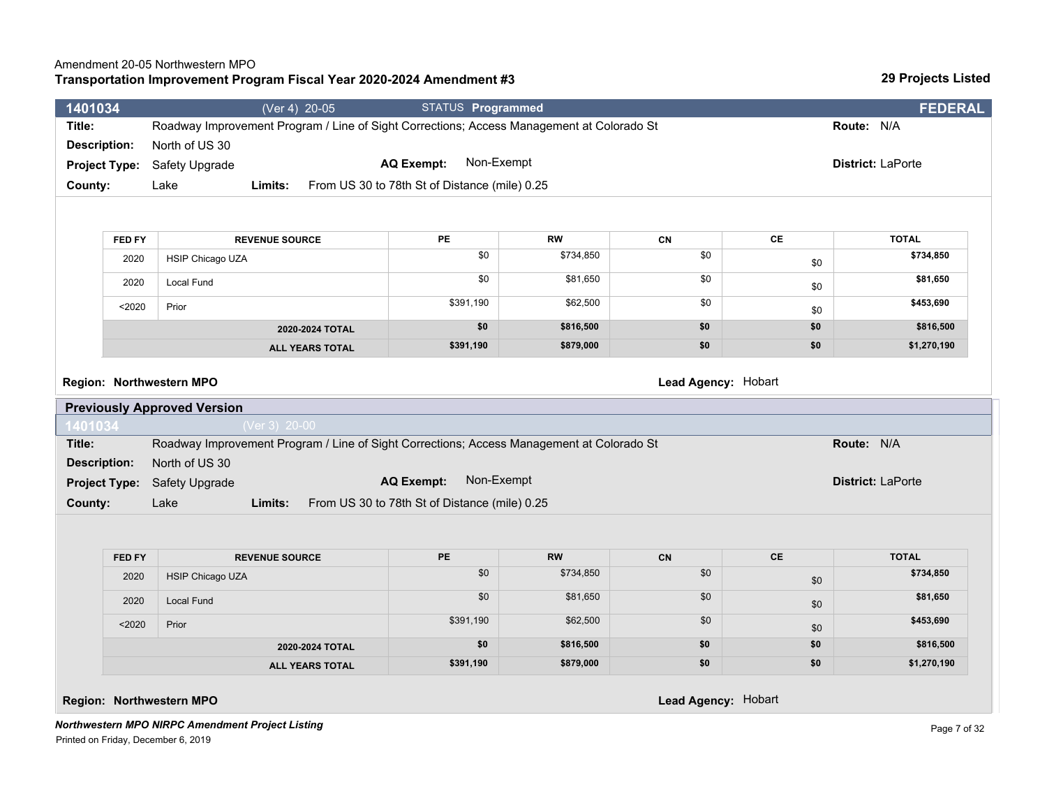Amendment 20-05 Northwestern MPO

**Transportation Improvement Program Fiscal Year 2020-2024 Amendment #3**

**29 Projects Listed**

## 1401034 (Ver 4) 20-05 STATUS **Programmed** **FEDERAL**

**Title:** Roadway Improvement Program / Line of Sight Corrections; Access Management at Colorado St

**Route:** N/A

**Description:** North of US 30

**Project Type:** Safety Upgrade

**AQ Exempt:** Non-Exempt

**District:** LaPorte

**County:** Lake

**Limits:** From US 30 to 78th St of Distance (mile) 0.25

| FED FY | REVENUE SOURCE | PE | RW | CN | CE | TOTAL |
|---|---|---|---|---|---|---|
| 2020 | HSIP Chicago UZA | $0 | $734,850 | $0 | $0 | **$734,850** |
| 2020 | Local Fund | $0 | $81,650 | $0 | $0 | **$81,650** |
| <2020 | Prior | $391,190 | $62,500 | $0 | $0 | **$453,690** |
| | **2020-2024 TOTAL** | **$0** | **$816,500** | **$0** | **$0** | **$816,500** |
| | **ALL YEARS TOTAL** | **$391,190** | **$879,000** | **$0** | **$0** | **$1,270,190** |

**Region: Northwestern MPO**

**Lead Agency:** Hobart

### Previously Approved Version

## 1401034 (Ver 3) 20-00

**Title:** Roadway Improvement Program / Line of Sight Corrections; Access Management at Colorado St

**Route:** N/A

**Description:** North of US 30

**Project Type:** Safety Upgrade

**AQ Exempt:** Non-Exempt

**District:** LaPorte

**County:** Lake

**Limits:** From US 30 to 78th St of Distance (mile) 0.25

| FED FY | REVENUE SOURCE | PE | RW | CN | CE | TOTAL |
|---|---|---|---|---|---|---|
| 2020 | HSIP Chicago UZA | $0 | $734,850 | $0 | $0 | **$734,850** |
| 2020 | Local Fund | $0 | $81,650 | $0 | $0 | **$81,650** |
| <2020 | Prior | $391,190 | $62,500 | $0 | $0 | **$453,690** |
| | **2020-2024 TOTAL** | **$0** | **$816,500** | **$0** | **$0** | **$816,500** |
| | **ALL YEARS TOTAL** | **$391,190** | **$879,000** | **$0** | **$0** | **$1,270,190** |

**Region: Northwestern MPO**

**Lead Agency:** Hobart

***Northwestern MPO NIRPC Amendment Project Listing***

Printed on Friday, December 6, 2019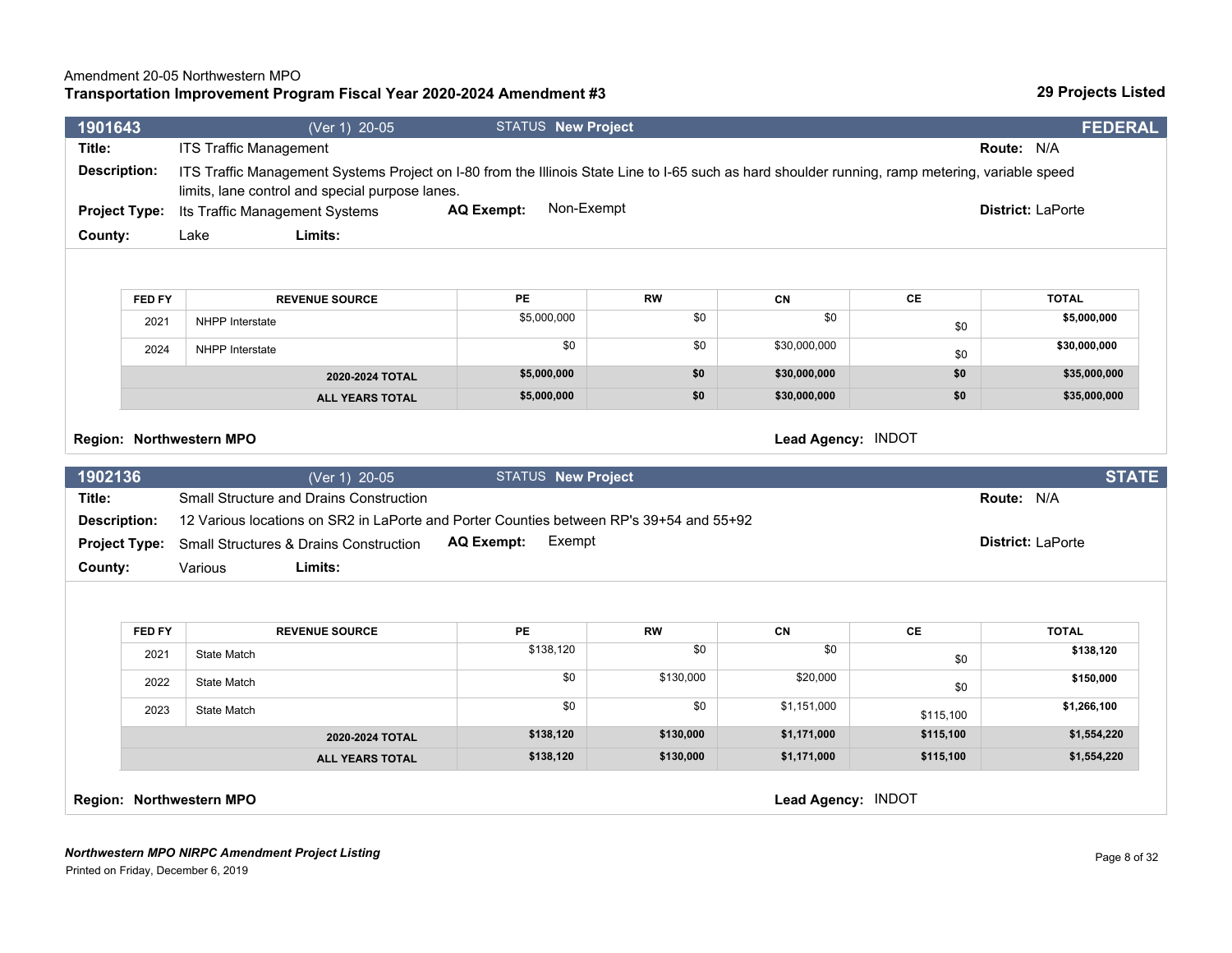Amendment 20-05 Northwestern MPO

**Transportation Improvement Program Fiscal Year 2020-2024 Amendment #3** **29 Projects Listed**

| **1901643** | (Ver 1) 20-05 | STATUS **New Project** | **FEDERAL** |
|---|---|---|---|

**Title:** ITS Traffic Management **Route:** N/A

**Description:** ITS Traffic Management Systems Project on I-80 from the Illinois State Line to I-65 such as hard shoulder running, ramp metering, variable speed limits, lane control and special purpose lanes.

**Project Type:** Its Traffic Management Systems **AQ Exempt:** Non-Exempt **District:** LaPorte

**County:** Lake **Limits:**

| FED FY | REVENUE SOURCE | PE | RW | CN | CE | TOTAL |
|---|---|---|---|---|---|---|
| 2021 | NHPP Interstate | $5,000,000 | $0 | $0 | $0 | **$5,000,000** |
| 2024 | NHPP Interstate | $0 | $0 | $30,000,000 | $0 | **$30,000,000** |
| | **2020-2024 TOTAL** | **$5,000,000** | **$0** | **$30,000,000** | **$0** | **$35,000,000** |
| | **ALL YEARS TOTAL** | **$5,000,000** | **$0** | **$30,000,000** | **$0** | **$35,000,000** |

**Region: Northwestern MPO** **Lead Agency:** INDOT

| **1902136** | (Ver 1) 20-05 | STATUS **New Project** | **STATE** |
|---|---|---|---|

**Title:** Small Structure and Drains Construction **Route:** N/A

**Description:** 12 Various locations on SR2 in LaPorte and Porter Counties between RP's 39+54 and 55+92

**Project Type:** Small Structures & Drains Construction **AQ Exempt:** Exempt **District:** LaPorte

**County:** Various **Limits:**

| FED FY | REVENUE SOURCE | PE | RW | CN | CE | TOTAL |
|---|---|---|---|---|---|---|
| 2021 | State Match | $138,120 | $0 | $0 | $0 | **$138,120** |
| 2022 | State Match | $0 | $130,000 | $20,000 | $0 | **$150,000** |
| 2023 | State Match | $0 | $0 | $1,151,000 | $115,100 | **$1,266,100** |
| | **2020-2024 TOTAL** | **$138,120** | **$130,000** | **$1,171,000** | **$115,100** | **$1,554,220** |
| | **ALL YEARS TOTAL** | **$138,120** | **$130,000** | **$1,171,000** | **$115,100** | **$1,554,220** |

**Region: Northwestern MPO** **Lead Agency:** INDOT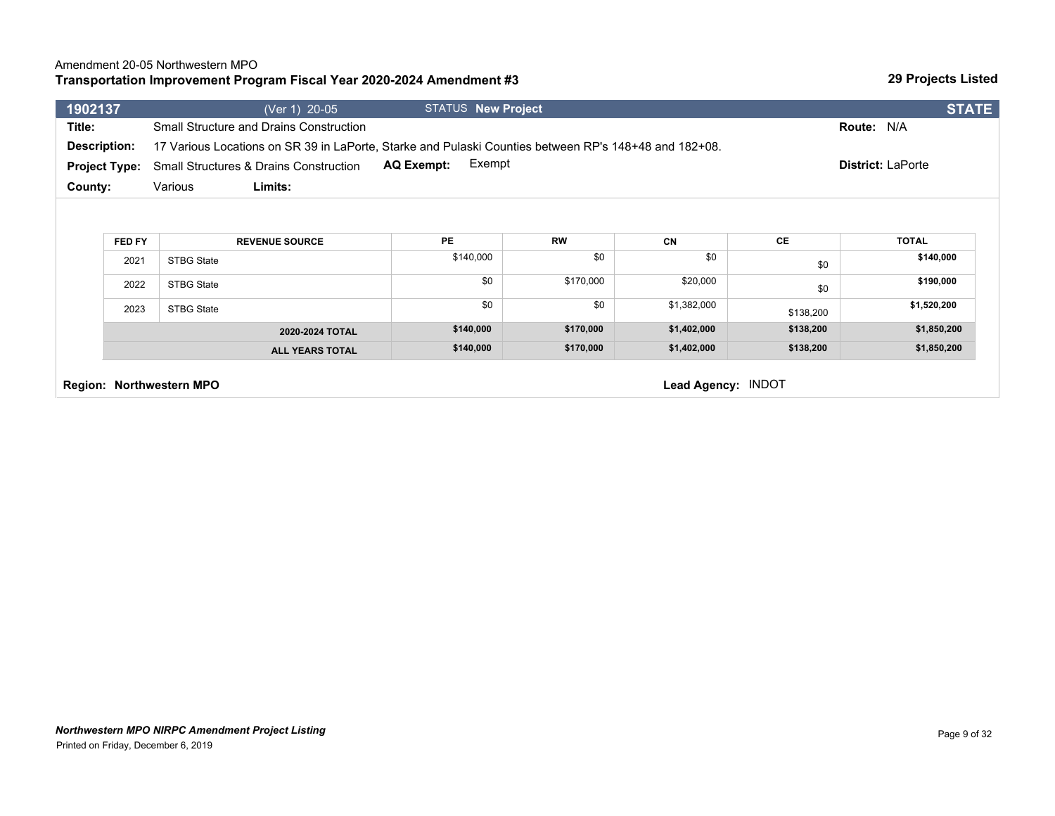Amendment 20-05 Northwestern MPO

**Transportation Improvement Program Fiscal Year 2020-2024 Amendment #3**

**29 Projects Listed**

**1902137** (Ver 1) 20-05 STATUS **New Project** **STATE**

**Title:** Small Structure and Drains Construction **Route:** N/A

**Description:** 17 Various Locations on SR 39 in LaPorte, Starke and Pulaski Counties between RP's 148+48 and 182+08.

**Project Type:** Small Structures & Drains Construction **AQ Exempt:** Exempt **District:** LaPorte

**County:** Various **Limits:**

| FED FY | REVENUE SOURCE | PE | RW | CN | CE | TOTAL |
|---|---|---|---|---|---|---|
| 2021 | STBG State | $140,000 | $0 | $0 | $0 | **$140,000** |
| 2022 | STBG State | $0 | $170,000 | $20,000 | $0 | **$190,000** |
| 2023 | STBG State | $0 | $0 | $1,382,000 | $138,200 | **$1,520,200** |
| | **2020-2024 TOTAL** | **$140,000** | **$170,000** | **$1,402,000** | **$138,200** | **$1,850,200** |
| | **ALL YEARS TOTAL** | **$140,000** | **$170,000** | **$1,402,000** | **$138,200** | **$1,850,200** |

**Region: Northwestern MPO** **Lead Agency:** INDOT

***Northwestern MPO NIRPC Amendment Project Listing***

Printed on Friday, December 6, 2019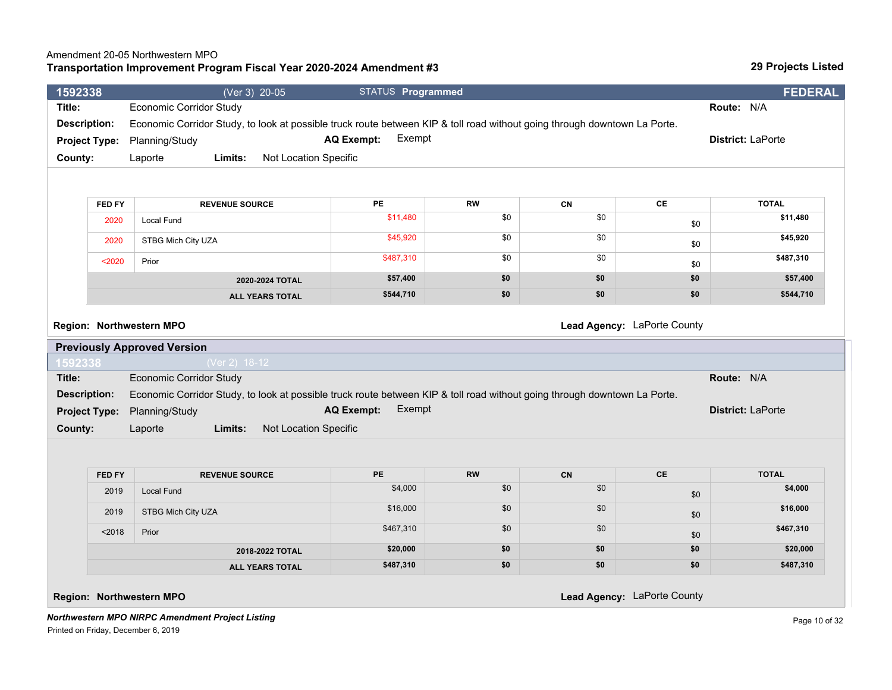Amendment 20-05 Northwestern MPO

**Transportation Improvement Program Fiscal Year 2020-2024 Amendment #3**

**29 Projects Listed**

**1592338** (Ver 3) 20-05 STATUS **Programmed** **FEDERAL**

**Title:** Economic Corridor Study **Route:** N/A

**Description:** Economic Corridor Study, to look at possible truck route between KIP & toll road without going through downtown La Porte.

**Project Type:** Planning/Study **AQ Exempt:** Exempt **District:** LaPorte

**County:** Laporte **Limits:** Not Location Specific

| FED FY | REVENUE SOURCE | PE | RW | CN | CE | TOTAL |
|---|---|---|---|---|---|---|
| 2020 | Local Fund | $11,480 | $0 | $0 | $0 | $11,480 |
| 2020 | STBG Mich City UZA | $45,920 | $0 | $0 | $0 | $45,920 |
| <2020 | Prior | $487,310 | $0 | $0 | $0 | $487,310 |
| | **2020-2024 TOTAL** | **$57,400** | **$0** | **$0** | **$0** | **$57,400** |
| | **ALL YEARS TOTAL** | **$544,710** | **$0** | **$0** | **$0** | **$544,710** |

**Region: Northwestern MPO** **Lead Agency:** LaPorte County

## Previously Approved Version

**1592338** (Ver 2) 18-12

**Title:** Economic Corridor Study **Route:** N/A

**Description:** Economic Corridor Study, to look at possible truck route between KIP & toll road without going through downtown La Porte.

**Project Type:** Planning/Study **AQ Exempt:** Exempt **District:** LaPorte

**County:** Laporte **Limits:** Not Location Specific

| FED FY | REVENUE SOURCE | PE | RW | CN | CE | TOTAL |
|---|---|---|---|---|---|---|
| 2019 | Local Fund | $4,000 | $0 | $0 | $0 | $4,000 |
| 2019 | STBG Mich City UZA | $16,000 | $0 | $0 | $0 | $16,000 |
| <2018 | Prior | $467,310 | $0 | $0 | $0 | $467,310 |
| | **2018-2022 TOTAL** | **$20,000** | **$0** | **$0** | **$0** | **$20,000** |
| | **ALL YEARS TOTAL** | **$487,310** | **$0** | **$0** | **$0** | **$487,310** |

**Region: Northwestern MPO** **Lead Agency:** LaPorte County

*Northwestern MPO NIRPC Amendment Project Listing*

Printed on Friday, December 6, 2019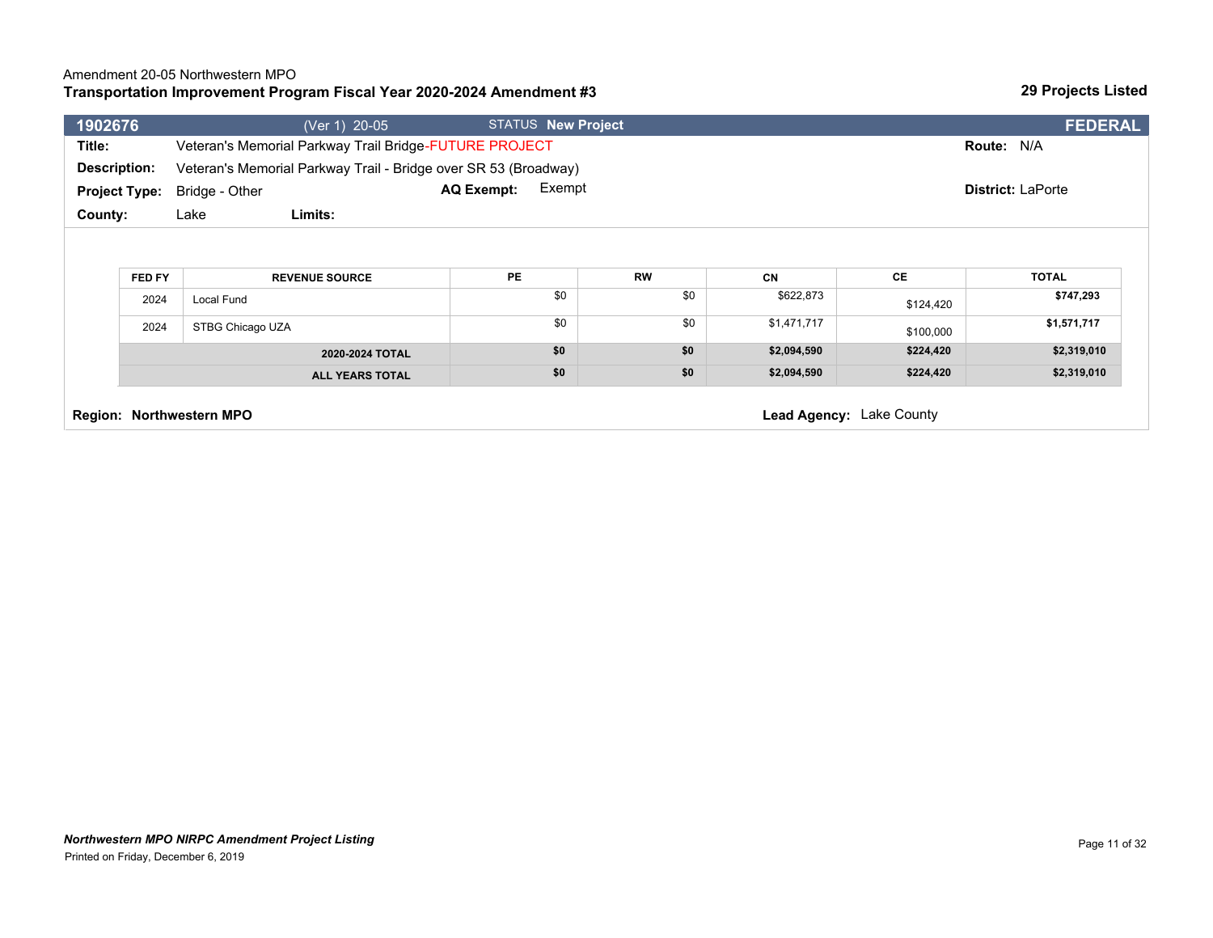Amendment 20-05 Northwestern MPO

**Transportation Improvement Program Fiscal Year 2020-2024 Amendment #3**

**29 Projects Listed**

**1902676** (Ver 1) 20-05 STATUS **New Project** **FEDERAL**

**Title:** Veteran's Memorial Parkway Trail Bridge-FUTURE PROJECT **Route:** N/A

**Description:** Veteran's Memorial Parkway Trail - Bridge over SR 53 (Broadway)

**Project Type:** Bridge - Other **AQ Exempt:** Exempt **District:** LaPorte

**County:** Lake **Limits:**

| FED FY | REVENUE SOURCE | PE | RW | CN | CE | TOTAL |
|---|---|---|---|---|---|---|
| 2024 | Local Fund | $0 | $0 | $622,873 | $124,420 | **$747,293** |
| 2024 | STBG Chicago UZA | $0 | $0 | $1,471,717 | $100,000 | **$1,571,717** |
| | **2020-2024 TOTAL** | **$0** | **$0** | **$2,094,590** | **$224,420** | **$2,319,010** |
| | **ALL YEARS TOTAL** | **$0** | **$0** | **$2,094,590** | **$224,420** | **$2,319,010** |

**Region: Northwestern MPO** **Lead Agency:** Lake County

***Northwestern MPO NIRPC Amendment Project Listing***

Printed on Friday, December 6, 2019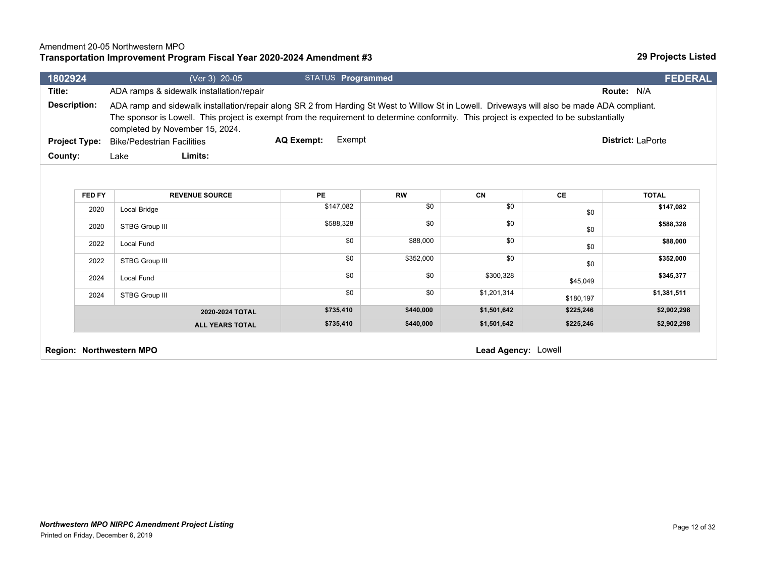Amendment 20-05 Northwestern MPO

**Transportation Improvement Program Fiscal Year 2020-2024 Amendment #3**

**29 Projects Listed**

| **1802924** | (Ver 3) 20-05 | STATUS **Programmed** | **FEDERAL** |
|---|---|---|---|

**Title:** ADA ramps & sidewalk installation/repair **Route:** N/A

**Description:** ADA ramp and sidewalk installation/repair along SR 2 from Harding St West to Willow St in Lowell. Driveways will also be made ADA compliant. The sponsor is Lowell. This project is exempt from the requirement to determine conformity. This project is expected to be substantially completed by November 15, 2024.

**Project Type:** Bike/Pedestrian Facilities **AQ Exempt:** Exempt **District:** LaPorte

**County:** Lake **Limits:**

| FED FY | REVENUE SOURCE | PE | RW | CN | CE | TOTAL |
|---|---|---|---|---|---|---|
| 2020 | Local Bridge | $147,082 | $0 | $0 | $0 | **$147,082** |
| 2020 | STBG Group III | $588,328 | $0 | $0 | $0 | **$588,328** |
| 2022 | Local Fund | $0 | $88,000 | $0 | $0 | **$88,000** |
| 2022 | STBG Group III | $0 | $352,000 | $0 | $0 | **$352,000** |
| 2024 | Local Fund | $0 | $0 | $300,328 | $45,049 | **$345,377** |
| 2024 | STBG Group III | $0 | $0 | $1,201,314 | $180,197 | **$1,381,511** |
| | **2020-2024 TOTAL** | **$735,410** | **$440,000** | **$1,501,642** | **$225,246** | **$2,902,298** |
| | **ALL YEARS TOTAL** | **$735,410** | **$440,000** | **$1,501,642** | **$225,246** | **$2,902,298** |

**Region: Northwestern MPO** **Lead Agency:** Lowell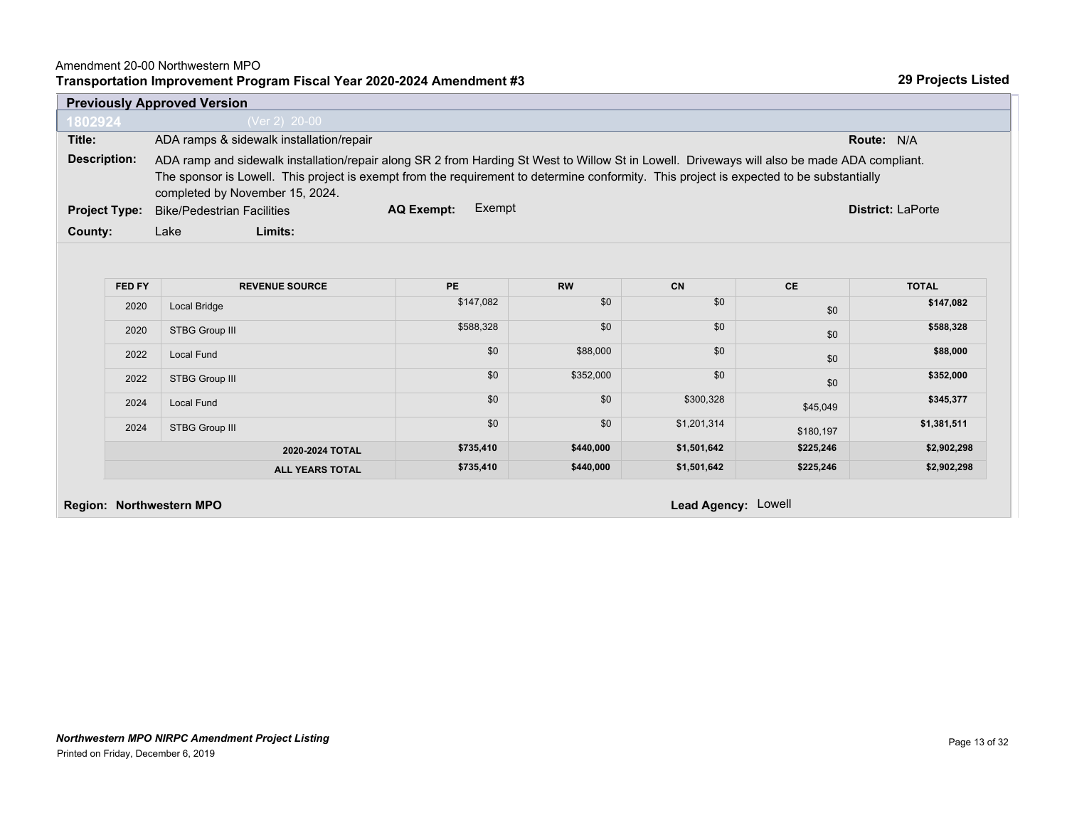Amendment 20-00 Northwestern MPO

**Transportation Improvement Program Fiscal Year 2020-2024 Amendment #3** — **29 Projects Listed**

**Previously Approved Version**

**1802924** (Ver 2) 20-00

**Title:** ADA ramps & sidewalk installation/repair **Route:** N/A

**Description:** ADA ramp and sidewalk installation/repair along SR 2 from Harding St West to Willow St in Lowell. Driveways will also be made ADA compliant. The sponsor is Lowell. This project is exempt from the requirement to determine conformity. This project is expected to be substantially completed by November 15, 2024.

**Project Type:** Bike/Pedestrian Facilities **AQ Exempt:** Exempt **District:** LaPorte

**County:** Lake **Limits:**

| FED FY | REVENUE SOURCE | PE | RW | CN | CE | TOTAL |
|---|---|---|---|---|---|---|
| 2020 | Local Bridge | $147,082 | $0 | $0 | $0 | **$147,082** |
| 2020 | STBG Group III | $588,328 | $0 | $0 | $0 | **$588,328** |
| 2022 | Local Fund | $0 | $88,000 | $0 | $0 | **$88,000** |
| 2022 | STBG Group III | $0 | $352,000 | $0 | $0 | **$352,000** |
| 2024 | Local Fund | $0 | $0 | $300,328 | $45,049 | **$345,377** |
| 2024 | STBG Group III | $0 | $0 | $1,201,314 | $180,197 | **$1,381,511** |
| | **2020-2024 TOTAL** | **$735,410** | **$440,000** | **$1,501,642** | **$225,246** | **$2,902,298** |
| | **ALL YEARS TOTAL** | **$735,410** | **$440,000** | **$1,501,642** | **$225,246** | **$2,902,298** |

**Region: Northwestern MPO** **Lead Agency:** Lowell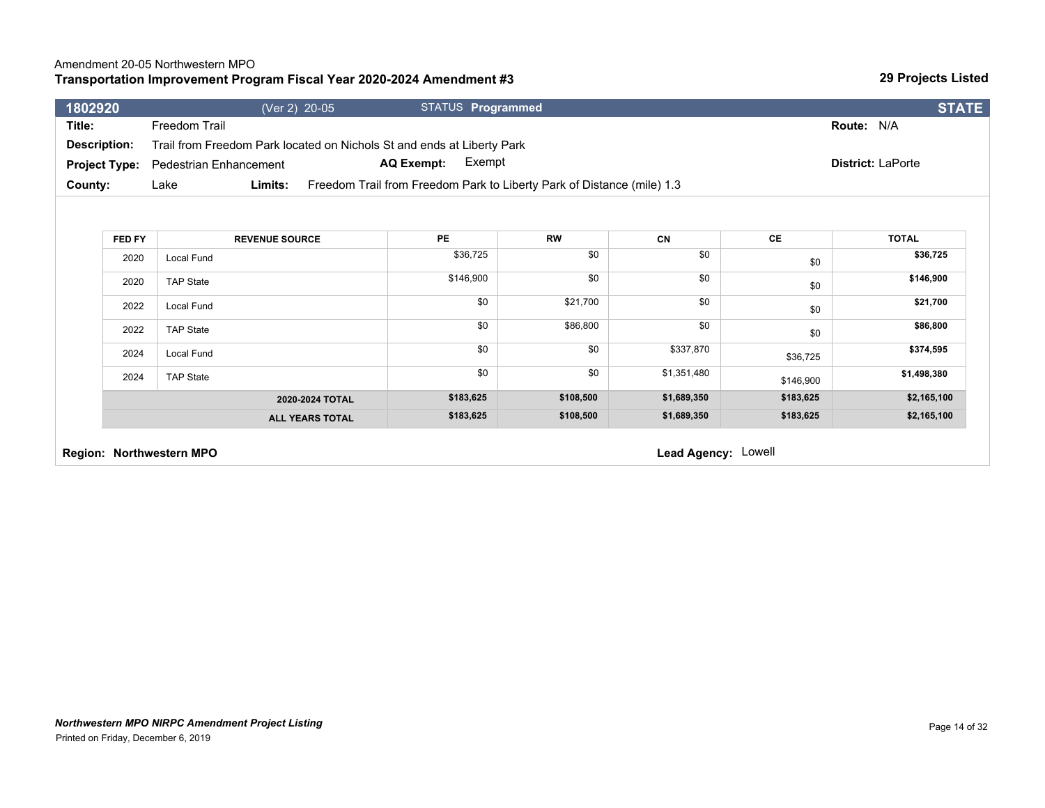Amendment 20-05 Northwestern MPO

## Transportation Improvement Program Fiscal Year 2020-2024 Amendment #3

**29 Projects Listed**

| **1802920** | (Ver 2) 20-05 | STATUS **Programmed** | **STATE** |
|---|---|---|---|

**Title:** Freedom Trail **Route:** N/A

**Description:** Trail from Freedom Park located on Nichols St and ends at Liberty Park

**Project Type:** Pedestrian Enhancement **AQ Exempt:** Exempt **District:** LaPorte

**County:** Lake **Limits:** Freedom Trail from Freedom Park to Liberty Park of Distance (mile) 1.3

| FED FY | REVENUE SOURCE | PE | RW | CN | CE | TOTAL |
|---|---|---|---|---|---|---|
| 2020 | Local Fund | $36,725 | $0 | $0 | $0 | **$36,725** |
| 2020 | TAP State | $146,900 | $0 | $0 | $0 | **$146,900** |
| 2022 | Local Fund | $0 | $21,700 | $0 | $0 | **$21,700** |
| 2022 | TAP State | $0 | $86,800 | $0 | $0 | **$86,800** |
| 2024 | Local Fund | $0 | $0 | $337,870 | $36,725 | **$374,595** |
| 2024 | TAP State | $0 | $0 | $1,351,480 | $146,900 | **$1,498,380** |
| | **2020-2024 TOTAL** | **$183,625** | **$108,500** | **$1,689,350** | **$183,625** | **$2,165,100** |
| | **ALL YEARS TOTAL** | **$183,625** | **$108,500** | **$1,689,350** | **$183,625** | **$2,165,100** |

**Region: Northwestern MPO** **Lead Agency:** Lowell

***Northwestern MPO NIRPC Amendment Project Listing***

Printed on Friday, December 6, 2019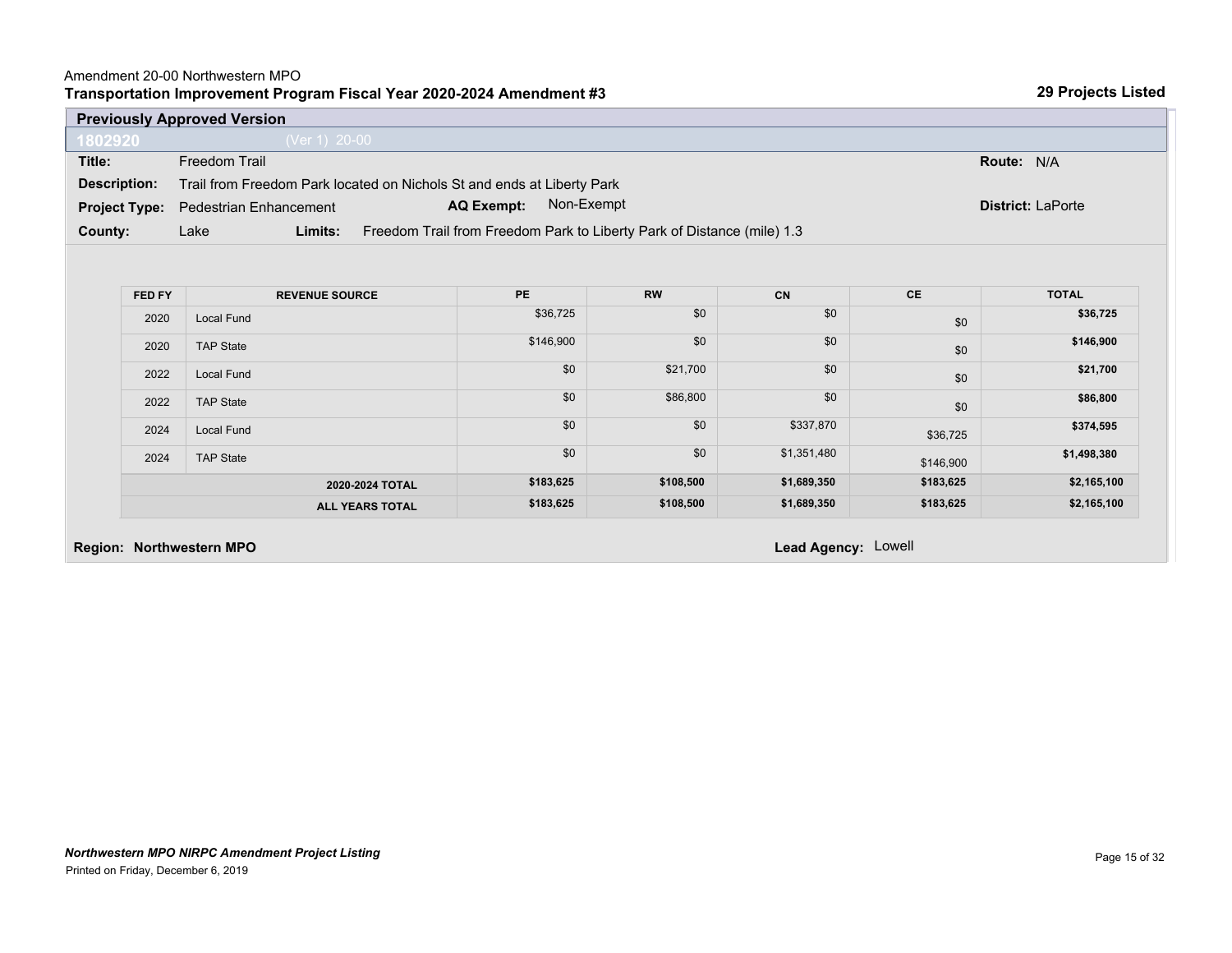Amendment 20-00 Northwestern MPO

**Transportation Improvement Program Fiscal Year 2020-2024 Amendment #3**

**29 Projects Listed**

**Previously Approved Version**

**1802920** (Ver 1) 20-00

**Title:** Freedom Trail **Route:** N/A

**Description:** Trail from Freedom Park located on Nichols St and ends at Liberty Park

**Project Type:** Pedestrian Enhancement **AQ Exempt:** Non-Exempt **District:** LaPorte

**County:** Lake **Limits:** Freedom Trail from Freedom Park to Liberty Park of Distance (mile) 1.3

| FED FY | REVENUE SOURCE | PE | RW | CN | CE | TOTAL |
|---|---|---|---|---|---|---|
| 2020 | Local Fund | $36,725 | $0 | $0 | $0 | **$36,725** |
| 2020 | TAP State | $146,900 | $0 | $0 | $0 | **$146,900** |
| 2022 | Local Fund | $0 | $21,700 | $0 | $0 | **$21,700** |
| 2022 | TAP State | $0 | $86,800 | $0 | $0 | **$86,800** |
| 2024 | Local Fund | $0 | $0 | $337,870 | $36,725 | **$374,595** |
| 2024 | TAP State | $0 | $0 | $1,351,480 | $146,900 | **$1,498,380** |
| | **2020-2024 TOTAL** | **$183,625** | **$108,500** | **$1,689,350** | **$183,625** | **$2,165,100** |
| | **ALL YEARS TOTAL** | **$183,625** | **$108,500** | **$1,689,350** | **$183,625** | **$2,165,100** |

**Region: Northwestern MPO** **Lead Agency:** Lowell

***Northwestern MPO NIRPC Amendment Project Listing***

Printed on Friday, December 6, 2019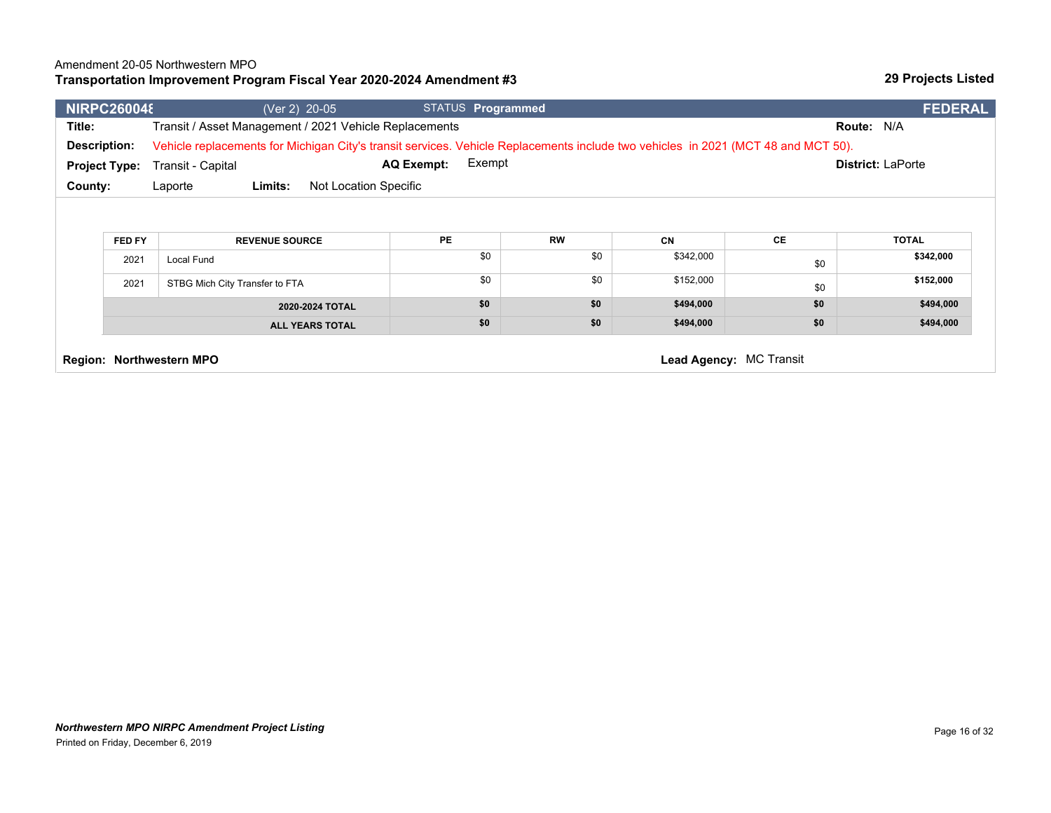Amendment 20-05 Northwestern MPO

**Transportation Improvement Program Fiscal Year 2020-2024 Amendment #3**

**29 Projects Listed**

**NIRPC260048** (Ver 2) 20-05 STATUS **Programmed** **FEDERAL**

**Title:** Transit / Asset Management / 2021 Vehicle Replacements **Route:** N/A

**Description:** Vehicle replacements for Michigan City's transit services. Vehicle Replacements include two vehicles in 2021 (MCT 48 and MCT 50).

**Project Type:** Transit - Capital **AQ Exempt:** Exempt **District:** LaPorte

**County:** Laporte **Limits:** Not Location Specific

| FED FY | REVENUE SOURCE | PE | RW | CN | CE | TOTAL |
|---|---|---|---|---|---|---|
| 2021 | Local Fund | $0 | $0 | $342,000 | $0 | **$342,000** |
| 2021 | STBG Mich City Transfer to FTA | $0 | $0 | $152,000 | $0 | **$152,000** |
| | **2020-2024 TOTAL** | **$0** | **$0** | **$494,000** | **$0** | **$494,000** |
| | **ALL YEARS TOTAL** | **$0** | **$0** | **$494,000** | **$0** | **$494,000** |

**Region: Northwestern MPO** **Lead Agency:** MC Transit

***Northwestern MPO NIRPC Amendment Project Listing***

Printed on Friday, December 6, 2019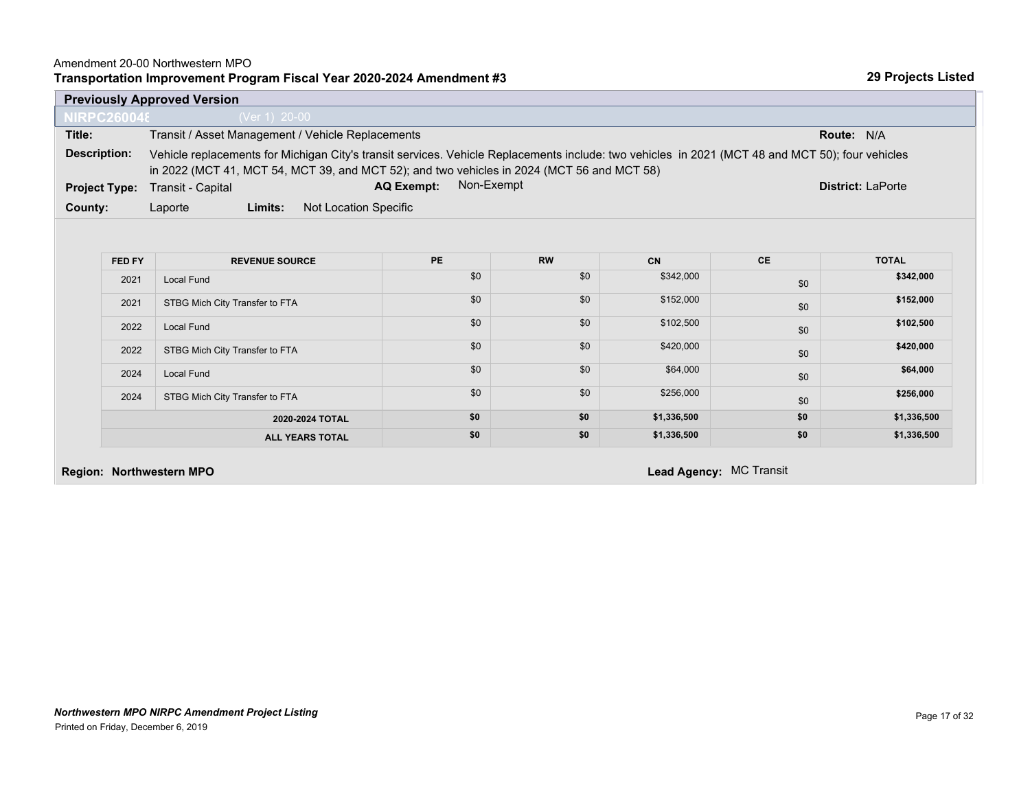Amendment 20-00 Northwestern MPO

**Transportation Improvement Program Fiscal Year 2020-2024 Amendment #3**

**29 Projects Listed**

**Previously Approved Version**

**NIRPC260048** (Ver 1) 20-00

**Title:** Transit / Asset Management / Vehicle Replacements **Route:** N/A

**Description:** Vehicle replacements for Michigan City's transit services. Vehicle Replacements include: two vehicles in 2021 (MCT 48 and MCT 50); four vehicles in 2022 (MCT 41, MCT 54, MCT 39, and MCT 52); and two vehicles in 2024 (MCT 56 and MCT 58)

**Project Type:** Transit - Capital **AQ Exempt:** Non-Exempt **District:** LaPorte

**County:** Laporte **Limits:** Not Location Specific

| FED FY | REVENUE SOURCE | PE | RW | CN | CE | TOTAL |
|---|---|---|---|---|---|---|
| 2021 | Local Fund | $0 | $0 | $342,000 | $0 | **$342,000** |
| 2021 | STBG Mich City Transfer to FTA | $0 | $0 | $152,000 | $0 | **$152,000** |
| 2022 | Local Fund | $0 | $0 | $102,500 | $0 | **$102,500** |
| 2022 | STBG Mich City Transfer to FTA | $0 | $0 | $420,000 | $0 | **$420,000** |
| 2024 | Local Fund | $0 | $0 | $64,000 | $0 | **$64,000** |
| 2024 | STBG Mich City Transfer to FTA | $0 | $0 | $256,000 | $0 | **$256,000** |
| | **2020-2024 TOTAL** | **$0** | **$0** | **$1,336,500** | **$0** | **$1,336,500** |
| | **ALL YEARS TOTAL** | **$0** | **$0** | **$1,336,500** | **$0** | **$1,336,500** |

**Region: Northwestern MPO** **Lead Agency:** MC Transit

***Northwestern MPO NIRPC Amendment Project Listing***

Printed on Friday, December 6, 2019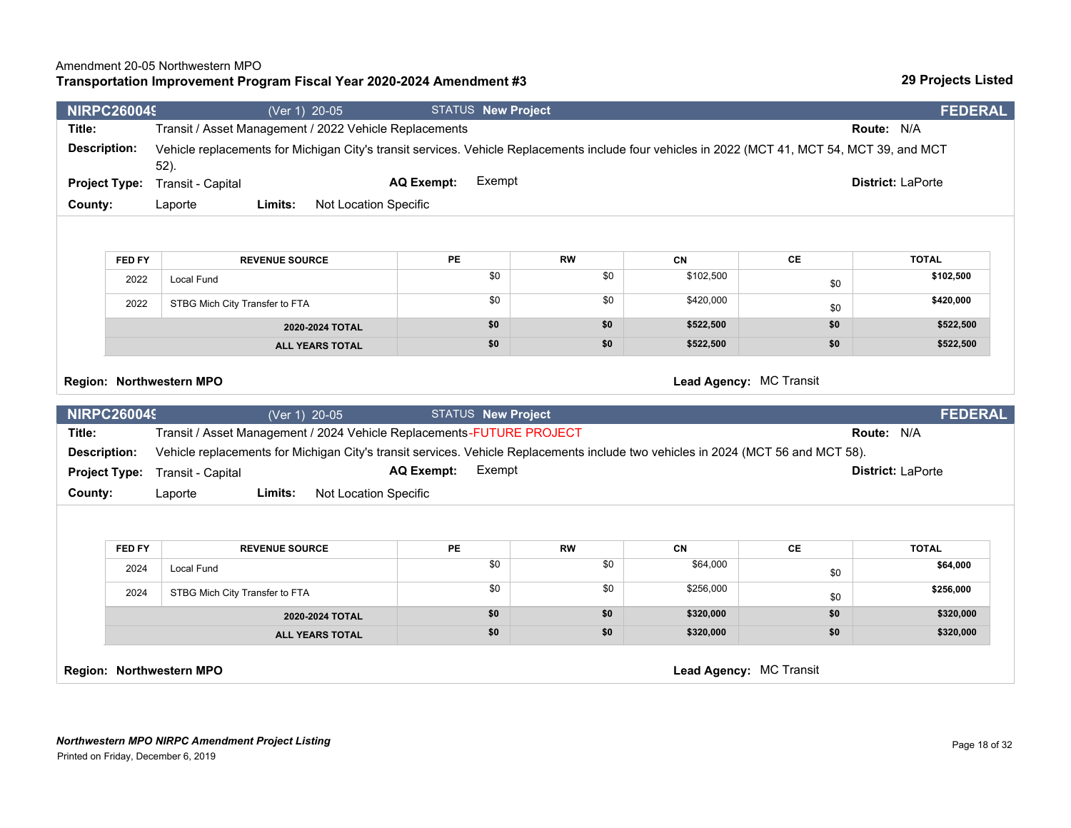Amendment 20-05 Northwestern MPO

**Transportation Improvement Program Fiscal Year 2020-2024 Amendment #3**

**29 Projects Listed**

**NIRPC260049** (Ver 1) 20-05 STATUS **New Project** **FEDERAL**

**Title:** Transit / Asset Management / 2022 Vehicle Replacements **Route:** N/A

**Description:** Vehicle replacements for Michigan City's transit services. Vehicle Replacements include four vehicles in 2022 (MCT 41, MCT 54, MCT 39, and MCT 52).

**Project Type:** Transit - Capital **AQ Exempt:** Exempt **District:** LaPorte

**County:** Laporte **Limits:** Not Location Specific

| FED FY | REVENUE SOURCE | PE | RW | CN | CE | TOTAL |
|---|---|---|---|---|---|---|
| 2022 | Local Fund | $0 | $0 | $102,500 | $0 | **$102,500** |
| 2022 | STBG Mich City Transfer to FTA | $0 | $0 | $420,000 | $0 | **$420,000** |
| | **2020-2024 TOTAL** | **$0** | **$0** | **$522,500** | **$0** | **$522,500** |
| | **ALL YEARS TOTAL** | **$0** | **$0** | **$522,500** | **$0** | **$522,500** |

**Region: Northwestern MPO** **Lead Agency:** MC Transit

**NIRPC260049** (Ver 1) 20-05 STATUS **New Project** **FEDERAL**

**Title:** Transit / Asset Management / 2024 Vehicle Replacements-FUTURE PROJECT **Route:** N/A

**Description:** Vehicle replacements for Michigan City's transit services. Vehicle Replacements include two vehicles in 2024 (MCT 56 and MCT 58).

**Project Type:** Transit - Capital **AQ Exempt:** Exempt **District:** LaPorte

**County:** Laporte **Limits:** Not Location Specific

| FED FY | REVENUE SOURCE | PE | RW | CN | CE | TOTAL |
|---|---|---|---|---|---|---|
| 2024 | Local Fund | $0 | $0 | $64,000 | $0 | **$64,000** |
| 2024 | STBG Mich City Transfer to FTA | $0 | $0 | $256,000 | $0 | **$256,000** |
| | **2020-2024 TOTAL** | **$0** | **$0** | **$320,000** | **$0** | **$320,000** |
| | **ALL YEARS TOTAL** | **$0** | **$0** | **$320,000** | **$0** | **$320,000** |

**Region: Northwestern MPO** **Lead Agency:** MC Transit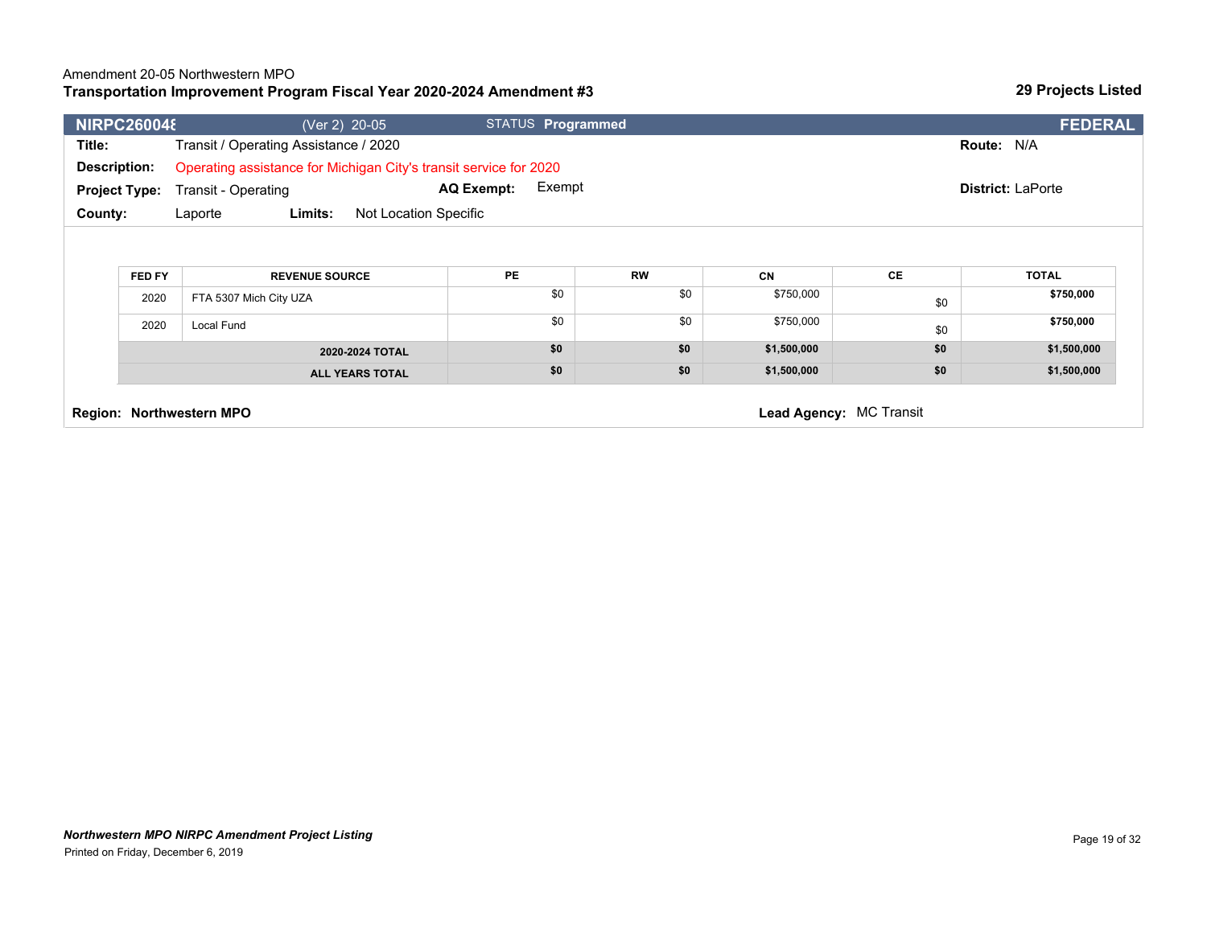Amendment 20-05 Northwestern MPO

**Transportation Improvement Program Fiscal Year 2020-2024 Amendment #3**

**29 Projects Listed**

**NIRPC260048** (Ver 2) 20-05 STATUS **Programmed** **FEDERAL**

**Title:** Transit / Operating Assistance / 2020 **Route:** N/A

**Description:** Operating assistance for Michigan City's transit service for 2020

**Project Type:** Transit - Operating **AQ Exempt:** Exempt **District:** LaPorte

**County:** Laporte **Limits:** Not Location Specific

| FED FY | REVENUE SOURCE | PE | RW | CN | CE | TOTAL |
|---|---|---|---|---|---|---|
| 2020 | FTA 5307 Mich City UZA | $0 | $0 | $750,000 | $0 | **$750,000** |
| 2020 | Local Fund | $0 | $0 | $750,000 | $0 | **$750,000** |
| | **2020-2024 TOTAL** | **$0** | **$0** | **$1,500,000** | **$0** | **$1,500,000** |
| | **ALL YEARS TOTAL** | **$0** | **$0** | **$1,500,000** | **$0** | **$1,500,000** |

**Region: Northwestern MPO** **Lead Agency:** MC Transit

***Northwestern MPO NIRPC Amendment Project Listing***

Printed on Friday, December 6, 2019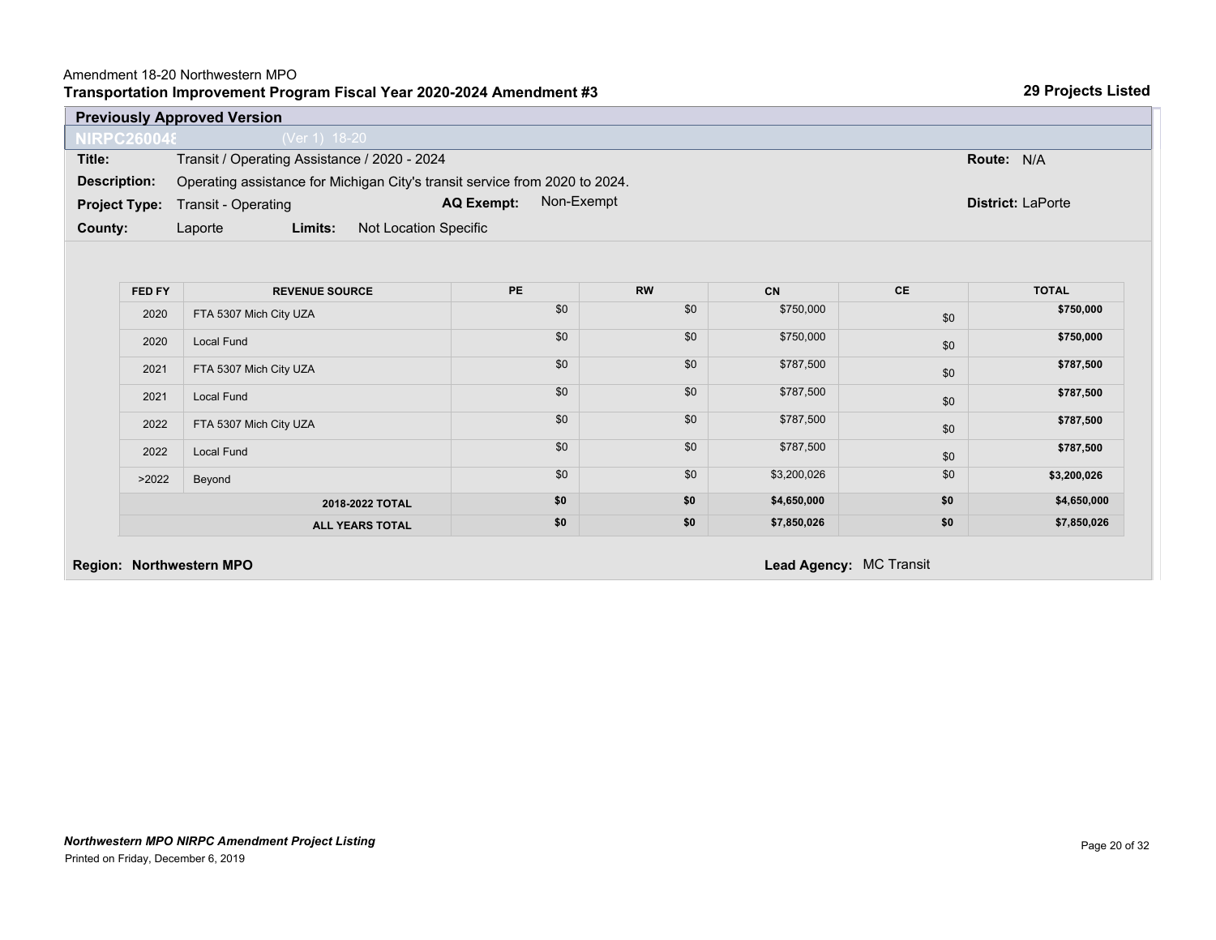Amendment 18-20 Northwestern MPO

**Transportation Improvement Program Fiscal Year 2020-2024 Amendment #3**

**29 Projects Listed**

**Previously Approved Version**

**NIRPC26004{8}** (Ver 1) 18-20

**Title:** Transit / Operating Assistance / 2020 - 2024

**Route:** N/A

**Description:** Operating assistance for Michigan City's transit service from 2020 to 2024.

**Project Type:** Transit - Operating

**AQ Exempt:** Non-Exempt

**District:** LaPorte

**County:** Laporte **Limits:** Not Location Specific

| FED FY | REVENUE SOURCE | PE | RW | CN | CE | TOTAL |
|---|---|---|---|---|---|---|
| 2020 | FTA 5307 Mich City UZA | $0 | $0 | $750,000 | $0 | **$750,000** |
| 2020 | Local Fund | $0 | $0 | $750,000 | $0 | **$750,000** |
| 2021 | FTA 5307 Mich City UZA | $0 | $0 | $787,500 | $0 | **$787,500** |
| 2021 | Local Fund | $0 | $0 | $787,500 | $0 | **$787,500** |
| 2022 | FTA 5307 Mich City UZA | $0 | $0 | $787,500 | $0 | **$787,500** |
| 2022 | Local Fund | $0 | $0 | $787,500 | $0 | **$787,500** |
| >2022 | Beyond | $0 | $0 | $3,200,026 | $0 | **$3,200,026** |
| | **2018-2022 TOTAL** | **$0** | **$0** | **$4,650,000** | **$0** | **$4,650,000** |
| | **ALL YEARS TOTAL** | **$0** | **$0** | **$7,850,026** | **$0** | **$7,850,026** |

**Region: Northwestern MPO**

**Lead Agency:** MC Transit

***Northwestern MPO NIRPC Amendment Project Listing***

Printed on Friday, December 6, 2019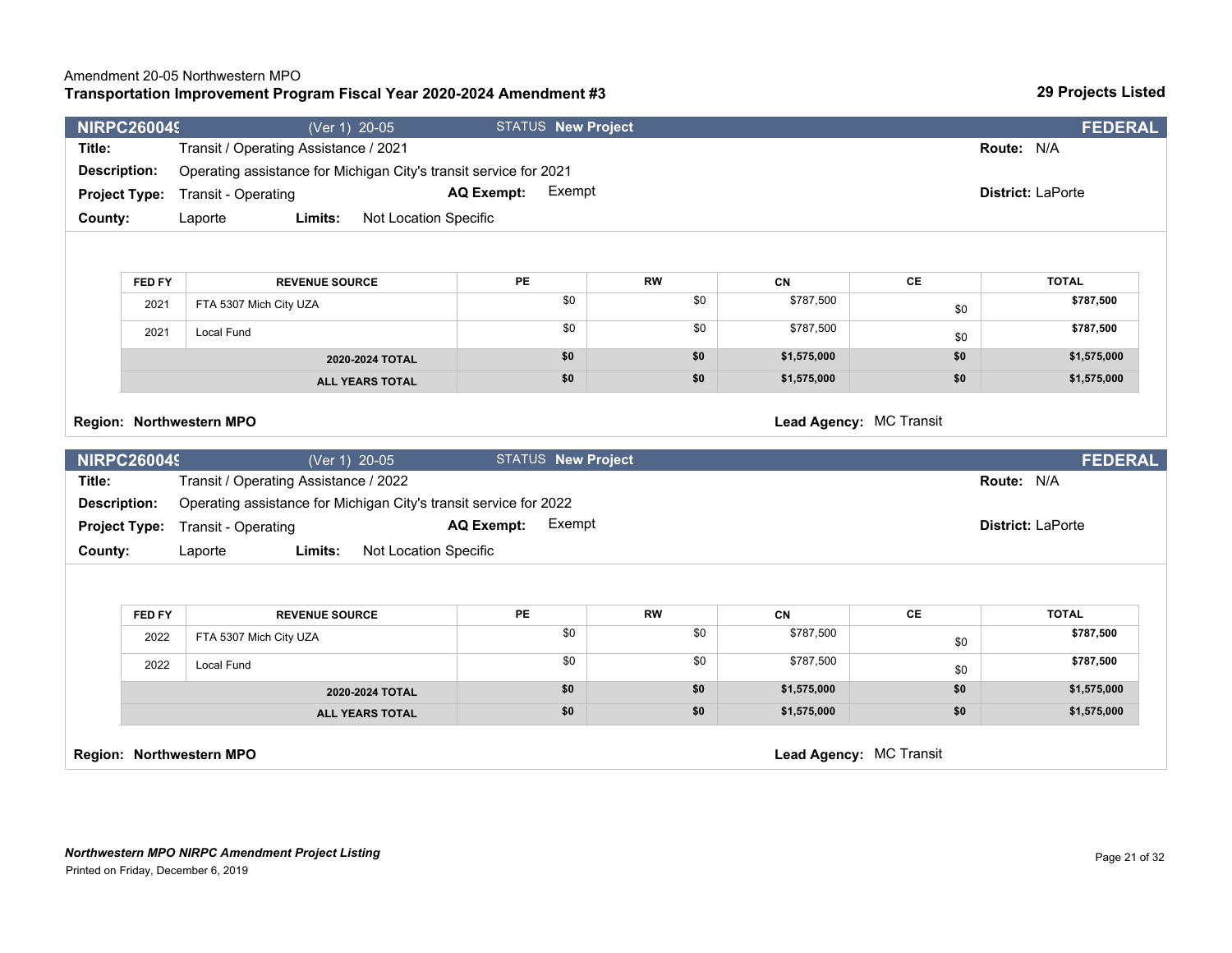Amendment 20-05 Northwestern MPO

**Transportation Improvement Program Fiscal Year 2020-2024 Amendment #3**

**29 Projects Listed**

**NIRPC260049** (Ver 1) 20-05 STATUS **New Project** **FEDERAL**

**Title:** Transit / Operating Assistance / 2021 **Route:** N/A

**Description:** Operating assistance for Michigan City's transit service for 2021

**Project Type:** Transit - Operating **AQ Exempt:** Exempt **District:** LaPorte

**County:** Laporte **Limits:** Not Location Specific

| FED FY | REVENUE SOURCE | PE | RW | CN | CE | TOTAL |
|---|---|---|---|---|---|---|
| 2021 | FTA 5307 Mich City UZA | $0 | $0 | $787,500 | $0 | **$787,500** |
| 2021 | Local Fund | $0 | $0 | $787,500 | $0 | **$787,500** |
| | **2020-2024 TOTAL** | **$0** | **$0** | **$1,575,000** | **$0** | **$1,575,000** |
| | **ALL YEARS TOTAL** | **$0** | **$0** | **$1,575,000** | **$0** | **$1,575,000** |

**Region: Northwestern MPO** **Lead Agency:** MC Transit

**NIRPC260049** (Ver 1) 20-05 STATUS **New Project** **FEDERAL**

**Title:** Transit / Operating Assistance / 2022 **Route:** N/A

**Description:** Operating assistance for Michigan City's transit service for 2022

**Project Type:** Transit - Operating **AQ Exempt:** Exempt **District:** LaPorte

**County:** Laporte **Limits:** Not Location Specific

| FED FY | REVENUE SOURCE | PE | RW | CN | CE | TOTAL |
|---|---|---|---|---|---|---|
| 2022 | FTA 5307 Mich City UZA | $0 | $0 | $787,500 | $0 | **$787,500** |
| 2022 | Local Fund | $0 | $0 | $787,500 | $0 | **$787,500** |
| | **2020-2024 TOTAL** | **$0** | **$0** | **$1,575,000** | **$0** | **$1,575,000** |
| | **ALL YEARS TOTAL** | **$0** | **$0** | **$1,575,000** | **$0** | **$1,575,000** |

**Region: Northwestern MPO** **Lead Agency:** MC Transit

***Northwestern MPO NIRPC Amendment Project Listing***

Printed on Friday, December 6, 2019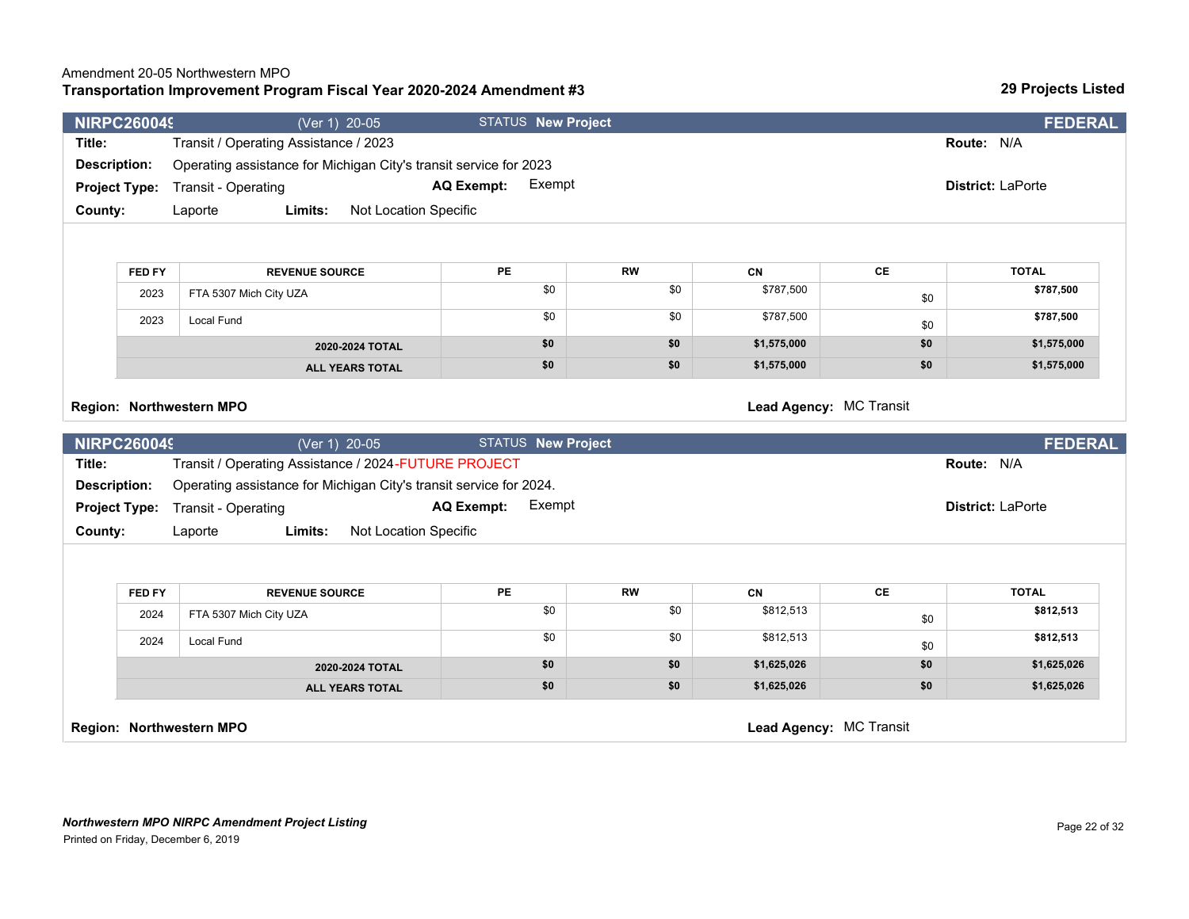Amendment 20-05 Northwestern MPO

**Transportation Improvement Program Fiscal Year 2020-2024 Amendment #3**

**29 Projects Listed**

**NIRPC26004** (Ver 1) 20-05 STATUS **New Project** **FEDERAL**

**Title:** Transit / Operating Assistance / 2023 **Route:** N/A

**Description:** Operating assistance for Michigan City's transit service for 2023

**Project Type:** Transit - Operating **AQ Exempt:** Exempt **District:** LaPorte

**County:** Laporte **Limits:** Not Location Specific

| FED FY | REVENUE SOURCE | PE | RW | CN | CE | TOTAL |
|---|---|---|---|---|---|---|
| 2023 | FTA 5307 Mich City UZA | $0 | $0 | $787,500 | $0 | **$787,500** |
| 2023 | Local Fund | $0 | $0 | $787,500 | $0 | **$787,500** |
| | **2020-2024 TOTAL** | **$0** | **$0** | **$1,575,000** | **$0** | **$1,575,000** |
| | **ALL YEARS TOTAL** | **$0** | **$0** | **$1,575,000** | **$0** | **$1,575,000** |

**Region: Northwestern MPO** **Lead Agency:** MC Transit

**NIRPC26004** (Ver 1) 20-05 STATUS **New Project** **FEDERAL**

**Title:** Transit / Operating Assistance / 2024-FUTURE PROJECT **Route:** N/A

**Description:** Operating assistance for Michigan City's transit service for 2024.

**Project Type:** Transit - Operating **AQ Exempt:** Exempt **District:** LaPorte

**County:** Laporte **Limits:** Not Location Specific

| FED FY | REVENUE SOURCE | PE | RW | CN | CE | TOTAL |
|---|---|---|---|---|---|---|
| 2024 | FTA 5307 Mich City UZA | $0 | $0 | $812,513 | $0 | **$812,513** |
| 2024 | Local Fund | $0 | $0 | $812,513 | $0 | **$812,513** |
| | **2020-2024 TOTAL** | **$0** | **$0** | **$1,625,026** | **$0** | **$1,625,026** |
| | **ALL YEARS TOTAL** | **$0** | **$0** | **$1,625,026** | **$0** | **$1,625,026** |

**Region: Northwestern MPO** **Lead Agency:** MC Transit

*Northwestern MPO NIRPC Amendment Project Listing*

Printed on Friday, December 6, 2019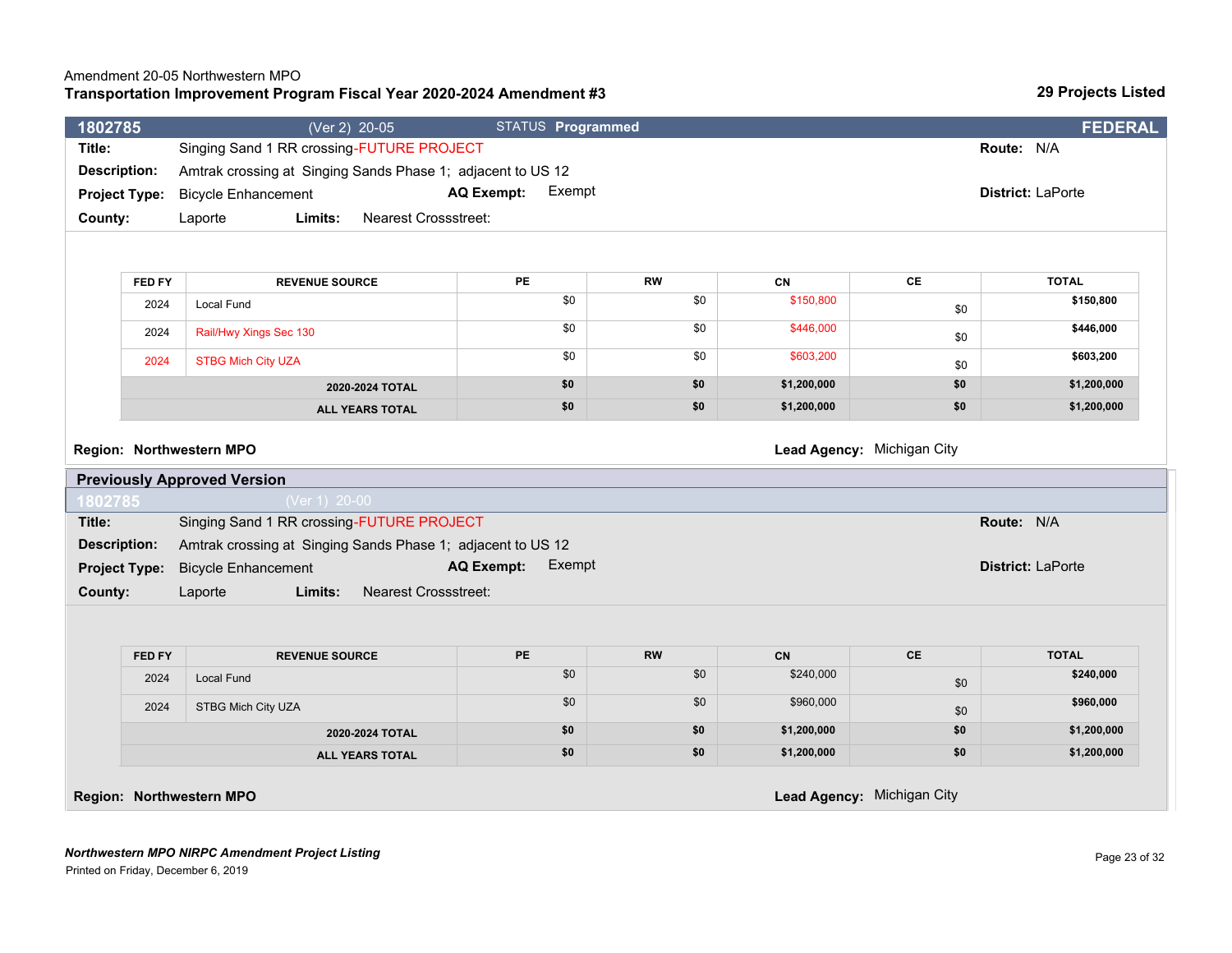Amendment 20-05 Northwestern MPO

**Transportation Improvement Program Fiscal Year 2020-2024 Amendment #3**

**29 Projects Listed**

**1802785** (Ver 2) 20-05 STATUS **Programmed** **FEDERAL**

**Title:** Singing Sand 1 RR crossing-FUTURE PROJECT **Route:** N/A

**Description:** Amtrak crossing at Singing Sands Phase 1; adjacent to US 12

**Project Type:** Bicycle Enhancement **AQ Exempt:** Exempt **District:** LaPorte

**County:** Laporte **Limits:** Nearest Crossstreet:

| FED FY | REVENUE SOURCE | PE | RW | CN | CE | TOTAL |
|---|---|---|---|---|---|---|
| 2024 | Local Fund | $0 | $0 | $150,800 | $0 | **$150,800** |
| 2024 | Rail/Hwy Xings Sec 130 | $0 | $0 | $446,000 | $0 | **$446,000** |
| 2024 | STBG Mich City UZA | $0 | $0 | $603,200 | $0 | **$603,200** |
| | **2020-2024 TOTAL** | **$0** | **$0** | **$1,200,000** | **$0** | **$1,200,000** |
| | **ALL YEARS TOTAL** | **$0** | **$0** | **$1,200,000** | **$0** | **$1,200,000** |

**Region: Northwestern MPO** **Lead Agency:** Michigan City

## Previously Approved Version

**1802785** (Ver 1) 20-00

**Title:** Singing Sand 1 RR crossing-FUTURE PROJECT **Route:** N/A

**Description:** Amtrak crossing at Singing Sands Phase 1; adjacent to US 12

**Project Type:** Bicycle Enhancement **AQ Exempt:** Exempt **District:** LaPorte

**County:** Laporte **Limits:** Nearest Crossstreet:

| FED FY | REVENUE SOURCE | PE | RW | CN | CE | TOTAL |
|---|---|---|---|---|---|---|
| 2024 | Local Fund | $0 | $0 | $240,000 | $0 | **$240,000** |
| 2024 | STBG Mich City UZA | $0 | $0 | $960,000 | $0 | **$960,000** |
| | **2020-2024 TOTAL** | **$0** | **$0** | **$1,200,000** | **$0** | **$1,200,000** |
| | **ALL YEARS TOTAL** | **$0** | **$0** | **$1,200,000** | **$0** | **$1,200,000** |

**Region: Northwestern MPO** **Lead Agency:** Michigan City

***Northwestern MPO NIRPC Amendment Project Listing***

Printed on Friday, December 6, 2019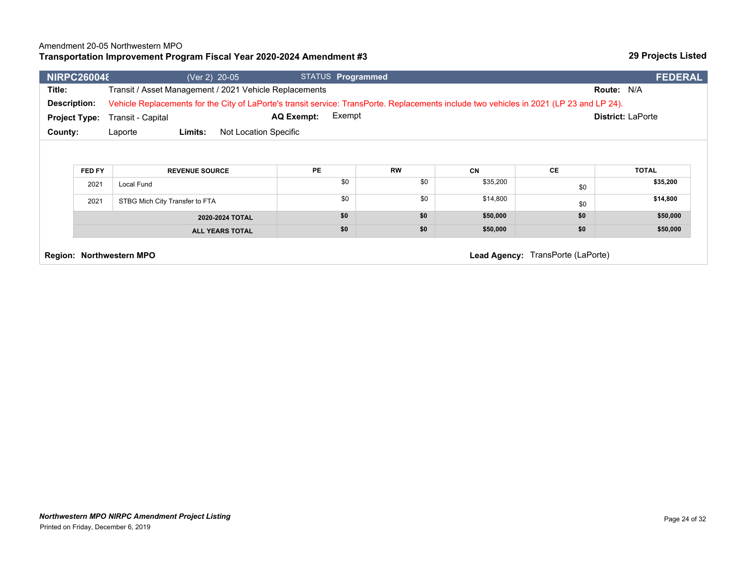Amendment 20-05 Northwestern MPO
**Transportation Improvement Program Fiscal Year 2020-2024 Amendment #3** **29 Projects Listed**

**NIRPC260048** (Ver 2) 20-05 STATUS **Programmed** **FEDERAL**

**Title:** Transit / Asset Management / 2021 Vehicle Replacements **Route:** N/A

**Description:** Vehicle Replacements for the City of LaPorte's transit service: TransPorte. Replacements include two vehicles in 2021 (LP 23 and LP 24).

**Project Type:** Transit - Capital **AQ Exempt:** Exempt **District:** LaPorte

**County:** Laporte **Limits:** Not Location Specific

| FED FY | REVENUE SOURCE | PE | RW | CN | CE | TOTAL |
|---|---|---|---|---|---|---|
| 2021 | Local Fund | $0 | $0 | $35,200 | $0 | **$35,200** |
| 2021 | STBG Mich City Transfer to FTA | $0 | $0 | $14,800 | $0 | **$14,800** |
| | **2020-2024 TOTAL** | **$0** | **$0** | **$50,000** | **$0** | **$50,000** |
| | **ALL YEARS TOTAL** | **$0** | **$0** | **$50,000** | **$0** | **$50,000** |

**Region: Northwestern MPO** **Lead Agency:** TransPorte (LaPorte)

***Northwestern MPO NIRPC Amendment Project Listing***
Printed on Friday, December 6, 2019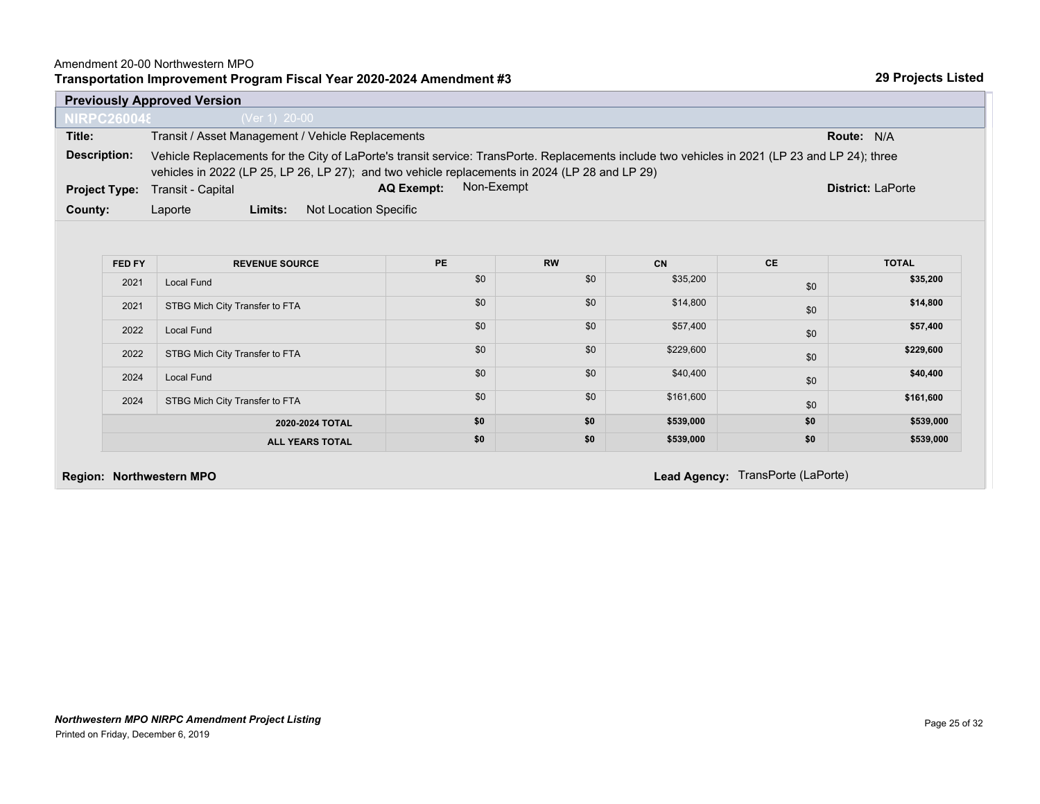Amendment 20-00 Northwestern MPO

**Transportation Improvement Program Fiscal Year 2020-2024 Amendment #3** **29 Projects Listed**

**Previously Approved Version**

**NIRPC260048** (Ver 1) 20-00

**Title:** Transit / Asset Management / Vehicle Replacements **Route:** N/A

**Description:** Vehicle Replacements for the City of LaPorte's transit service: TransPorte. Replacements include two vehicles in 2021 (LP 23 and LP 24); three vehicles in 2022 (LP 25, LP 26, LP 27); and two vehicle replacements in 2024 (LP 28 and LP 29)

**Project Type:** Transit - Capital **AQ Exempt:** Non-Exempt **District:** LaPorte

**County:** Laporte **Limits:** Not Location Specific

| FED FY | REVENUE SOURCE | PE | RW | CN | CE | TOTAL |
|---|---|---|---|---|---|---|
| 2021 | Local Fund | $0 | $0 | $35,200 | $0 | **$35,200** |
| 2021 | STBG Mich City Transfer to FTA | $0 | $0 | $14,800 | $0 | **$14,800** |
| 2022 | Local Fund | $0 | $0 | $57,400 | $0 | **$57,400** |
| 2022 | STBG Mich City Transfer to FTA | $0 | $0 | $229,600 | $0 | **$229,600** |
| 2024 | Local Fund | $0 | $0 | $40,400 | $0 | **$40,400** |
| 2024 | STBG Mich City Transfer to FTA | $0 | $0 | $161,600 | $0 | **$161,600** |
| | **2020-2024 TOTAL** | **$0** | **$0** | **$539,000** | **$0** | **$539,000** |
| | **ALL YEARS TOTAL** | **$0** | **$0** | **$539,000** | **$0** | **$539,000** |

**Region: Northwestern MPO** **Lead Agency:** TransPorte (LaPorte)

***Northwestern MPO NIRPC Amendment Project Listing***

Printed on Friday, December 6, 2019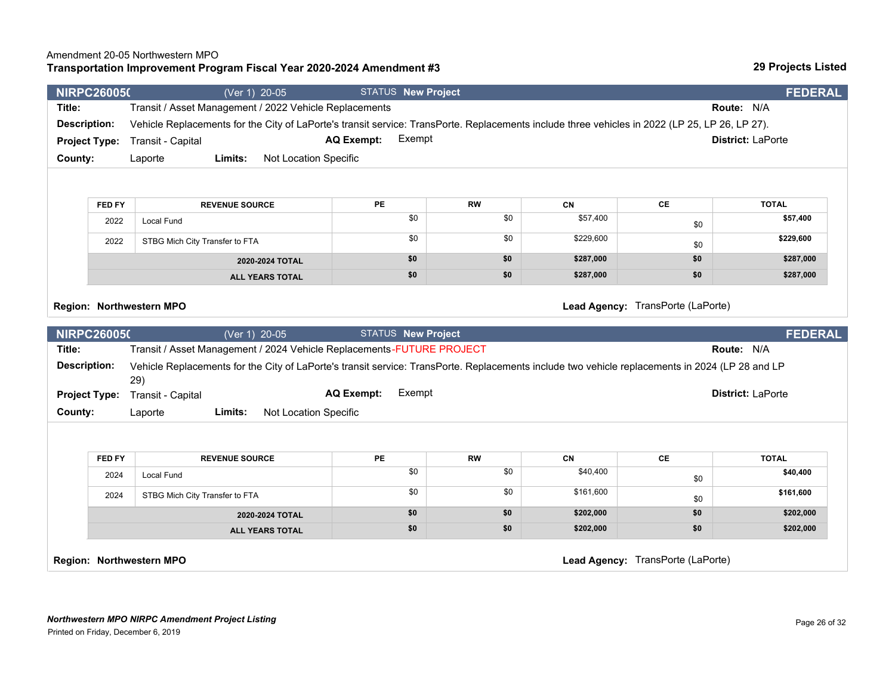Amendment 20-05 Northwestern MPO

**Transportation Improvement Program Fiscal Year 2020-2024 Amendment #3**

**29 Projects Listed**

**NIRPC26005(** (Ver 1) 20-05 STATUS **New Project** **FEDERAL**

**Title:** Transit / Asset Management / 2022 Vehicle Replacements **Route:** N/A

**Description:** Vehicle Replacements for the City of LaPorte's transit service: TransPorte. Replacements include three vehicles in 2022 (LP 25, LP 26, LP 27).

**Project Type:** Transit - Capital **AQ Exempt:** Exempt **District:** LaPorte

**County:** Laporte **Limits:** Not Location Specific

| FED FY | REVENUE SOURCE | PE | RW | CN | CE | TOTAL |
|---|---|---|---|---|---|---|
| 2022 | Local Fund | $0 | $0 | $57,400 | $0 | **$57,400** |
| 2022 | STBG Mich City Transfer to FTA | $0 | $0 | $229,600 | $0 | **$229,600** |
| | **2020-2024 TOTAL** | **$0** | **$0** | **$287,000** | **$0** | **$287,000** |
| | **ALL YEARS TOTAL** | **$0** | **$0** | **$287,000** | **$0** | **$287,000** |

**Region: Northwestern MPO** **Lead Agency:** TransPorte (LaPorte)

**NIRPC26005(** (Ver 1) 20-05 STATUS **New Project** **FEDERAL**

**Title:** Transit / Asset Management / 2024 Vehicle Replacements-FUTURE PROJECT **Route:** N/A

**Description:** Vehicle Replacements for the City of LaPorte's transit service: TransPorte. Replacements include two vehicle replacements in 2024 (LP 28 and LP 29)

**Project Type:** Transit - Capital **AQ Exempt:** Exempt **District:** LaPorte

**County:** Laporte **Limits:** Not Location Specific

| FED FY | REVENUE SOURCE | PE | RW | CN | CE | TOTAL |
|---|---|---|---|---|---|---|
| 2024 | Local Fund | $0 | $0 | $40,400 | $0 | **$40,400** |
| 2024 | STBG Mich City Transfer to FTA | $0 | $0 | $161,600 | $0 | **$161,600** |
| | **2020-2024 TOTAL** | **$0** | **$0** | **$202,000** | **$0** | **$202,000** |
| | **ALL YEARS TOTAL** | **$0** | **$0** | **$202,000** | **$0** | **$202,000** |

**Region: Northwestern MPO** **Lead Agency:** TransPorte (LaPorte)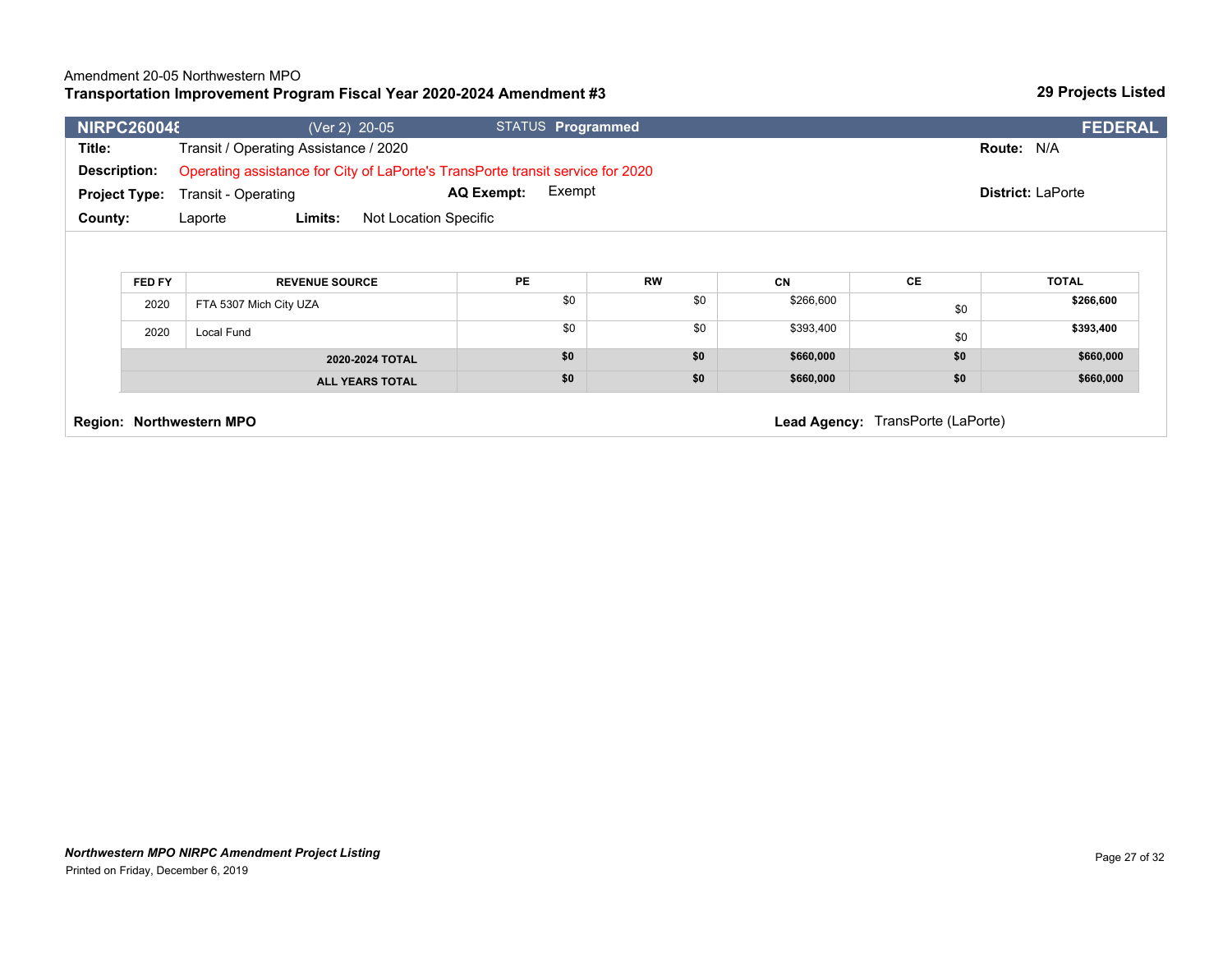Amendment 20-05 Northwestern MPO

**Transportation Improvement Program Fiscal Year 2020-2024 Amendment #3**

**29 Projects Listed**

**NIRPC260048** (Ver 2) 20-05 STATUS **Programmed** **FEDERAL**

**Title:** Transit / Operating Assistance / 2020 **Route:** N/A

**Description:** Operating assistance for City of LaPorte's TransPorte transit service for 2020

**Project Type:** Transit - Operating **AQ Exempt:** Exempt **District:** LaPorte

**County:** Laporte **Limits:** Not Location Specific

| FED FY | REVENUE SOURCE | PE | RW | CN | CE | TOTAL |
|---|---|---|---|---|---|---|
| 2020 | FTA 5307 Mich City UZA | $0 | $0 | $266,600 | $0 | **$266,600** |
| 2020 | Local Fund | $0 | $0 | $393,400 | $0 | **$393,400** |
| | **2020-2024 TOTAL** | **$0** | **$0** | **$660,000** | **$0** | **$660,000** |
| | **ALL YEARS TOTAL** | **$0** | **$0** | **$660,000** | **$0** | **$660,000** |

**Region: Northwestern MPO** **Lead Agency:** TransPorte (LaPorte)

***Northwestern MPO NIRPC Amendment Project Listing***

Printed on Friday, December 6, 2019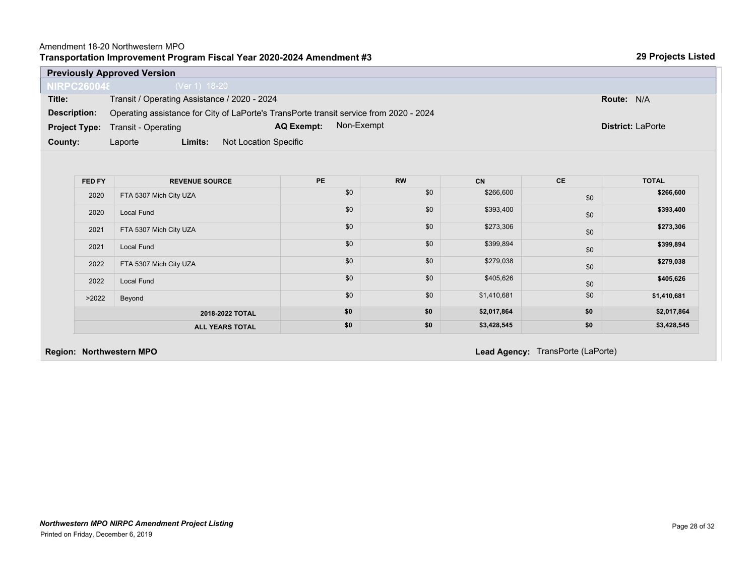Amendment 18-20 Northwestern MPO

**Transportation Improvement Program Fiscal Year 2020-2024 Amendment #3**

**29 Projects Listed**

**Previously Approved Version**

**NIRPC260048** (Ver 1) 18-20

**Title:** Transit / Operating Assistance / 2020 - 2024 **Route:** N/A

**Description:** Operating assistance for City of LaPorte's TransPorte transit service from 2020 - 2024

**Project Type:** Transit - Operating **AQ Exempt:** Non-Exempt **District:** LaPorte

**County:** Laporte **Limits:** Not Location Specific

| FED FY | REVENUE SOURCE | PE | RW | CN | CE | TOTAL |
|---|---|---|---|---|---|---|
| 2020 | FTA 5307 Mich City UZA | $0 | $0 | $266,600 | $0 | **$266,600** |
| 2020 | Local Fund | $0 | $0 | $393,400 | $0 | **$393,400** |
| 2021 | FTA 5307 Mich City UZA | $0 | $0 | $273,306 | $0 | **$273,306** |
| 2021 | Local Fund | $0 | $0 | $399,894 | $0 | **$399,894** |
| 2022 | FTA 5307 Mich City UZA | $0 | $0 | $279,038 | $0 | **$279,038** |
| 2022 | Local Fund | $0 | $0 | $405,626 | $0 | **$405,626** |
| >2022 | Beyond | $0 | $0 | $1,410,681 | $0 | **$1,410,681** |
| | **2018-2022 TOTAL** | **$0** | **$0** | **$2,017,864** | **$0** | **$2,017,864** |
| | **ALL YEARS TOTAL** | **$0** | **$0** | **$3,428,545** | **$0** | **$3,428,545** |

**Region: Northwestern MPO** **Lead Agency:** TransPorte (LaPorte)

***Northwestern MPO NIRPC Amendment Project Listing***

Printed on Friday, December 6, 2019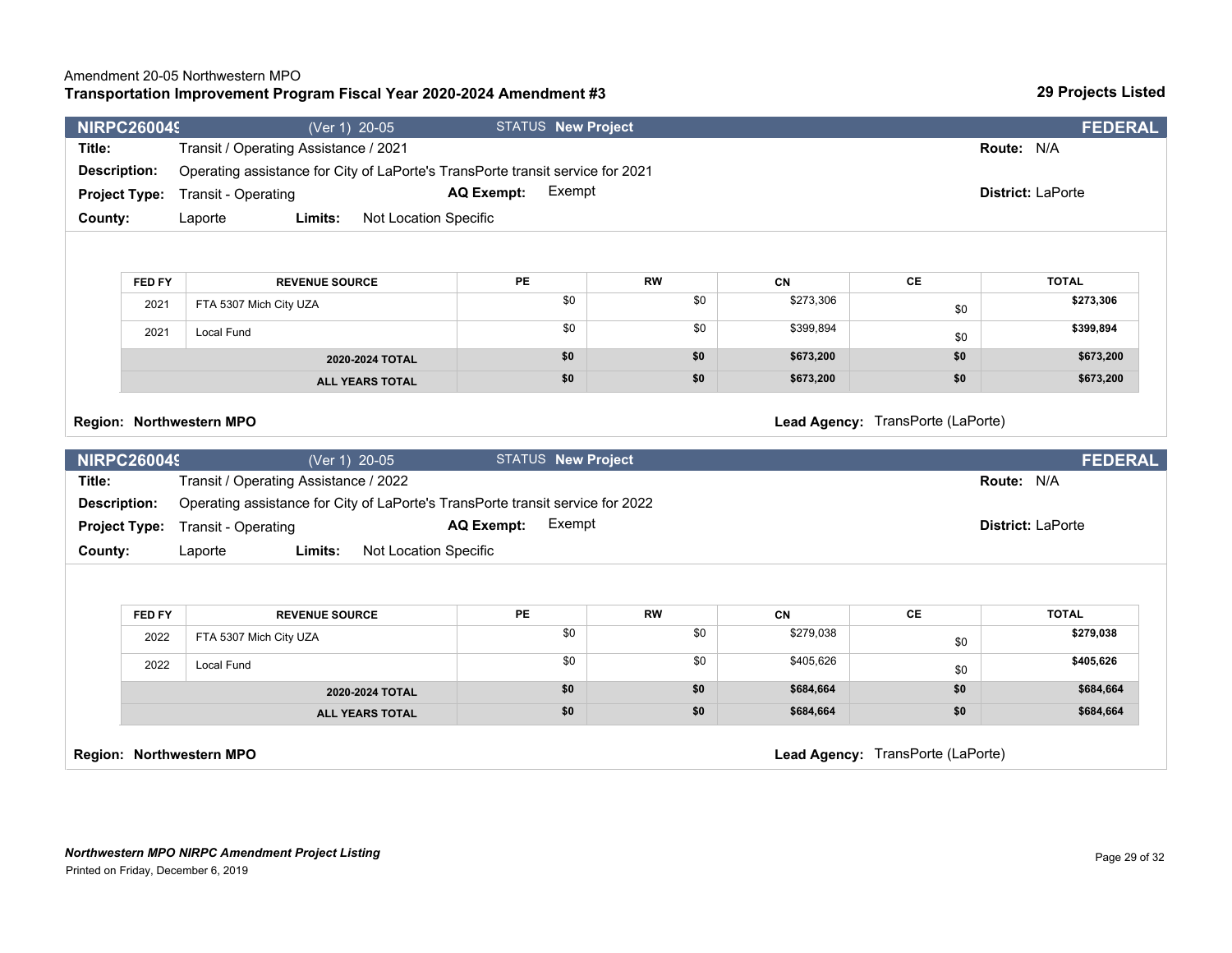Amendment 20-05 Northwestern MPO

**Transportation Improvement Program Fiscal Year 2020-2024 Amendment #3**

**29 Projects Listed**

**NIRPC26004S** (Ver 1) 20-05 STATUS **New Project** **FEDERAL**

**Title:** Transit / Operating Assistance / 2021 **Route:** N/A

**Description:** Operating assistance for City of LaPorte's TransPorte transit service for 2021

**Project Type:** Transit - Operating **AQ Exempt:** Exempt **District:** LaPorte

**County:** Laporte **Limits:** Not Location Specific

| FED FY | REVENUE SOURCE | PE | RW | CN | CE | TOTAL |
|---|---|---|---|---|---|---|
| 2021 | FTA 5307 Mich City UZA | $0 | $0 | $273,306 | $0 | **$273,306** |
| 2021 | Local Fund | $0 | $0 | $399,894 | $0 | **$399,894** |
| | **2020-2024 TOTAL** | **$0** | **$0** | **$673,200** | **$0** | **$673,200** |
| | **ALL YEARS TOTAL** | **$0** | **$0** | **$673,200** | **$0** | **$673,200** |

**Region: Northwestern MPO** **Lead Agency:** TransPorte (LaPorte)

**NIRPC26004S** (Ver 1) 20-05 STATUS **New Project** **FEDERAL**

**Title:** Transit / Operating Assistance / 2022 **Route:** N/A

**Description:** Operating assistance for City of LaPorte's TransPorte transit service for 2022

**Project Type:** Transit - Operating **AQ Exempt:** Exempt **District:** LaPorte

**County:** Laporte **Limits:** Not Location Specific

| FED FY | REVENUE SOURCE | PE | RW | CN | CE | TOTAL |
|---|---|---|---|---|---|---|
| 2022 | FTA 5307 Mich City UZA | $0 | $0 | $279,038 | $0 | **$279,038** |
| 2022 | Local Fund | $0 | $0 | $405,626 | $0 | **$405,626** |
| | **2020-2024 TOTAL** | **$0** | **$0** | **$684,664** | **$0** | **$684,664** |
| | **ALL YEARS TOTAL** | **$0** | **$0** | **$684,664** | **$0** | **$684,664** |

**Region: Northwestern MPO** **Lead Agency:** TransPorte (LaPorte)

***Northwestern MPO NIRPC Amendment Project Listing***

Printed on Friday, December 6, 2019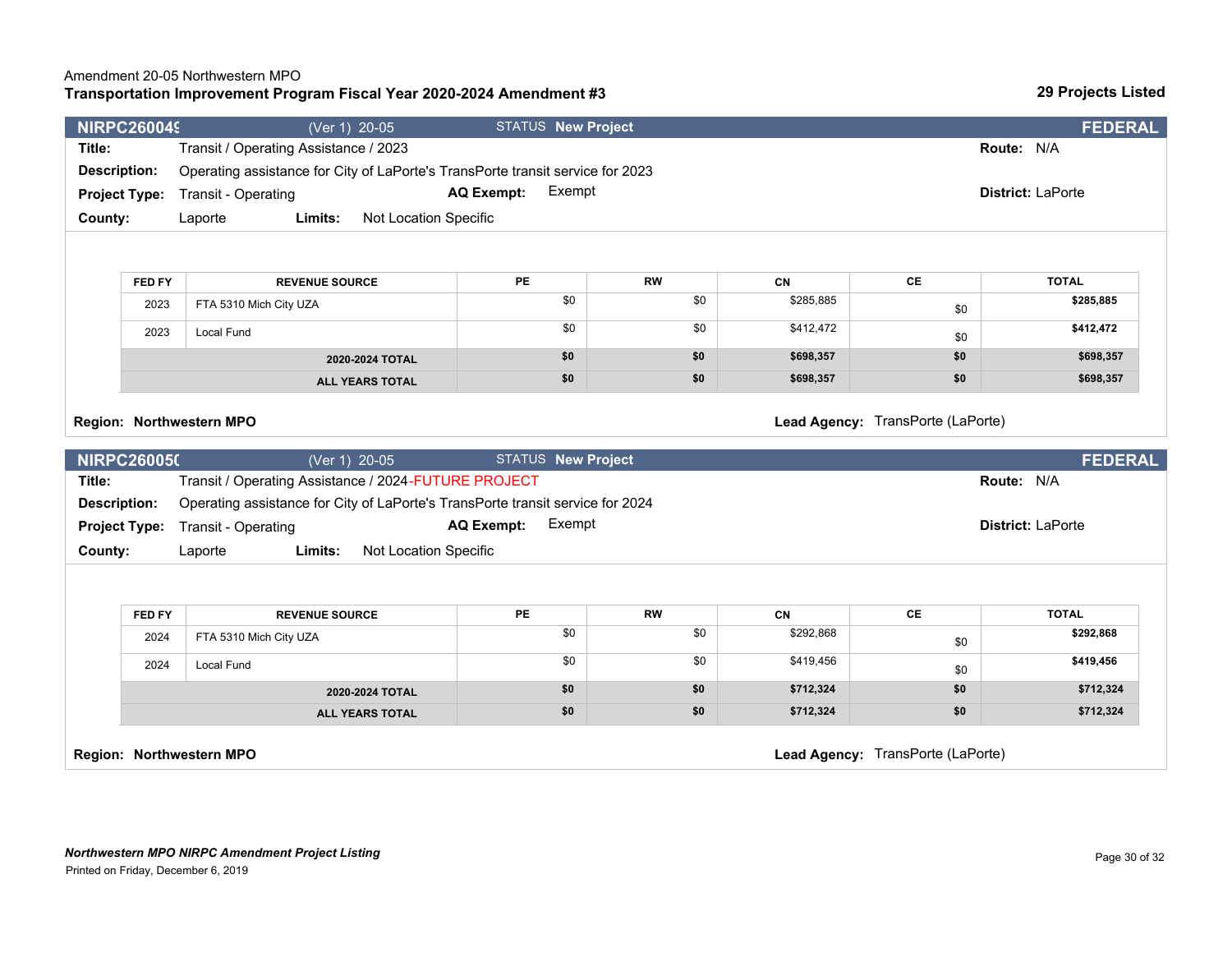Amendment 20-05 Northwestern MPO

**Transportation Improvement Program Fiscal Year 2020-2024 Amendment #3**

**29 Projects Listed**

**NIRPC260049** (Ver 1) 20-05 STATUS **New Project** **FEDERAL**

**Title:** Transit / Operating Assistance / 2023 **Route:** N/A

**Description:** Operating assistance for City of LaPorte's TransPorte transit service for 2023

**Project Type:** Transit - Operating **AQ Exempt:** Exempt **District:** LaPorte

**County:** Laporte **Limits:** Not Location Specific

| FED FY | REVENUE SOURCE | PE | RW | CN | CE | TOTAL |
|---|---|---|---|---|---|---|
| 2023 | FTA 5310 Mich City UZA | $0 | $0 | $285,885 | $0 | **$285,885** |
| 2023 | Local Fund | $0 | $0 | $412,472 | $0 | **$412,472** |
| | **2020-2024 TOTAL** | **$0** | **$0** | **$698,357** | **$0** | **$698,357** |
| | **ALL YEARS TOTAL** | **$0** | **$0** | **$698,357** | **$0** | **$698,357** |

**Region: Northwestern MPO** **Lead Agency:** TransPorte (LaPorte)

**NIRPC260050** (Ver 1) 20-05 STATUS **New Project** **FEDERAL**

**Title:** Transit / Operating Assistance / 2024-FUTURE PROJECT **Route:** N/A

**Description:** Operating assistance for City of LaPorte's TransPorte transit service for 2024

**Project Type:** Transit - Operating **AQ Exempt:** Exempt **District:** LaPorte

**County:** Laporte **Limits:** Not Location Specific

| FED FY | REVENUE SOURCE | PE | RW | CN | CE | TOTAL |
|---|---|---|---|---|---|---|
| 2024 | FTA 5310 Mich City UZA | $0 | $0 | $292,868 | $0 | **$292,868** |
| 2024 | Local Fund | $0 | $0 | $419,456 | $0 | **$419,456** |
| | **2020-2024 TOTAL** | **$0** | **$0** | **$712,324** | **$0** | **$712,324** |
| | **ALL YEARS TOTAL** | **$0** | **$0** | **$712,324** | **$0** | **$712,324** |

**Region: Northwestern MPO** **Lead Agency:** TransPorte (LaPorte)

*Northwestern MPO NIRPC Amendment Project Listing*

Printed on Friday, December 6, 2019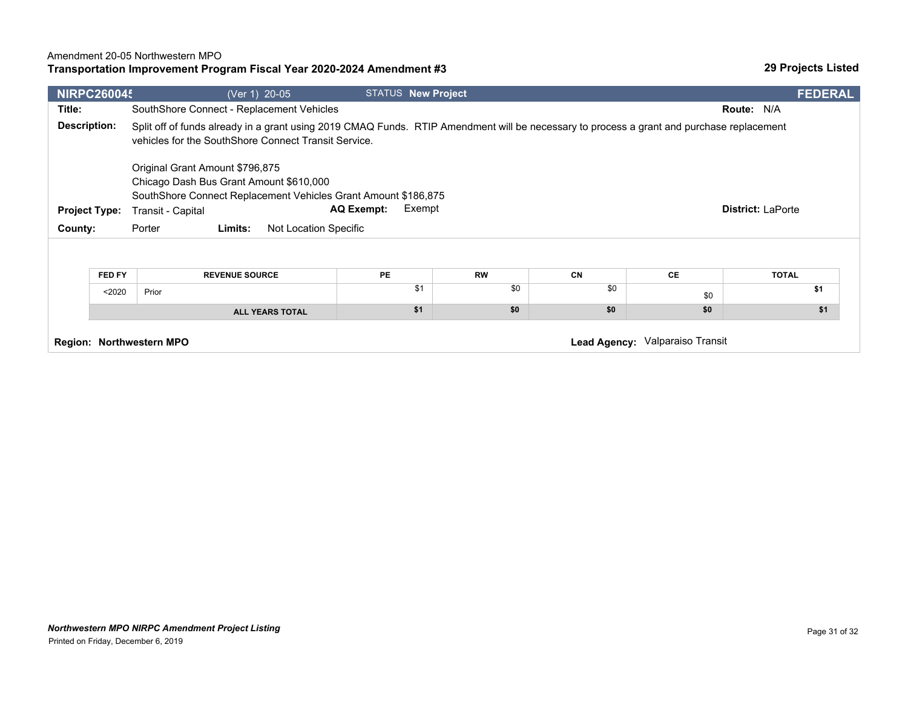Amendment 20-05 Northwestern MPO

**Transportation Improvement Program Fiscal Year 2020-2024 Amendment #3**

**29 Projects Listed**

| **NIRPC260045** | (Ver 1) 20-05 | STATUS **New Project** | **FEDERAL** |
|---|---|---|---|

**Title:** SouthShore Connect - Replacement Vehicles

**Route:** N/A

**Description:** Split off of funds already in a grant using 2019 CMAQ Funds. RTIP Amendment will be necessary to process a grant and purchase replacement vehicles for the SouthShore Connect Transit Service.

Original Grant Amount $796,875
Chicago Dash Bus Grant Amount $610,000
SouthShore Connect Replacement Vehicles Grant Amount $186,875

**Project Type:** Transit - Capital

**AQ Exempt:** Exempt

**District:** LaPorte

**County:** Porter

**Limits:** Not Location Specific

| FED FY | REVENUE SOURCE | PE | RW | CN | CE | TOTAL |
|---|---|---|---|---|---|---|
| <2020 | Prior | $1 | $0 | $0 | $0 | **$1** |
| | **ALL YEARS TOTAL** | **$1** | **$0** | **$0** | **$0** | **$1** |

**Region: Northwestern MPO**

**Lead Agency:** Valparaiso Transit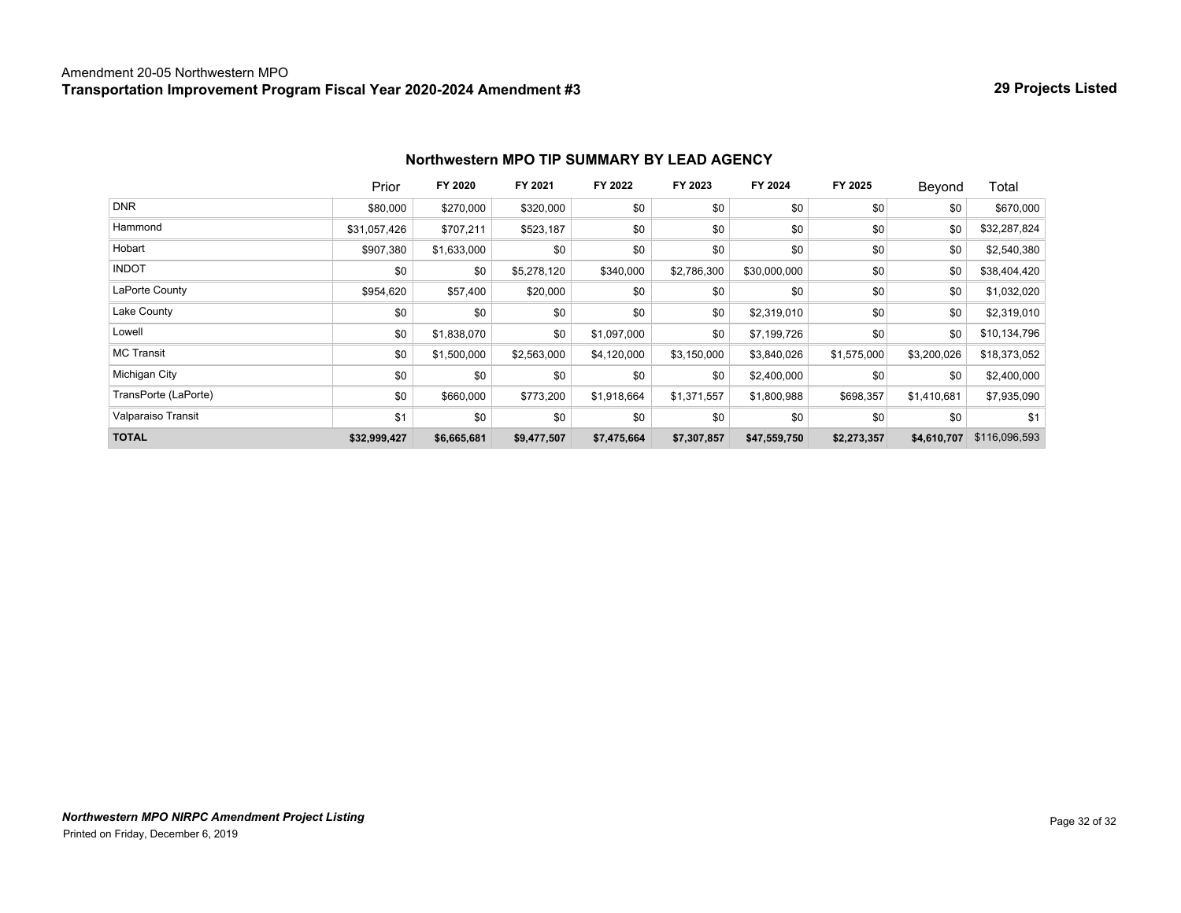Amendment 20-05 Northwestern MPO

**Transportation Improvement Program Fiscal Year 2020-2024 Amendment #3**

**29 Projects Listed**

## Northwestern MPO TIP SUMMARY BY LEAD AGENCY

| | Prior | FY 2020 | FY 2021 | FY 2022 | FY 2023 | FY 2024 | FY 2025 | Beyond | Total |
|---|---|---|---|---|---|---|---|---|---|
| DNR | $80,000 | $270,000 | $320,000 | $0 | $0 | $0 | $0 | $0 | $670,000 |
| Hammond | $31,057,426 | $707,211 | $523,187 | $0 | $0 | $0 | $0 | $0 | $32,287,824 |
| Hobart | $907,380 | $1,633,000 | $0 | $0 | $0 | $0 | $0 | $0 | $2,540,380 |
| INDOT | $0 | $0 | $5,278,120 | $340,000 | $2,786,300 | $30,000,000 | $0 | $0 | $38,404,420 |
| LaPorte County | $954,620 | $57,400 | $20,000 | $0 | $0 | $0 | $0 | $0 | $1,032,020 |
| Lake County | $0 | $0 | $0 | $0 | $0 | $2,319,010 | $0 | $0 | $2,319,010 |
| Lowell | $0 | $1,838,070 | $0 | $1,097,000 | $0 | $7,199,726 | $0 | $0 | $10,134,796 |
| MC Transit | $0 | $1,500,000 | $2,563,000 | $4,120,000 | $3,150,000 | $3,840,026 | $1,575,000 | $3,200,026 | $18,373,052 |
| Michigan City | $0 | $0 | $0 | $0 | $0 | $2,400,000 | $0 | $0 | $2,400,000 |
| TransPorte (LaPorte) | $0 | $660,000 | $773,200 | $1,918,664 | $1,371,557 | $1,800,988 | $698,357 | $1,410,681 | $7,935,090 |
| Valparaiso Transit | $1 | $0 | $0 | $0 | $0 | $0 | $0 | $0 | $1 |
| **TOTAL** | **$32,999,427** | **$6,665,681** | **$9,477,507** | **$7,475,664** | **$7,307,857** | **$47,559,750** | **$2,273,357** | **$4,610,707** | $116,096,593 |

***Northwestern MPO NIRPC Amendment Project Listing***

Printed on Friday, December 6, 2019